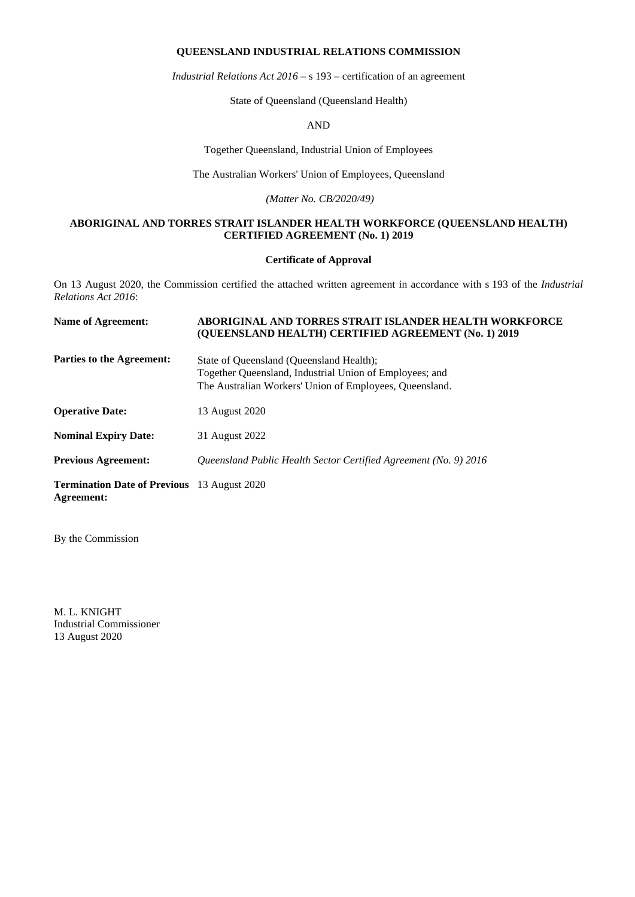**QUEENSLAND INDUSTRIAL RELATIONS COMMISSION**

*Industrial Relations Act 2016* – s 193 – certification of an agreement

State of Queensland (Queensland Health)

AND

Together Queensland, Industrial Union of Employees

The Australian Workers' Union of Employees, Queensland

*(Matter No. CB/2020/49)*

**ABORIGINAL AND TORRES STRAIT ISLANDER HEALTH WORKFORCE (QUEENSLAND HEALTH) CERTIFIED AGREEMENT (No. 1) 2019**

**Certificate of Approval**

On 13 August 2020, the Commission certified the attached written agreement in accordance with s 193 of the *Industrial Relations Act 2016*:

| | |
|---|---|
| **Name of Agreement:** | **ABORIGINAL AND TORRES STRAIT ISLANDER HEALTH WORKFORCE (QUEENSLAND HEALTH) CERTIFIED AGREEMENT (No. 1) 2019** |
| **Parties to the Agreement:** | State of Queensland (Queensland Health);<br>Together Queensland, Industrial Union of Employees; and<br>The Australian Workers' Union of Employees, Queensland. |
| **Operative Date:** | 13 August 2020 |
| **Nominal Expiry Date:** | 31 August 2022 |
| **Previous Agreement:** | *Queensland Public Health Sector Certified Agreement (No. 9) 2016* |
| **Termination Date of Previous Agreement:** | 13 August 2020 |

By the Commission

M. L. KNIGHT
Industrial Commissioner
13 August 2020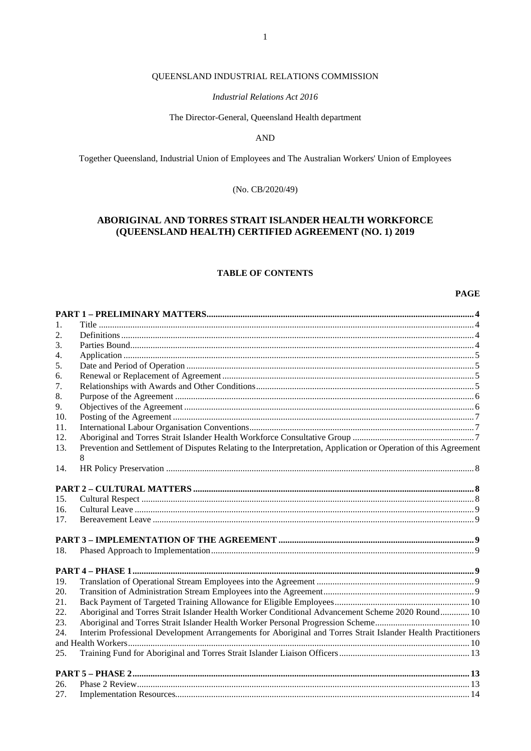QUEENSLAND INDUSTRIAL RELATIONS COMMISSION

*Industrial Relations Act 2016*

The Director-General, Queensland Health department

AND

Together Queensland, Industrial Union of Employees and The Australian Workers' Union of Employees

(No. CB/2020/49)

# ABORIGINAL AND TORRES STRAIT ISLANDER HEALTH WORKFORCE (QUEENSLAND HEALTH) CERTIFIED AGREEMENT (NO. 1) 2019

## TABLE OF CONTENTS

| | | PAGE |
|---|---|---|
| **PART 1 – PRELIMINARY MATTERS** | | **4** |
| 1. | Title | 4 |
| 2. | Definitions | 4 |
| 3. | Parties Bound | 4 |
| 4. | Application | 5 |
| 5. | Date and Period of Operation | 5 |
| 6. | Renewal or Replacement of Agreement | 5 |
| 7. | Relationships with Awards and Other Conditions | 5 |
| 8. | Purpose of the Agreement | 6 |
| 9. | Objectives of the Agreement | 6 |
| 10. | Posting of the Agreement | 7 |
| 11. | International Labour Organisation Conventions | 7 |
| 12. | Aboriginal and Torres Strait Islander Health Workforce Consultative Group | 7 |
| 13. | Prevention and Settlement of Disputes Relating to the Interpretation, Application or Operation of this Agreement | 8 |
| 14. | HR Policy Preservation | 8 |
| **PART 2 – CULTURAL MATTERS** | | **8** |
| 15. | Cultural Respect | 8 |
| 16. | Cultural Leave | 9 |
| 17. | Bereavement Leave | 9 |
| **PART 3 – IMPLEMENTATION OF THE AGREEMENT** | | **9** |
| 18. | Phased Approach to Implementation | 9 |
| **PART 4 – PHASE 1** | | **9** |
| 19. | Translation of Operational Stream Employees into the Agreement | 9 |
| 20. | Transition of Administration Stream Employees into the Agreement | 9 |
| 21. | Back Payment of Targeted Training Allowance for Eligible Employees | 10 |
| 22. | Aboriginal and Torres Strait Islander Health Worker Conditional Advancement Scheme 2020 Round | 10 |
| 23. | Aboriginal and Torres Strait Islander Health Worker Personal Progression Scheme | 10 |
| 24. | Interim Professional Development Arrangements for Aboriginal and Torres Strait Islander Health Practitioners and Health Workers | 10 |
| 25. | Training Fund for Aboriginal and Torres Strait Islander Liaison Officers | 13 |
| **PART 5 – PHASE 2** | | **13** |
| 26. | Phase 2 Review | 13 |
| 27. | Implementation Resources | 14 |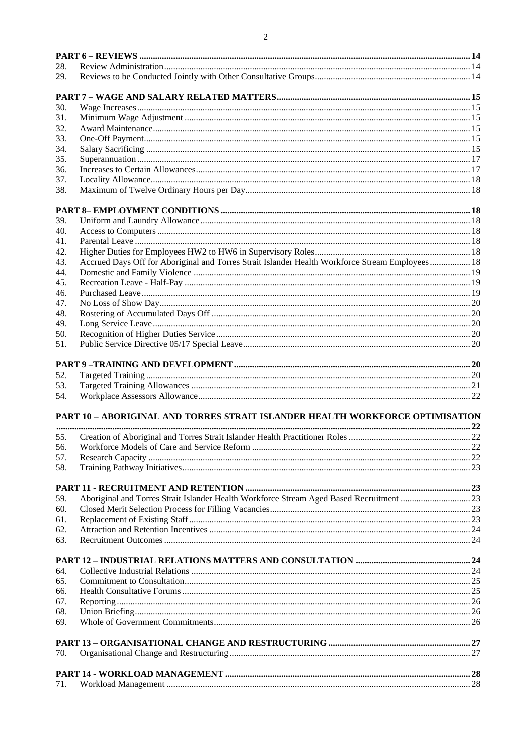| | | |
|---|---|---|
| **PART 6 – REVIEWS** | | **14** |
| 28. | Review Administration | 14 |
| 29. | Reviews to be Conducted Jointly with Other Consultative Groups | 14 |
| **PART 7 – WAGE AND SALARY RELATED MATTERS** | | **15** |
| 30. | Wage Increases | 15 |
| 31. | Minimum Wage Adjustment | 15 |
| 32. | Award Maintenance | 15 |
| 33. | One-Off Payment | 15 |
| 34. | Salary Sacrificing | 15 |
| 35. | Superannuation | 17 |
| 36. | Increases to Certain Allowances | 17 |
| 37. | Locality Allowance | 18 |
| 38. | Maximum of Twelve Ordinary Hours per Day | 18 |
| **PART 8– EMPLOYMENT CONDITIONS** | | **18** |
| 39. | Uniform and Laundry Allowance | 18 |
| 40. | Access to Computers | 18 |
| 41. | Parental Leave | 18 |
| 42. | Higher Duties for Employees HW2 to HW6 in Supervisory Roles | 18 |
| 43. | Accrued Days Off for Aboriginal and Torres Strait Islander Health Workforce Stream Employees | 18 |
| 44. | Domestic and Family Violence | 19 |
| 45. | Recreation Leave - Half-Pay | 19 |
| 46. | Purchased Leave | 19 |
| 47. | No Loss of Show Day | 20 |
| 48. | Rostering of Accumulated Days Off | 20 |
| 49. | Long Service Leave | 20 |
| 50. | Recognition of Higher Duties Service | 20 |
| 51. | Public Service Directive 05/17 Special Leave | 20 |
| **PART 9 –TRAINING AND DEVELOPMENT** | | **20** |
| 52. | Targeted Training | 20 |
| 53. | Targeted Training Allowances | 21 |
| 54. | Workplace Assessors Allowance | 22 |
| **PART 10 – ABORIGINAL AND TORRES STRAIT ISLANDER HEALTH WORKFORCE OPTIMISATION** | | **22** |
| 55. | Creation of Aboriginal and Torres Strait Islander Health Practitioner Roles | 22 |
| 56. | Workforce Models of Care and Service Reform | 22 |
| 57. | Research Capacity | 22 |
| 58. | Training Pathway Initiatives | 23 |
| **PART 11 - RECRUITMENT AND RETENTION** | | **23** |
| 59. | Aboriginal and Torres Strait Islander Health Workforce Stream Aged Based Recruitment | 23 |
| 60. | Closed Merit Selection Process for Filling Vacancies | 23 |
| 61. | Replacement of Existing Staff | 23 |
| 62. | Attraction and Retention Incentives | 24 |
| 63. | Recruitment Outcomes | 24 |
| **PART 12 – INDUSTRIAL RELATIONS MATTERS AND CONSULTATION** | | **24** |
| 64. | Collective Industrial Relations | 24 |
| 65. | Commitment to Consultation | 25 |
| 66. | Health Consultative Forums | 25 |
| 67. | Reporting | 26 |
| 68. | Union Briefing | 26 |
| 69. | Whole of Government Commitments | 26 |
| **PART 13 – ORGANISATIONAL CHANGE AND RESTRUCTURING** | | **27** |
| 70. | Organisational Change and Restructuring | 27 |
| **PART 14 - WORKLOAD MANAGEMENT** | | **28** |
| 71. | Workload Management | 28 |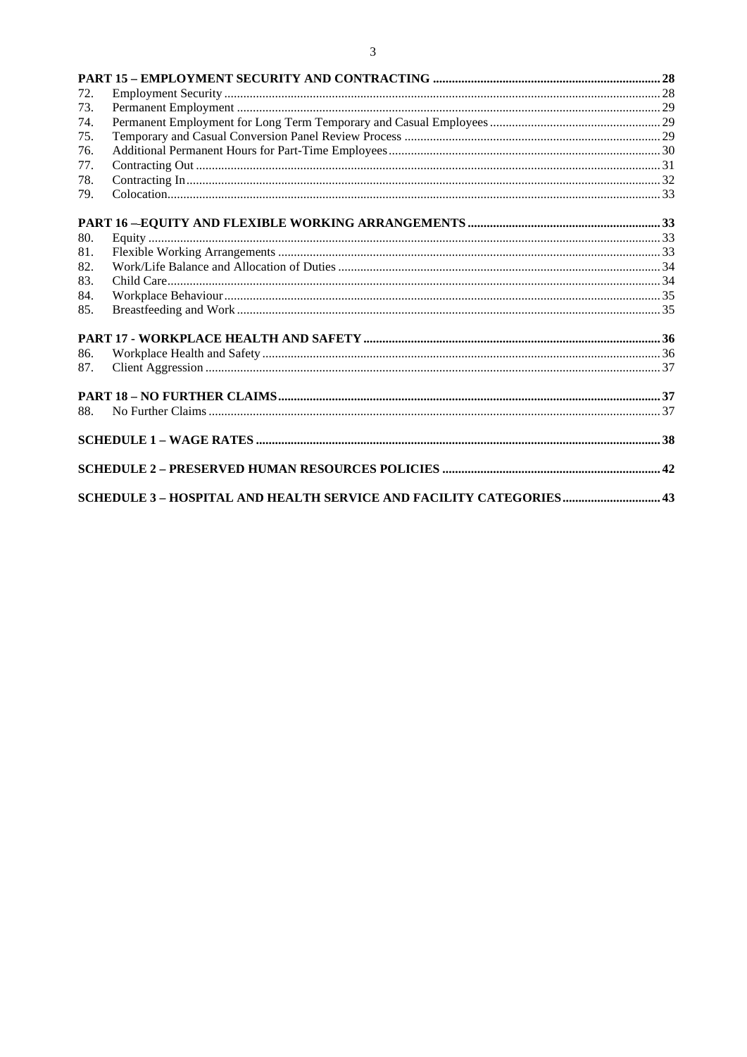| | | |
|---|---|---|
| **PART 15 – EMPLOYMENT SECURITY AND CONTRACTING** | | **28** |
| 72. | Employment Security | 28 |
| 73. | Permanent Employment | 29 |
| 74. | Permanent Employment for Long Term Temporary and Casual Employees | 29 |
| 75. | Temporary and Casual Conversion Panel Review Process | 29 |
| 76. | Additional Permanent Hours for Part-Time Employees | 30 |
| 77. | Contracting Out | 31 |
| 78. | Contracting In | 32 |
| 79. | Colocation | 33 |
| **PART 16 –-EQUITY AND FLEXIBLE WORKING ARRANGEMENTS** | | **33** |
| 80. | Equity | 33 |
| 81. | Flexible Working Arrangements | 33 |
| 82. | Work/Life Balance and Allocation of Duties | 34 |
| 83. | Child Care | 34 |
| 84. | Workplace Behaviour | 35 |
| 85. | Breastfeeding and Work | 35 |
| **PART 17 - WORKPLACE HEALTH AND SAFETY** | | **36** |
| 86. | Workplace Health and Safety | 36 |
| 87. | Client Aggression | 37 |
| **PART 18 – NO FURTHER CLAIMS** | | **37** |
| 88. | No Further Claims | 37 |
| **SCHEDULE 1 – WAGE RATES** | | **38** |
| **SCHEDULE 2 – PRESERVED HUMAN RESOURCES POLICIES** | | **42** |
| **SCHEDULE 3 – HOSPITAL AND HEALTH SERVICE AND FACILITY CATEGORIES** | | **43** |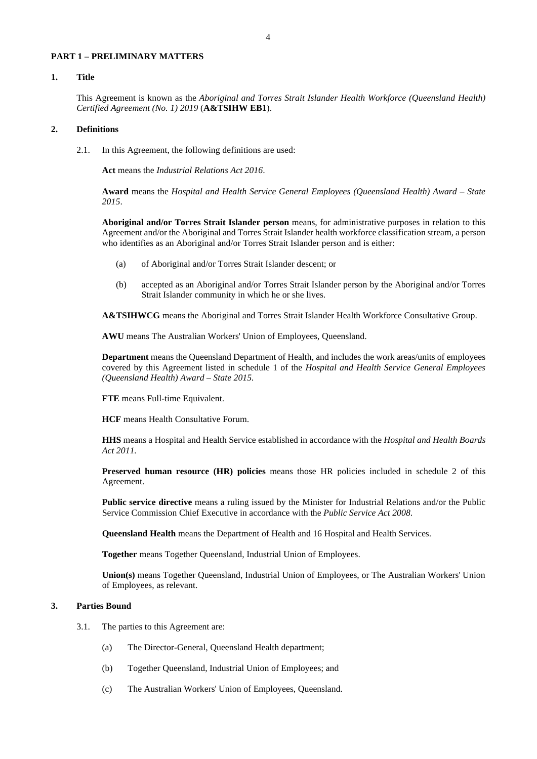## PART 1 – PRELIMINARY MATTERS

### 1. Title

This Agreement is known as the *Aboriginal and Torres Strait Islander Health Workforce (Queensland Health) Certified Agreement (No. 1) 2019* (**A&TSIHW EB1**).

### 2. Definitions

2.1. In this Agreement, the following definitions are used:

**Act** means the *Industrial Relations Act 2016*.

**Award** means the *Hospital and Health Service General Employees (Queensland Health) Award – State 2015*.

**Aboriginal and/or Torres Strait Islander person** means, for administrative purposes in relation to this Agreement and/or the Aboriginal and Torres Strait Islander health workforce classification stream, a person who identifies as an Aboriginal and/or Torres Strait Islander person and is either:

(a) of Aboriginal and/or Torres Strait Islander descent; or

(b) accepted as an Aboriginal and/or Torres Strait Islander person by the Aboriginal and/or Torres Strait Islander community in which he or she lives.

**A&TSIHWCG** means the Aboriginal and Torres Strait Islander Health Workforce Consultative Group.

**AWU** means The Australian Workers' Union of Employees, Queensland.

**Department** means the Queensland Department of Health, and includes the work areas/units of employees covered by this Agreement listed in schedule 1 of the *Hospital and Health Service General Employees (Queensland Health) Award – State 2015.*

**FTE** means Full-time Equivalent.

**HCF** means Health Consultative Forum.

**HHS** means a Hospital and Health Service established in accordance with the *Hospital and Health Boards Act 2011.*

**Preserved human resource (HR) policies** means those HR policies included in schedule 2 of this Agreement.

**Public service directive** means a ruling issued by the Minister for Industrial Relations and/or the Public Service Commission Chief Executive in accordance with the *Public Service Act 2008*.

**Queensland Health** means the Department of Health and 16 Hospital and Health Services.

**Together** means Together Queensland, Industrial Union of Employees.

**Union(s)** means Together Queensland, Industrial Union of Employees, or The Australian Workers' Union of Employees, as relevant.

### 3. Parties Bound

3.1. The parties to this Agreement are:

(a) The Director-General, Queensland Health department;

(b) Together Queensland, Industrial Union of Employees; and

(c) The Australian Workers' Union of Employees, Queensland.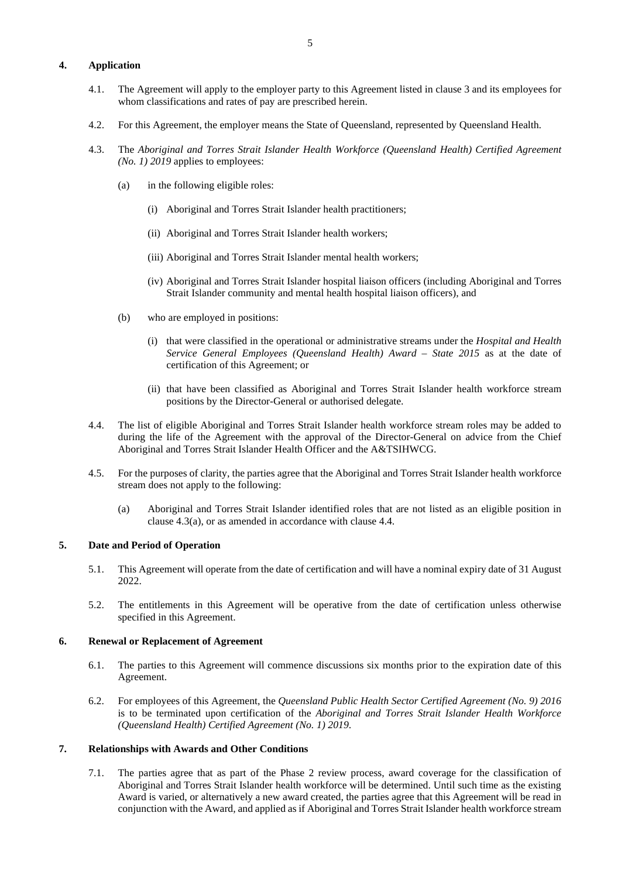## 4. Application

4.1. The Agreement will apply to the employer party to this Agreement listed in clause 3 and its employees for whom classifications and rates of pay are prescribed herein.

4.2. For this Agreement, the employer means the State of Queensland, represented by Queensland Health.

4.3. The *Aboriginal and Torres Strait Islander Health Workforce (Queensland Health) Certified Agreement (No. 1) 2019* applies to employees:

(a) in the following eligible roles:

(i) Aboriginal and Torres Strait Islander health practitioners;

(ii) Aboriginal and Torres Strait Islander health workers;

(iii) Aboriginal and Torres Strait Islander mental health workers;

(iv) Aboriginal and Torres Strait Islander hospital liaison officers (including Aboriginal and Torres Strait Islander community and mental health hospital liaison officers), and

(b) who are employed in positions:

(i) that were classified in the operational or administrative streams under the *Hospital and Health Service General Employees (Queensland Health) Award – State 2015* as at the date of certification of this Agreement; or

(ii) that have been classified as Aboriginal and Torres Strait Islander health workforce stream positions by the Director-General or authorised delegate.

4.4. The list of eligible Aboriginal and Torres Strait Islander health workforce stream roles may be added to during the life of the Agreement with the approval of the Director-General on advice from the Chief Aboriginal and Torres Strait Islander Health Officer and the A&TSIHWCG.

4.5. For the purposes of clarity, the parties agree that the Aboriginal and Torres Strait Islander health workforce stream does not apply to the following:

(a) Aboriginal and Torres Strait Islander identified roles that are not listed as an eligible position in clause 4.3(a), or as amended in accordance with clause 4.4.

## 5. Date and Period of Operation

5.1. This Agreement will operate from the date of certification and will have a nominal expiry date of 31 August 2022.

5.2. The entitlements in this Agreement will be operative from the date of certification unless otherwise specified in this Agreement.

## 6. Renewal or Replacement of Agreement

6.1. The parties to this Agreement will commence discussions six months prior to the expiration date of this Agreement.

6.2. For employees of this Agreement, the *Queensland Public Health Sector Certified Agreement (No. 9) 2016* is to be terminated upon certification of the *Aboriginal and Torres Strait Islander Health Workforce (Queensland Health) Certified Agreement (No. 1) 2019*.

## 7. Relationships with Awards and Other Conditions

7.1. The parties agree that as part of the Phase 2 review process, award coverage for the classification of Aboriginal and Torres Strait Islander health workforce will be determined. Until such time as the existing Award is varied, or alternatively a new award created, the parties agree that this Agreement will be read in conjunction with the Award, and applied as if Aboriginal and Torres Strait Islander health workforce stream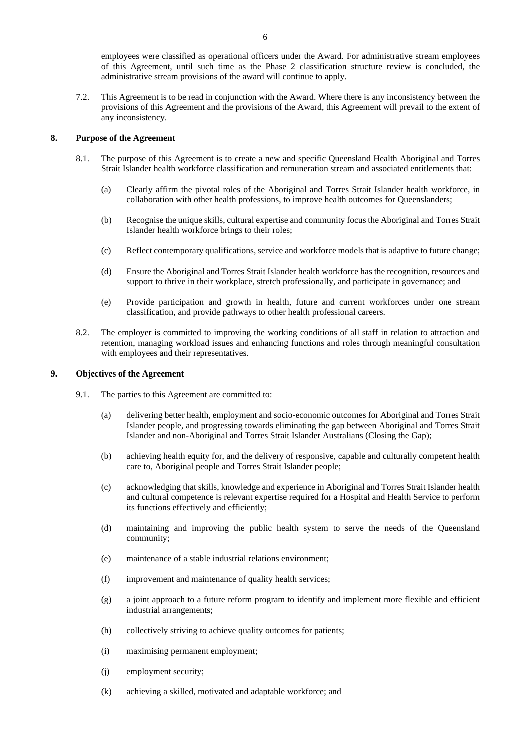employees were classified as operational officers under the Award. For administrative stream employees of this Agreement, until such time as the Phase 2 classification structure review is concluded, the administrative stream provisions of the award will continue to apply.

7.2. This Agreement is to be read in conjunction with the Award. Where there is any inconsistency between the provisions of this Agreement and the provisions of the Award, this Agreement will prevail to the extent of any inconsistency.

## 8. Purpose of the Agreement

8.1. The purpose of this Agreement is to create a new and specific Queensland Health Aboriginal and Torres Strait Islander health workforce classification and remuneration stream and associated entitlements that:

(a) Clearly affirm the pivotal roles of the Aboriginal and Torres Strait Islander health workforce, in collaboration with other health professions, to improve health outcomes for Queenslanders;

(b) Recognise the unique skills, cultural expertise and community focus the Aboriginal and Torres Strait Islander health workforce brings to their roles;

(c) Reflect contemporary qualifications, service and workforce models that is adaptive to future change;

(d) Ensure the Aboriginal and Torres Strait Islander health workforce has the recognition, resources and support to thrive in their workplace, stretch professionally, and participate in governance; and

(e) Provide participation and growth in health, future and current workforces under one stream classification, and provide pathways to other health professional careers.

8.2. The employer is committed to improving the working conditions of all staff in relation to attraction and retention, managing workload issues and enhancing functions and roles through meaningful consultation with employees and their representatives.

## 9. Objectives of the Agreement

9.1. The parties to this Agreement are committed to:

(a) delivering better health, employment and socio-economic outcomes for Aboriginal and Torres Strait Islander people, and progressing towards eliminating the gap between Aboriginal and Torres Strait Islander and non-Aboriginal and Torres Strait Islander Australians (Closing the Gap);

(b) achieving health equity for, and the delivery of responsive, capable and culturally competent health care to, Aboriginal people and Torres Strait Islander people;

(c) acknowledging that skills, knowledge and experience in Aboriginal and Torres Strait Islander health and cultural competence is relevant expertise required for a Hospital and Health Service to perform its functions effectively and efficiently;

(d) maintaining and improving the public health system to serve the needs of the Queensland community;

(e) maintenance of a stable industrial relations environment;

(f) improvement and maintenance of quality health services;

(g) a joint approach to a future reform program to identify and implement more flexible and efficient industrial arrangements;

(h) collectively striving to achieve quality outcomes for patients;

(i) maximising permanent employment;

(j) employment security;

(k) achieving a skilled, motivated and adaptable workforce; and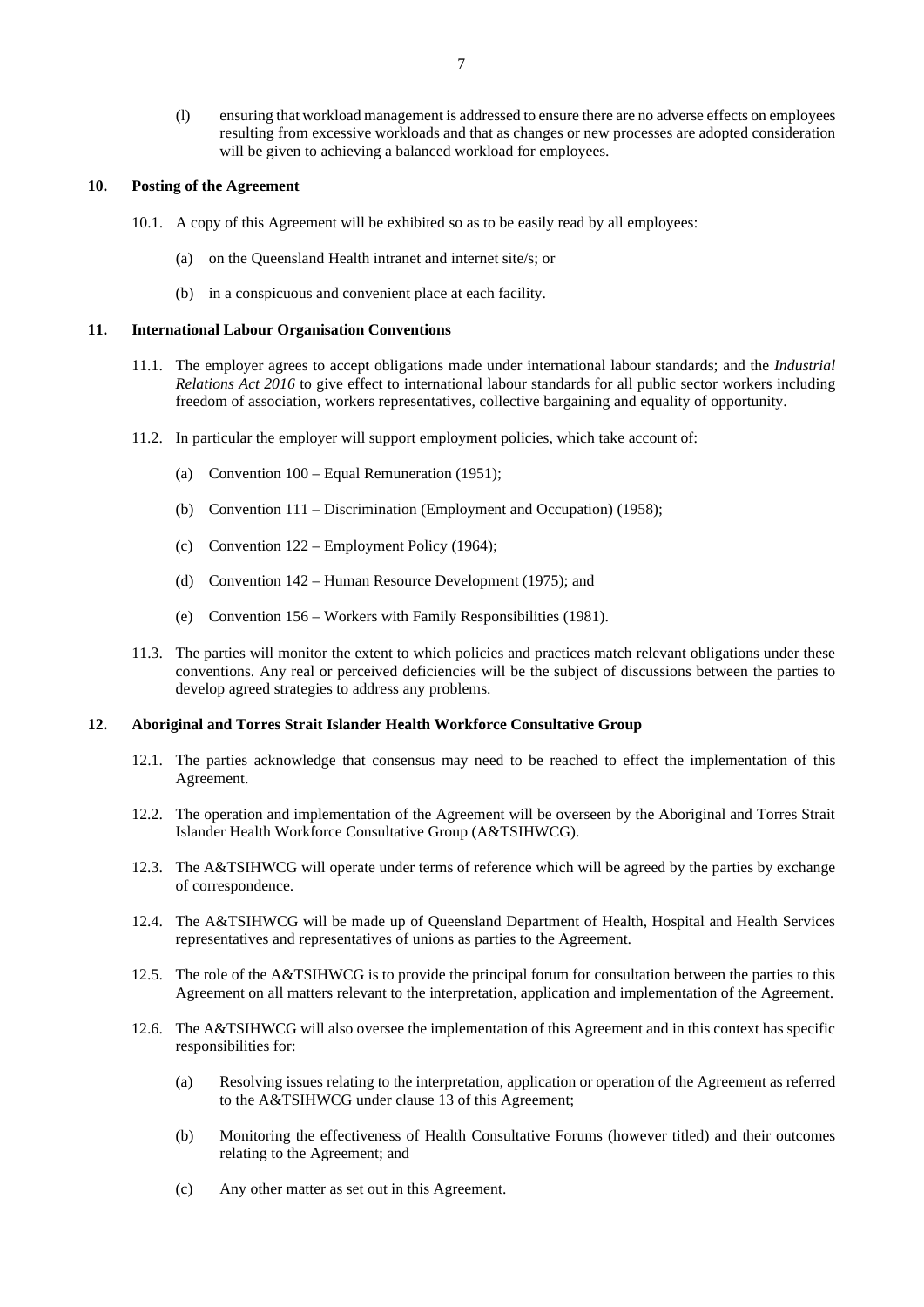(l) ensuring that workload management is addressed to ensure there are no adverse effects on employees resulting from excessive workloads and that as changes or new processes are adopted consideration will be given to achieving a balanced workload for employees.

## 10. Posting of the Agreement

10.1. A copy of this Agreement will be exhibited so as to be easily read by all employees:

(a) on the Queensland Health intranet and internet site/s; or

(b) in a conspicuous and convenient place at each facility.

## 11. International Labour Organisation Conventions

11.1. The employer agrees to accept obligations made under international labour standards; and the *Industrial Relations Act 2016* to give effect to international labour standards for all public sector workers including freedom of association, workers representatives, collective bargaining and equality of opportunity.

11.2. In particular the employer will support employment policies, which take account of:

(a) Convention 100 – Equal Remuneration (1951);

(b) Convention 111 – Discrimination (Employment and Occupation) (1958);

(c) Convention 122 – Employment Policy (1964);

(d) Convention 142 – Human Resource Development (1975); and

(e) Convention 156 – Workers with Family Responsibilities (1981).

11.3. The parties will monitor the extent to which policies and practices match relevant obligations under these conventions. Any real or perceived deficiencies will be the subject of discussions between the parties to develop agreed strategies to address any problems.

## 12. Aboriginal and Torres Strait Islander Health Workforce Consultative Group

12.1. The parties acknowledge that consensus may need to be reached to effect the implementation of this Agreement.

12.2. The operation and implementation of the Agreement will be overseen by the Aboriginal and Torres Strait Islander Health Workforce Consultative Group (A&TSIHWCG).

12.3. The A&TSIHWCG will operate under terms of reference which will be agreed by the parties by exchange of correspondence.

12.4. The A&TSIHWCG will be made up of Queensland Department of Health, Hospital and Health Services representatives and representatives of unions as parties to the Agreement.

12.5. The role of the A&TSIHWCG is to provide the principal forum for consultation between the parties to this Agreement on all matters relevant to the interpretation, application and implementation of the Agreement.

12.6. The A&TSIHWCG will also oversee the implementation of this Agreement and in this context has specific responsibilities for:

(a) Resolving issues relating to the interpretation, application or operation of the Agreement as referred to the A&TSIHWCG under clause 13 of this Agreement;

(b) Monitoring the effectiveness of Health Consultative Forums (however titled) and their outcomes relating to the Agreement; and

(c) Any other matter as set out in this Agreement.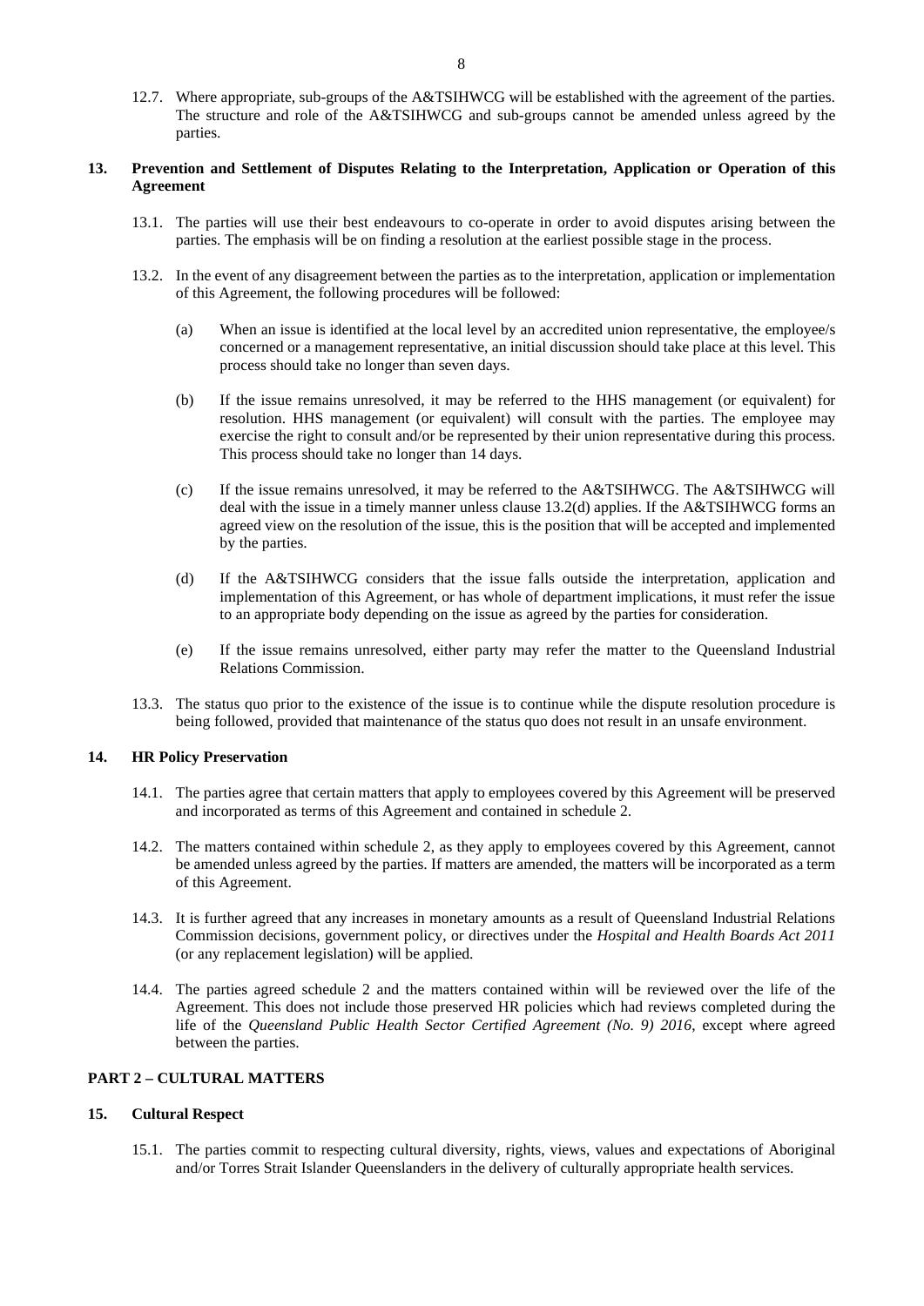12.7. Where appropriate, sub-groups of the A&TSIHWCG will be established with the agreement of the parties. The structure and role of the A&TSIHWCG and sub-groups cannot be amended unless agreed by the parties.

## 13. Prevention and Settlement of Disputes Relating to the Interpretation, Application or Operation of this Agreement

13.1. The parties will use their best endeavours to co-operate in order to avoid disputes arising between the parties. The emphasis will be on finding a resolution at the earliest possible stage in the process.

13.2. In the event of any disagreement between the parties as to the interpretation, application or implementation of this Agreement, the following procedures will be followed:

(a) When an issue is identified at the local level by an accredited union representative, the employee/s concerned or a management representative, an initial discussion should take place at this level. This process should take no longer than seven days.

(b) If the issue remains unresolved, it may be referred to the HHS management (or equivalent) for resolution. HHS management (or equivalent) will consult with the parties. The employee may exercise the right to consult and/or be represented by their union representative during this process. This process should take no longer than 14 days.

(c) If the issue remains unresolved, it may be referred to the A&TSIHWCG. The A&TSIHWCG will deal with the issue in a timely manner unless clause 13.2(d) applies. If the A&TSIHWCG forms an agreed view on the resolution of the issue, this is the position that will be accepted and implemented by the parties.

(d) If the A&TSIHWCG considers that the issue falls outside the interpretation, application and implementation of this Agreement, or has whole of department implications, it must refer the issue to an appropriate body depending on the issue as agreed by the parties for consideration.

(e) If the issue remains unresolved, either party may refer the matter to the Queensland Industrial Relations Commission.

13.3. The status quo prior to the existence of the issue is to continue while the dispute resolution procedure is being followed, provided that maintenance of the status quo does not result in an unsafe environment.

## 14. HR Policy Preservation

14.1. The parties agree that certain matters that apply to employees covered by this Agreement will be preserved and incorporated as terms of this Agreement and contained in schedule 2.

14.2. The matters contained within schedule 2, as they apply to employees covered by this Agreement, cannot be amended unless agreed by the parties. If matters are amended, the matters will be incorporated as a term of this Agreement.

14.3. It is further agreed that any increases in monetary amounts as a result of Queensland Industrial Relations Commission decisions, government policy, or directives under the *Hospital and Health Boards Act 2011* (or any replacement legislation) will be applied.

14.4. The parties agreed schedule 2 and the matters contained within will be reviewed over the life of the Agreement. This does not include those preserved HR policies which had reviews completed during the life of the *Queensland Public Health Sector Certified Agreement (No. 9) 2016*, except where agreed between the parties.

# PART 2 – CULTURAL MATTERS

## 15. Cultural Respect

15.1. The parties commit to respecting cultural diversity, rights, views, values and expectations of Aboriginal and/or Torres Strait Islander Queenslanders in the delivery of culturally appropriate health services.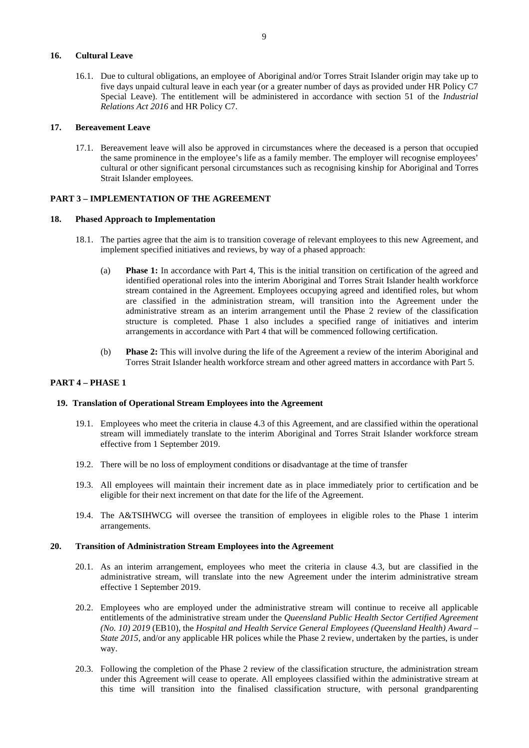## 16. Cultural Leave

16.1. Due to cultural obligations, an employee of Aboriginal and/or Torres Strait Islander origin may take up to five days unpaid cultural leave in each year (or a greater number of days as provided under HR Policy C7 Special Leave). The entitlement will be administered in accordance with section 51 of the *Industrial Relations Act 2016* and HR Policy C7.

## 17. Bereavement Leave

17.1. Bereavement leave will also be approved in circumstances where the deceased is a person that occupied the same prominence in the employee's life as a family member. The employer will recognise employees' cultural or other significant personal circumstances such as recognising kinship for Aboriginal and Torres Strait Islander employees.

# PART 3 – IMPLEMENTATION OF THE AGREEMENT

## 18. Phased Approach to Implementation

18.1. The parties agree that the aim is to transition coverage of relevant employees to this new Agreement, and implement specified initiatives and reviews, by way of a phased approach:

(a) **Phase 1:** In accordance with Part 4, This is the initial transition on certification of the agreed and identified operational roles into the interim Aboriginal and Torres Strait Islander health workforce stream contained in the Agreement. Employees occupying agreed and identified roles, but whom are classified in the administration stream, will transition into the Agreement under the administrative stream as an interim arrangement until the Phase 2 review of the classification structure is completed. Phase 1 also includes a specified range of initiatives and interim arrangements in accordance with Part 4 that will be commenced following certification.

(b) **Phase 2:** This will involve during the life of the Agreement a review of the interim Aboriginal and Torres Strait Islander health workforce stream and other agreed matters in accordance with Part 5.

# PART 4 – PHASE 1

## 19. Translation of Operational Stream Employees into the Agreement

19.1. Employees who meet the criteria in clause 4.3 of this Agreement, and are classified within the operational stream will immediately translate to the interim Aboriginal and Torres Strait Islander workforce stream effective from 1 September 2019.

19.2. There will be no loss of employment conditions or disadvantage at the time of transfer

19.3. All employees will maintain their increment date as in place immediately prior to certification and be eligible for their next increment on that date for the life of the Agreement.

19.4. The A&TSIHWCG will oversee the transition of employees in eligible roles to the Phase 1 interim arrangements.

## 20. Transition of Administration Stream Employees into the Agreement

20.1. As an interim arrangement, employees who meet the criteria in clause 4.3, but are classified in the administrative stream, will translate into the new Agreement under the interim administrative stream effective 1 September 2019.

20.2. Employees who are employed under the administrative stream will continue to receive all applicable entitlements of the administrative stream under the *Queensland Public Health Sector Certified Agreement (No. 10) 2019* (EB10), the *Hospital and Health Service General Employees (Queensland Health) Award – State 2015*, and/or any applicable HR polices while the Phase 2 review, undertaken by the parties, is under way.

20.3. Following the completion of the Phase 2 review of the classification structure, the administration stream under this Agreement will cease to operate. All employees classified within the administrative stream at this time will transition into the finalised classification structure, with personal grandparenting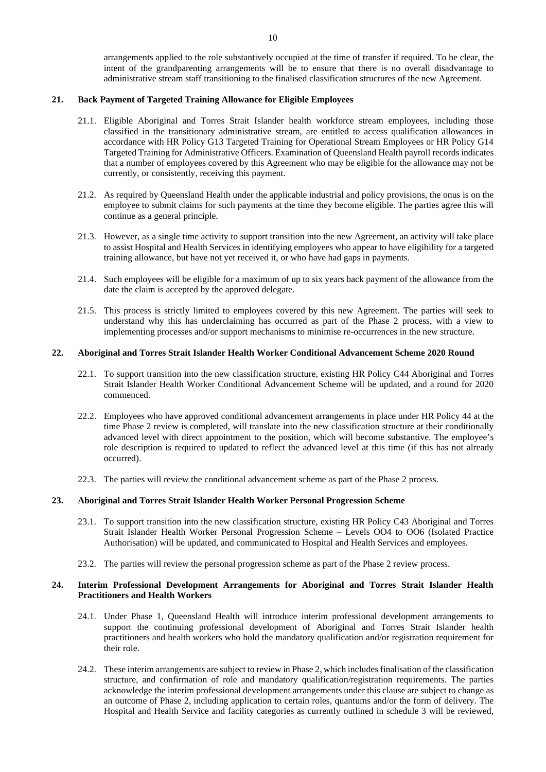arrangements applied to the role substantively occupied at the time of transfer if required. To be clear, the intent of the grandparenting arrangements will be to ensure that there is no overall disadvantage to administrative stream staff transitioning to the finalised classification structures of the new Agreement.

## 21. Back Payment of Targeted Training Allowance for Eligible Employees

21.1. Eligible Aboriginal and Torres Strait Islander health workforce stream employees, including those classified in the transitionary administrative stream, are entitled to access qualification allowances in accordance with HR Policy G13 Targeted Training for Operational Stream Employees or HR Policy G14 Targeted Training for Administrative Officers. Examination of Queensland Health payroll records indicates that a number of employees covered by this Agreement who may be eligible for the allowance may not be currently, or consistently, receiving this payment.

21.2. As required by Queensland Health under the applicable industrial and policy provisions, the onus is on the employee to submit claims for such payments at the time they become eligible. The parties agree this will continue as a general principle.

21.3. However, as a single time activity to support transition into the new Agreement, an activity will take place to assist Hospital and Health Services in identifying employees who appear to have eligibility for a targeted training allowance, but have not yet received it, or who have had gaps in payments.

21.4. Such employees will be eligible for a maximum of up to six years back payment of the allowance from the date the claim is accepted by the approved delegate.

21.5. This process is strictly limited to employees covered by this new Agreement. The parties will seek to understand why this has underclaiming has occurred as part of the Phase 2 process, with a view to implementing processes and/or support mechanisms to minimise re-occurrences in the new structure.

## 22. Aboriginal and Torres Strait Islander Health Worker Conditional Advancement Scheme 2020 Round

22.1. To support transition into the new classification structure, existing HR Policy C44 Aboriginal and Torres Strait Islander Health Worker Conditional Advancement Scheme will be updated, and a round for 2020 commenced.

22.2. Employees who have approved conditional advancement arrangements in place under HR Policy 44 at the time Phase 2 review is completed, will translate into the new classification structure at their conditionally advanced level with direct appointment to the position, which will become substantive. The employee's role description is required to updated to reflect the advanced level at this time (if this has not already occurred).

22.3. The parties will review the conditional advancement scheme as part of the Phase 2 process.

## 23. Aboriginal and Torres Strait Islander Health Worker Personal Progression Scheme

23.1. To support transition into the new classification structure, existing HR Policy C43 Aboriginal and Torres Strait Islander Health Worker Personal Progression Scheme – Levels OO4 to OO6 (Isolated Practice Authorisation) will be updated, and communicated to Hospital and Health Services and employees.

23.2. The parties will review the personal progression scheme as part of the Phase 2 review process.

## 24. Interim Professional Development Arrangements for Aboriginal and Torres Strait Islander Health Practitioners and Health Workers

24.1. Under Phase 1, Queensland Health will introduce interim professional development arrangements to support the continuing professional development of Aboriginal and Torres Strait Islander health practitioners and health workers who hold the mandatory qualification and/or registration requirement for their role.

24.2. These interim arrangements are subject to review in Phase 2, which includes finalisation of the classification structure, and confirmation of role and mandatory qualification/registration requirements. The parties acknowledge the interim professional development arrangements under this clause are subject to change as an outcome of Phase 2, including application to certain roles, quantums and/or the form of delivery. The Hospital and Health Service and facility categories as currently outlined in schedule 3 will be reviewed,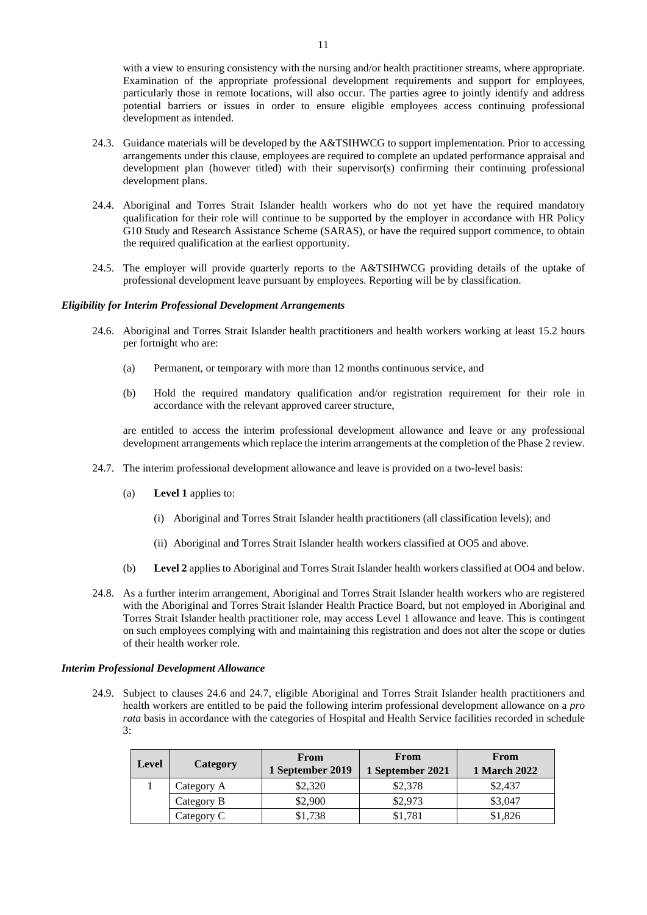with a view to ensuring consistency with the nursing and/or health practitioner streams, where appropriate. Examination of the appropriate professional development requirements and support for employees, particularly those in remote locations, will also occur. The parties agree to jointly identify and address potential barriers or issues in order to ensure eligible employees access continuing professional development as intended.

24.3. Guidance materials will be developed by the A&TSIHWCG to support implementation. Prior to accessing arrangements under this clause, employees are required to complete an updated performance appraisal and development plan (however titled) with their supervisor(s) confirming their continuing professional development plans.

24.4. Aboriginal and Torres Strait Islander health workers who do not yet have the required mandatory qualification for their role will continue to be supported by the employer in accordance with HR Policy G10 Study and Research Assistance Scheme (SARAS), or have the required support commence, to obtain the required qualification at the earliest opportunity.

24.5. The employer will provide quarterly reports to the A&TSIHWCG providing details of the uptake of professional development leave pursuant by employees. Reporting will be by classification.

***Eligibility for Interim Professional Development Arrangements***

24.6. Aboriginal and Torres Strait Islander health practitioners and health workers working at least 15.2 hours per fortnight who are:

(a) Permanent, or temporary with more than 12 months continuous service, and

(b) Hold the required mandatory qualification and/or registration requirement for their role in accordance with the relevant approved career structure,

are entitled to access the interim professional development allowance and leave or any professional development arrangements which replace the interim arrangements at the completion of the Phase 2 review.

24.7. The interim professional development allowance and leave is provided on a two-level basis:

(a) **Level 1** applies to:

(i) Aboriginal and Torres Strait Islander health practitioners (all classification levels); and

(ii) Aboriginal and Torres Strait Islander health workers classified at OO5 and above.

(b) **Level 2** applies to Aboriginal and Torres Strait Islander health workers classified at OO4 and below.

24.8. As a further interim arrangement, Aboriginal and Torres Strait Islander health workers who are registered with the Aboriginal and Torres Strait Islander Health Practice Board, but not employed in Aboriginal and Torres Strait Islander health practitioner role, may access Level 1 allowance and leave. This is contingent on such employees complying with and maintaining this registration and does not alter the scope or duties of their health worker role.

***Interim Professional Development Allowance***

24.9. Subject to clauses 24.6 and 24.7, eligible Aboriginal and Torres Strait Islander health practitioners and health workers are entitled to be paid the following interim professional development allowance on a *pro rata* basis in accordance with the categories of Hospital and Health Service facilities recorded in schedule 3:

| Level | Category | From 1 September 2019 | From 1 September 2021 | From 1 March 2022 |
|---|---|---|---|---|
| 1 | Category A | $2,320 | $2,378 | $2,437 |
| | Category B | $2,900 | $2,973 | $3,047 |
| | Category C | $1,738 | $1,781 | $1,826 |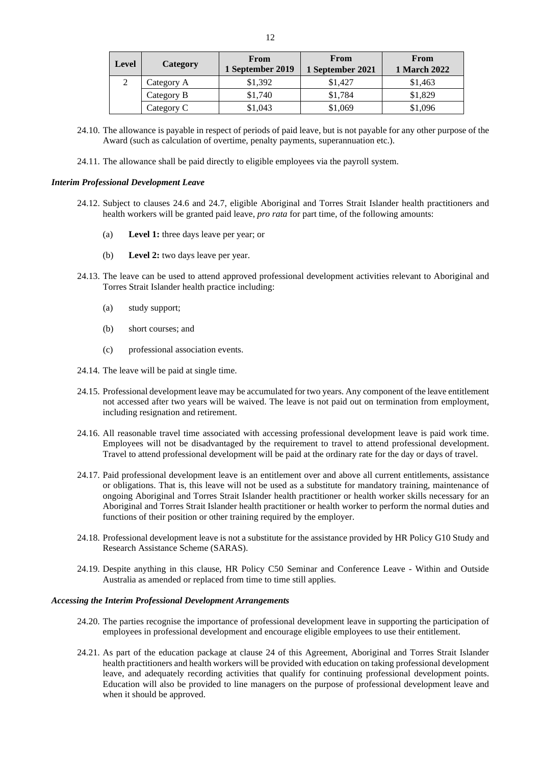| Level | Category | From 1 September 2019 | From 1 September 2021 | From 1 March 2022 |
|---|---|---|---|---|
| 2 | Category A | $1,392 | $1,427 | $1,463 |
| | Category B | $1,740 | $1,784 | $1,829 |
| | Category C | $1,043 | $1,069 | $1,096 |

24.10. The allowance is payable in respect of periods of paid leave, but is not payable for any other purpose of the Award (such as calculation of overtime, penalty payments, superannuation etc.).

24.11. The allowance shall be paid directly to eligible employees via the payroll system.

***Interim Professional Development Leave***

24.12. Subject to clauses 24.6 and 24.7, eligible Aboriginal and Torres Strait Islander health practitioners and health workers will be granted paid leave, *pro rata* for part time, of the following amounts:

(a) **Level 1:** three days leave per year; or

(b) **Level 2:** two days leave per year.

24.13. The leave can be used to attend approved professional development activities relevant to Aboriginal and Torres Strait Islander health practice including:

(a) study support;

(b) short courses; and

(c) professional association events.

24.14. The leave will be paid at single time.

24.15. Professional development leave may be accumulated for two years. Any component of the leave entitlement not accessed after two years will be waived. The leave is not paid out on termination from employment, including resignation and retirement.

24.16. All reasonable travel time associated with accessing professional development leave is paid work time. Employees will not be disadvantaged by the requirement to travel to attend professional development. Travel to attend professional development will be paid at the ordinary rate for the day or days of travel.

24.17. Paid professional development leave is an entitlement over and above all current entitlements, assistance or obligations. That is, this leave will not be used as a substitute for mandatory training, maintenance of ongoing Aboriginal and Torres Strait Islander health practitioner or health worker skills necessary for an Aboriginal and Torres Strait Islander health practitioner or health worker to perform the normal duties and functions of their position or other training required by the employer.

24.18. Professional development leave is not a substitute for the assistance provided by HR Policy G10 Study and Research Assistance Scheme (SARAS).

24.19. Despite anything in this clause, HR Policy C50 Seminar and Conference Leave - Within and Outside Australia as amended or replaced from time to time still applies.

***Accessing the Interim Professional Development Arrangements***

24.20. The parties recognise the importance of professional development leave in supporting the participation of employees in professional development and encourage eligible employees to use their entitlement.

24.21. As part of the education package at clause 24 of this Agreement, Aboriginal and Torres Strait Islander health practitioners and health workers will be provided with education on taking professional development leave, and adequately recording activities that qualify for continuing professional development points. Education will also be provided to line managers on the purpose of professional development leave and when it should be approved.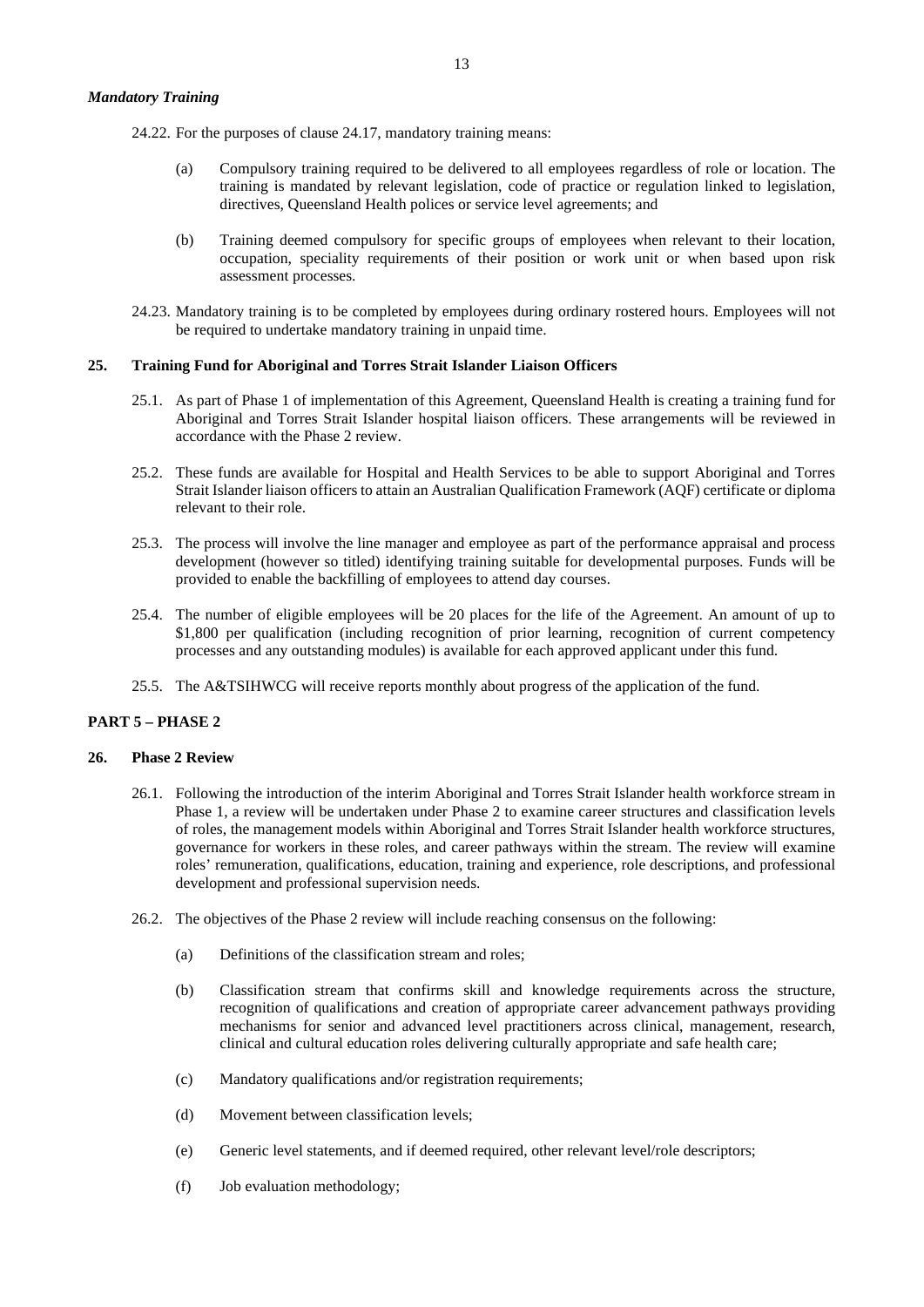***Mandatory Training***

24.22. For the purposes of clause 24.17, mandatory training means:

(a) Compulsory training required to be delivered to all employees regardless of role or location. The training is mandated by relevant legislation, code of practice or regulation linked to legislation, directives, Queensland Health polices or service level agreements; and

(b) Training deemed compulsory for specific groups of employees when relevant to their location, occupation, speciality requirements of their position or work unit or when based upon risk assessment processes.

24.23. Mandatory training is to be completed by employees during ordinary rostered hours. Employees will not be required to undertake mandatory training in unpaid time.

**25. Training Fund for Aboriginal and Torres Strait Islander Liaison Officers**

25.1. As part of Phase 1 of implementation of this Agreement, Queensland Health is creating a training fund for Aboriginal and Torres Strait Islander hospital liaison officers. These arrangements will be reviewed in accordance with the Phase 2 review.

25.2. These funds are available for Hospital and Health Services to be able to support Aboriginal and Torres Strait Islander liaison officers to attain an Australian Qualification Framework (AQF) certificate or diploma relevant to their role.

25.3. The process will involve the line manager and employee as part of the performance appraisal and process development (however so titled) identifying training suitable for developmental purposes. Funds will be provided to enable the backfilling of employees to attend day courses.

25.4. The number of eligible employees will be 20 places for the life of the Agreement. An amount of up to $1,800 per qualification (including recognition of prior learning, recognition of current competency processes and any outstanding modules) is available for each approved applicant under this fund.

25.5. The A&TSIHWCG will receive reports monthly about progress of the application of the fund.

**PART 5 – PHASE 2**

**26. Phase 2 Review**

26.1. Following the introduction of the interim Aboriginal and Torres Strait Islander health workforce stream in Phase 1, a review will be undertaken under Phase 2 to examine career structures and classification levels of roles, the management models within Aboriginal and Torres Strait Islander health workforce structures, governance for workers in these roles, and career pathways within the stream. The review will examine roles' remuneration, qualifications, education, training and experience, role descriptions, and professional development and professional supervision needs.

26.2. The objectives of the Phase 2 review will include reaching consensus on the following:

(a) Definitions of the classification stream and roles;

(b) Classification stream that confirms skill and knowledge requirements across the structure, recognition of qualifications and creation of appropriate career advancement pathways providing mechanisms for senior and advanced level practitioners across clinical, management, research, clinical and cultural education roles delivering culturally appropriate and safe health care;

(c) Mandatory qualifications and/or registration requirements;

(d) Movement between classification levels;

(e) Generic level statements, and if deemed required, other relevant level/role descriptors;

(f) Job evaluation methodology;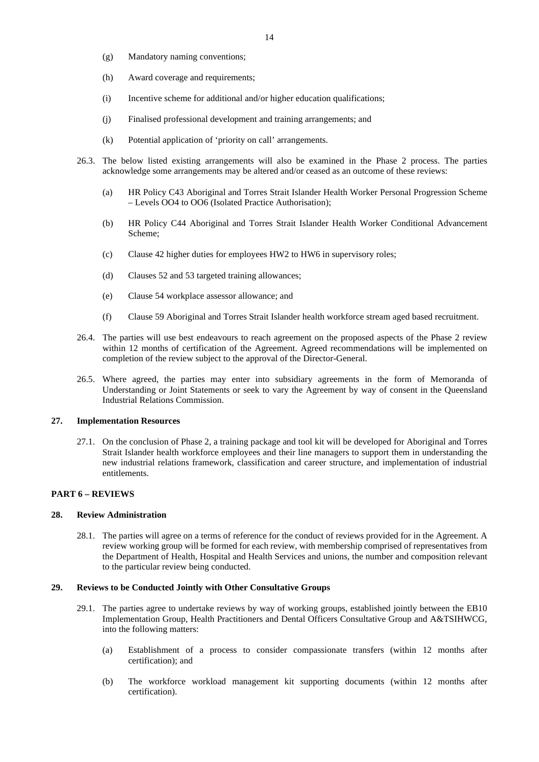(g) Mandatory naming conventions;

(h) Award coverage and requirements;

(i) Incentive scheme for additional and/or higher education qualifications;

(j) Finalised professional development and training arrangements; and

(k) Potential application of 'priority on call' arrangements.

26.3. The below listed existing arrangements will also be examined in the Phase 2 process. The parties acknowledge some arrangements may be altered and/or ceased as an outcome of these reviews:

(a) HR Policy C43 Aboriginal and Torres Strait Islander Health Worker Personal Progression Scheme – Levels OO4 to OO6 (Isolated Practice Authorisation);

(b) HR Policy C44 Aboriginal and Torres Strait Islander Health Worker Conditional Advancement Scheme;

(c) Clause 42 higher duties for employees HW2 to HW6 in supervisory roles;

(d) Clauses 52 and 53 targeted training allowances;

(e) Clause 54 workplace assessor allowance; and

(f) Clause 59 Aboriginal and Torres Strait Islander health workforce stream aged based recruitment.

26.4. The parties will use best endeavours to reach agreement on the proposed aspects of the Phase 2 review within 12 months of certification of the Agreement. Agreed recommendations will be implemented on completion of the review subject to the approval of the Director-General.

26.5. Where agreed, the parties may enter into subsidiary agreements in the form of Memoranda of Understanding or Joint Statements or seek to vary the Agreement by way of consent in the Queensland Industrial Relations Commission.

### 27. Implementation Resources

27.1. On the conclusion of Phase 2, a training package and tool kit will be developed for Aboriginal and Torres Strait Islander health workforce employees and their line managers to support them in understanding the new industrial relations framework, classification and career structure, and implementation of industrial entitlements.

## PART 6 – REVIEWS

### 28. Review Administration

28.1. The parties will agree on a terms of reference for the conduct of reviews provided for in the Agreement. A review working group will be formed for each review, with membership comprised of representatives from the Department of Health, Hospital and Health Services and unions, the number and composition relevant to the particular review being conducted.

### 29. Reviews to be Conducted Jointly with Other Consultative Groups

29.1. The parties agree to undertake reviews by way of working groups, established jointly between the EB10 Implementation Group, Health Practitioners and Dental Officers Consultative Group and A&TSIHWCG, into the following matters:

(a) Establishment of a process to consider compassionate transfers (within 12 months after certification); and

(b) The workforce workload management kit supporting documents (within 12 months after certification).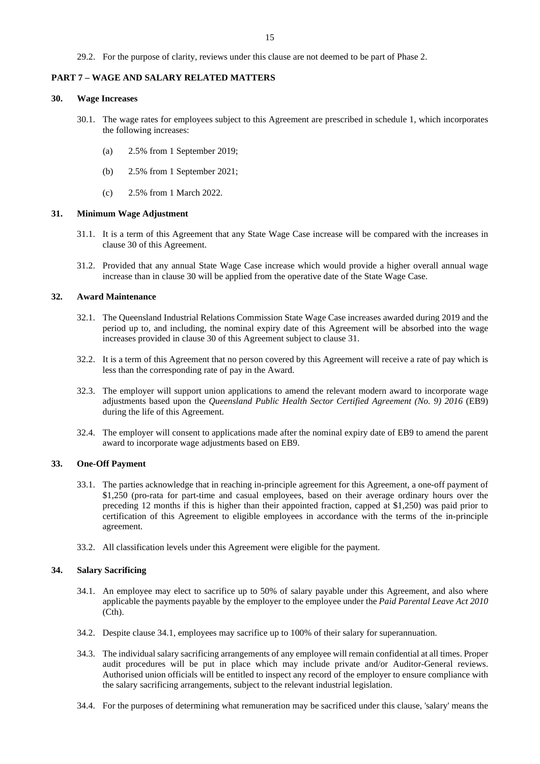29.2. For the purpose of clarity, reviews under this clause are not deemed to be part of Phase 2.

## PART 7 – WAGE AND SALARY RELATED MATTERS

### 30. Wage Increases

30.1. The wage rates for employees subject to this Agreement are prescribed in schedule 1, which incorporates the following increases:

(a) 2.5% from 1 September 2019;

(b) 2.5% from 1 September 2021;

(c) 2.5% from 1 March 2022.

### 31. Minimum Wage Adjustment

31.1. It is a term of this Agreement that any State Wage Case increase will be compared with the increases in clause 30 of this Agreement.

31.2. Provided that any annual State Wage Case increase which would provide a higher overall annual wage increase than in clause 30 will be applied from the operative date of the State Wage Case.

### 32. Award Maintenance

32.1. The Queensland Industrial Relations Commission State Wage Case increases awarded during 2019 and the period up to, and including, the nominal expiry date of this Agreement will be absorbed into the wage increases provided in clause 30 of this Agreement subject to clause 31.

32.2. It is a term of this Agreement that no person covered by this Agreement will receive a rate of pay which is less than the corresponding rate of pay in the Award.

32.3. The employer will support union applications to amend the relevant modern award to incorporate wage adjustments based upon the *Queensland Public Health Sector Certified Agreement (No. 9) 2016* (EB9) during the life of this Agreement.

32.4. The employer will consent to applications made after the nominal expiry date of EB9 to amend the parent award to incorporate wage adjustments based on EB9.

### 33. One-Off Payment

33.1. The parties acknowledge that in reaching in-principle agreement for this Agreement, a one-off payment of $1,250 (pro-rata for part-time and casual employees, based on their average ordinary hours over the preceding 12 months if this is higher than their appointed fraction, capped at $1,250) was paid prior to certification of this Agreement to eligible employees in accordance with the terms of the in-principle agreement.

33.2. All classification levels under this Agreement were eligible for the payment.

### 34. Salary Sacrificing

34.1. An employee may elect to sacrifice up to 50% of salary payable under this Agreement, and also where applicable the payments payable by the employer to the employee under the *Paid Parental Leave Act 2010* (Cth).

34.2. Despite clause 34.1, employees may sacrifice up to 100% of their salary for superannuation.

34.3. The individual salary sacrificing arrangements of any employee will remain confidential at all times. Proper audit procedures will be put in place which may include private and/or Auditor-General reviews. Authorised union officials will be entitled to inspect any record of the employer to ensure compliance with the salary sacrificing arrangements, subject to the relevant industrial legislation.

34.4. For the purposes of determining what remuneration may be sacrificed under this clause, 'salary' means the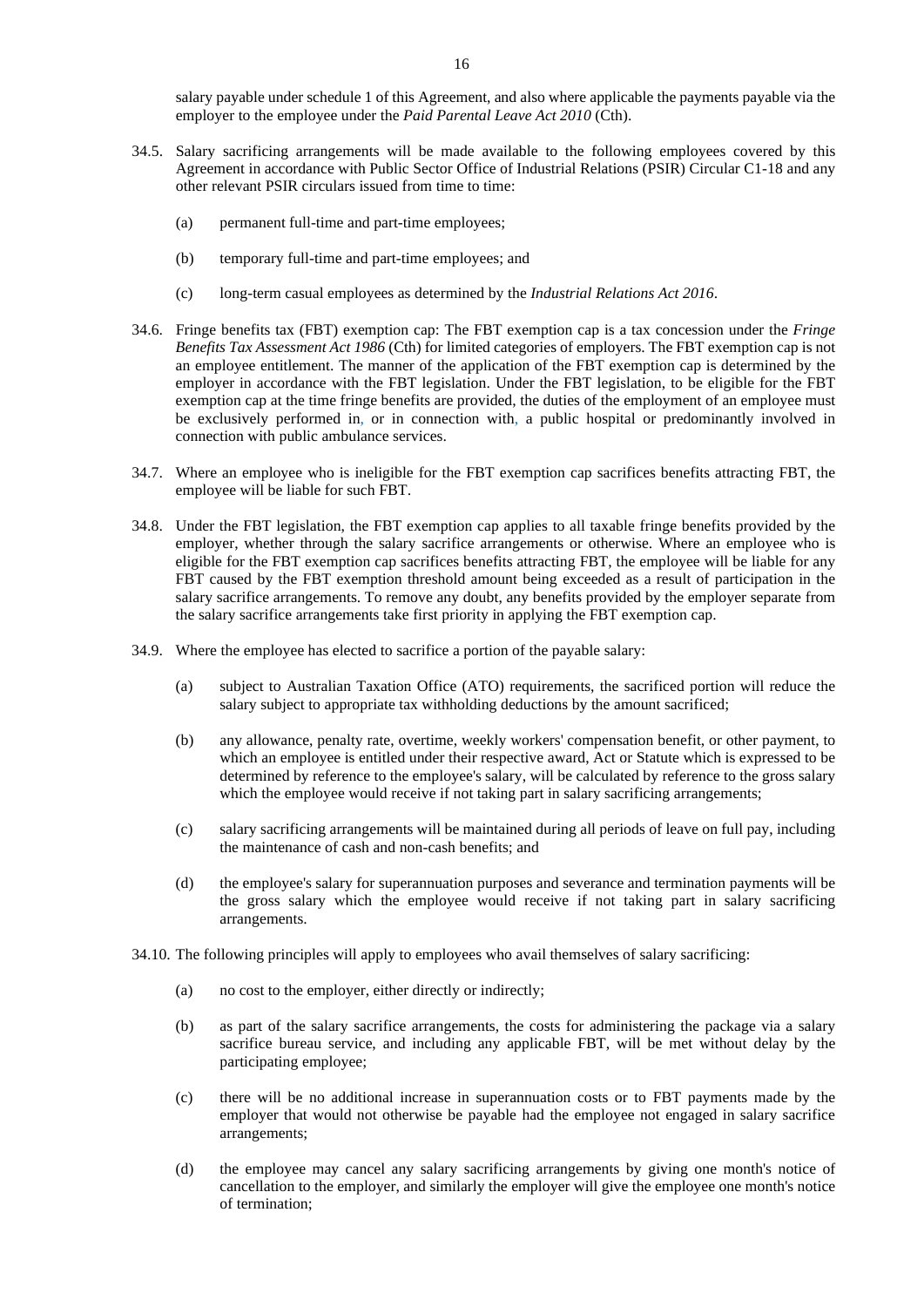salary payable under schedule 1 of this Agreement, and also where applicable the payments payable via the employer to the employee under the *Paid Parental Leave Act 2010* (Cth).

34.5. Salary sacrificing arrangements will be made available to the following employees covered by this Agreement in accordance with Public Sector Office of Industrial Relations (PSIR) Circular C1-18 and any other relevant PSIR circulars issued from time to time:

(a) permanent full-time and part-time employees;

(b) temporary full-time and part-time employees; and

(c) long-term casual employees as determined by the *Industrial Relations Act 2016*.

34.6. Fringe benefits tax (FBT) exemption cap: The FBT exemption cap is a tax concession under the *Fringe Benefits Tax Assessment Act 1986* (Cth) for limited categories of employers. The FBT exemption cap is not an employee entitlement. The manner of the application of the FBT exemption cap is determined by the employer in accordance with the FBT legislation. Under the FBT legislation, to be eligible for the FBT exemption cap at the time fringe benefits are provided, the duties of the employment of an employee must be exclusively performed in, or in connection with, a public hospital or predominantly involved in connection with public ambulance services.

34.7. Where an employee who is ineligible for the FBT exemption cap sacrifices benefits attracting FBT, the employee will be liable for such FBT.

34.8. Under the FBT legislation, the FBT exemption cap applies to all taxable fringe benefits provided by the employer, whether through the salary sacrifice arrangements or otherwise. Where an employee who is eligible for the FBT exemption cap sacrifices benefits attracting FBT, the employee will be liable for any FBT caused by the FBT exemption threshold amount being exceeded as a result of participation in the salary sacrifice arrangements. To remove any doubt, any benefits provided by the employer separate from the salary sacrifice arrangements take first priority in applying the FBT exemption cap.

34.9. Where the employee has elected to sacrifice a portion of the payable salary:

(a) subject to Australian Taxation Office (ATO) requirements, the sacrificed portion will reduce the salary subject to appropriate tax withholding deductions by the amount sacrificed;

(b) any allowance, penalty rate, overtime, weekly workers' compensation benefit, or other payment, to which an employee is entitled under their respective award, Act or Statute which is expressed to be determined by reference to the employee's salary, will be calculated by reference to the gross salary which the employee would receive if not taking part in salary sacrificing arrangements;

(c) salary sacrificing arrangements will be maintained during all periods of leave on full pay, including the maintenance of cash and non-cash benefits; and

(d) the employee's salary for superannuation purposes and severance and termination payments will be the gross salary which the employee would receive if not taking part in salary sacrificing arrangements.

34.10. The following principles will apply to employees who avail themselves of salary sacrificing:

(a) no cost to the employer, either directly or indirectly;

(b) as part of the salary sacrifice arrangements, the costs for administering the package via a salary sacrifice bureau service, and including any applicable FBT, will be met without delay by the participating employee;

(c) there will be no additional increase in superannuation costs or to FBT payments made by the employer that would not otherwise be payable had the employee not engaged in salary sacrifice arrangements;

(d) the employee may cancel any salary sacrificing arrangements by giving one month's notice of cancellation to the employer, and similarly the employer will give the employee one month's notice of termination;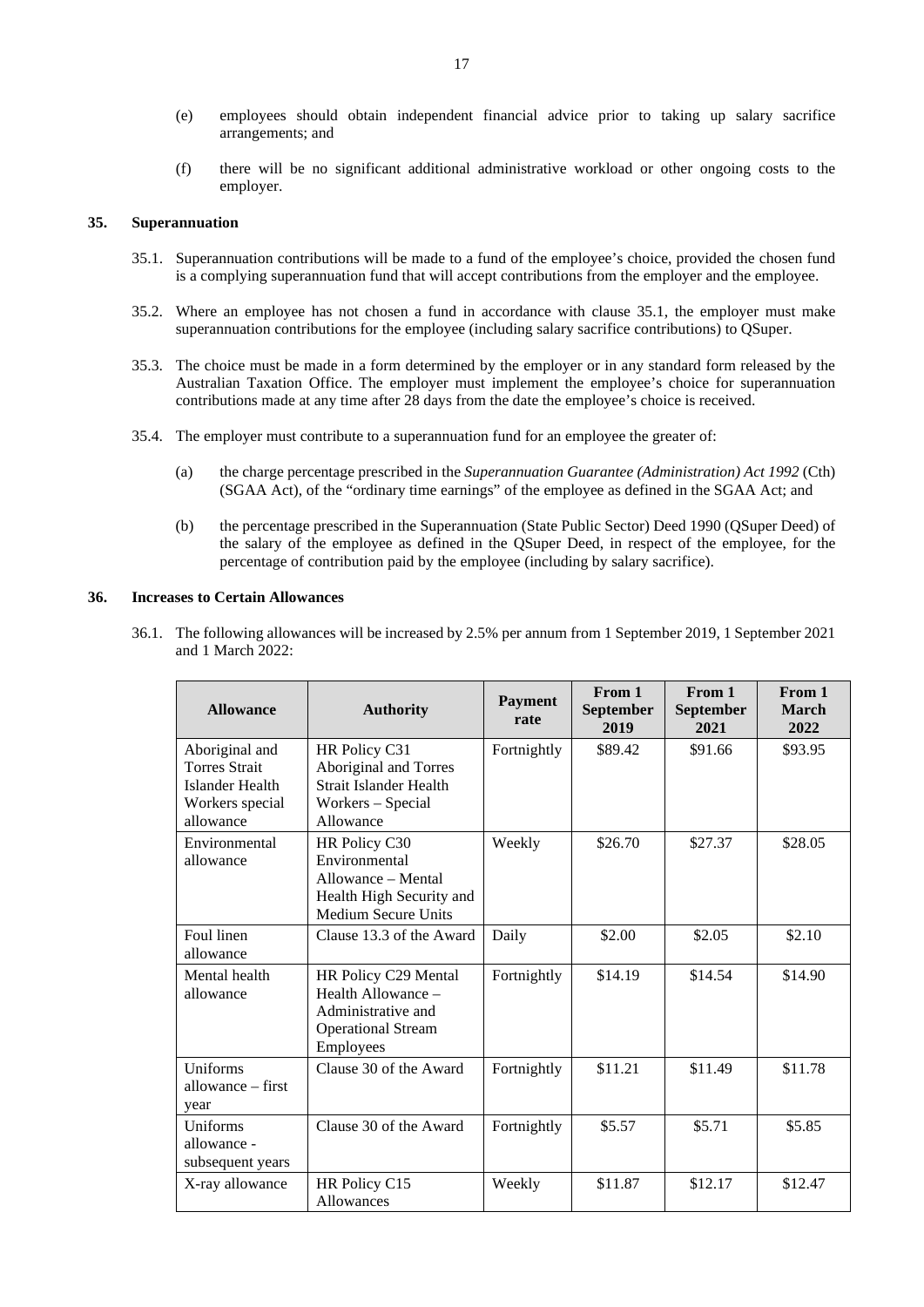(e) employees should obtain independent financial advice prior to taking up salary sacrifice arrangements; and

(f) there will be no significant additional administrative workload or other ongoing costs to the employer.

## 35. Superannuation

35.1. Superannuation contributions will be made to a fund of the employee's choice, provided the chosen fund is a complying superannuation fund that will accept contributions from the employer and the employee.

35.2. Where an employee has not chosen a fund in accordance with clause 35.1, the employer must make superannuation contributions for the employee (including salary sacrifice contributions) to QSuper.

35.3. The choice must be made in a form determined by the employer or in any standard form released by the Australian Taxation Office. The employer must implement the employee's choice for superannuation contributions made at any time after 28 days from the date the employee's choice is received.

35.4. The employer must contribute to a superannuation fund for an employee the greater of:

(a) the charge percentage prescribed in the *Superannuation Guarantee (Administration) Act 1992* (Cth) (SGAA Act), of the "ordinary time earnings" of the employee as defined in the SGAA Act; and

(b) the percentage prescribed in the Superannuation (State Public Sector) Deed 1990 (QSuper Deed) of the salary of the employee as defined in the QSuper Deed, in respect of the employee, for the percentage of contribution paid by the employee (including by salary sacrifice).

## 36. Increases to Certain Allowances

36.1. The following allowances will be increased by 2.5% per annum from 1 September 2019, 1 September 2021 and 1 March 2022:

| Allowance | Authority | Payment rate | From 1 September 2019 | From 1 September 2021 | From 1 March 2022 |
|---|---|---|---|---|---|
| Aboriginal and Torres Strait Islander Health Workers special allowance | HR Policy C31 Aboriginal and Torres Strait Islander Health Workers – Special Allowance | Fortnightly | $89.42 | $91.66 | $93.95 |
| Environmental allowance | HR Policy C30 Environmental Allowance – Mental Health High Security and Medium Secure Units | Weekly | $26.70 | $27.37 | $28.05 |
| Foul linen allowance | Clause 13.3 of the Award | Daily | $2.00 | $2.05 | $2.10 |
| Mental health allowance | HR Policy C29 Mental Health Allowance – Administrative and Operational Stream Employees | Fortnightly | $14.19 | $14.54 | $14.90 |
| Uniforms allowance – first year | Clause 30 of the Award | Fortnightly | $11.21 | $11.49 | $11.78 |
| Uniforms allowance - subsequent years | Clause 30 of the Award | Fortnightly | $5.57 | $5.71 | $5.85 |
| X-ray allowance | HR Policy C15 Allowances | Weekly | $11.87 | $12.17 | $12.47 |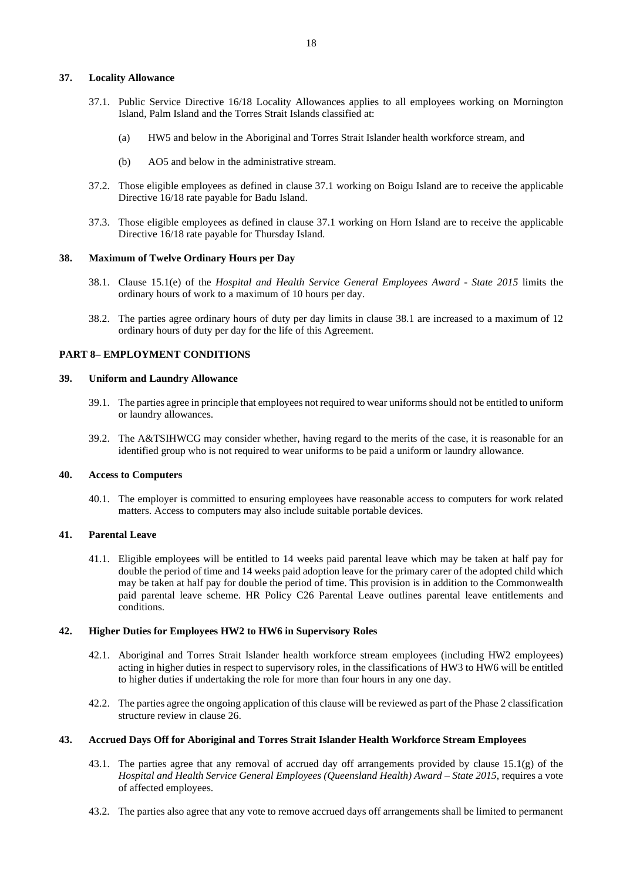### 37. Locality Allowance

37.1. Public Service Directive 16/18 Locality Allowances applies to all employees working on Mornington Island, Palm Island and the Torres Strait Islands classified at:

(a) HW5 and below in the Aboriginal and Torres Strait Islander health workforce stream, and

(b) AO5 and below in the administrative stream.

37.2. Those eligible employees as defined in clause 37.1 working on Boigu Island are to receive the applicable Directive 16/18 rate payable for Badu Island.

37.3. Those eligible employees as defined in clause 37.1 working on Horn Island are to receive the applicable Directive 16/18 rate payable for Thursday Island.

### 38. Maximum of Twelve Ordinary Hours per Day

38.1. Clause 15.1(e) of the *Hospital and Health Service General Employees Award - State 2015* limits the ordinary hours of work to a maximum of 10 hours per day.

38.2. The parties agree ordinary hours of duty per day limits in clause 38.1 are increased to a maximum of 12 ordinary hours of duty per day for the life of this Agreement.

## PART 8– EMPLOYMENT CONDITIONS

### 39. Uniform and Laundry Allowance

39.1. The parties agree in principle that employees not required to wear uniforms should not be entitled to uniform or laundry allowances.

39.2. The A&TSIHWCG may consider whether, having regard to the merits of the case, it is reasonable for an identified group who is not required to wear uniforms to be paid a uniform or laundry allowance.

### 40. Access to Computers

40.1. The employer is committed to ensuring employees have reasonable access to computers for work related matters. Access to computers may also include suitable portable devices.

### 41. Parental Leave

41.1. Eligible employees will be entitled to 14 weeks paid parental leave which may be taken at half pay for double the period of time and 14 weeks paid adoption leave for the primary carer of the adopted child which may be taken at half pay for double the period of time. This provision is in addition to the Commonwealth paid parental leave scheme. HR Policy C26 Parental Leave outlines parental leave entitlements and conditions.

### 42. Higher Duties for Employees HW2 to HW6 in Supervisory Roles

42.1. Aboriginal and Torres Strait Islander health workforce stream employees (including HW2 employees) acting in higher duties in respect to supervisory roles, in the classifications of HW3 to HW6 will be entitled to higher duties if undertaking the role for more than four hours in any one day.

42.2. The parties agree the ongoing application of this clause will be reviewed as part of the Phase 2 classification structure review in clause 26.

### 43. Accrued Days Off for Aboriginal and Torres Strait Islander Health Workforce Stream Employees

43.1. The parties agree that any removal of accrued day off arrangements provided by clause 15.1(g) of the *Hospital and Health Service General Employees (Queensland Health) Award – State 2015*, requires a vote of affected employees.

43.2. The parties also agree that any vote to remove accrued days off arrangements shall be limited to permanent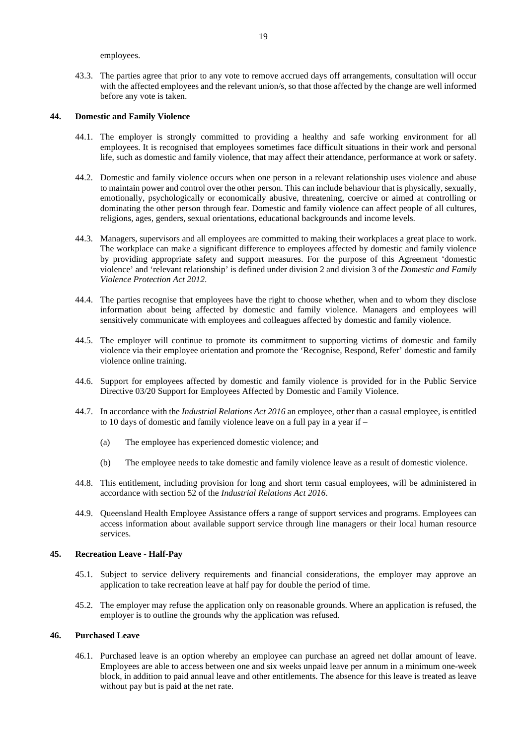employees.

43.3. The parties agree that prior to any vote to remove accrued days off arrangements, consultation will occur with the affected employees and the relevant union/s, so that those affected by the change are well informed before any vote is taken.

## 44. Domestic and Family Violence

44.1. The employer is strongly committed to providing a healthy and safe working environment for all employees. It is recognised that employees sometimes face difficult situations in their work and personal life, such as domestic and family violence, that may affect their attendance, performance at work or safety.

44.2. Domestic and family violence occurs when one person in a relevant relationship uses violence and abuse to maintain power and control over the other person. This can include behaviour that is physically, sexually, emotionally, psychologically or economically abusive, threatening, coercive or aimed at controlling or dominating the other person through fear. Domestic and family violence can affect people of all cultures, religions, ages, genders, sexual orientations, educational backgrounds and income levels.

44.3. Managers, supervisors and all employees are committed to making their workplaces a great place to work. The workplace can make a significant difference to employees affected by domestic and family violence by providing appropriate safety and support measures. For the purpose of this Agreement 'domestic violence' and 'relevant relationship' is defined under division 2 and division 3 of the *Domestic and Family Violence Protection Act 2012*.

44.4. The parties recognise that employees have the right to choose whether, when and to whom they disclose information about being affected by domestic and family violence. Managers and employees will sensitively communicate with employees and colleagues affected by domestic and family violence.

44.5. The employer will continue to promote its commitment to supporting victims of domestic and family violence via their employee orientation and promote the 'Recognise, Respond, Refer' domestic and family violence online training.

44.6. Support for employees affected by domestic and family violence is provided for in the Public Service Directive 03/20 Support for Employees Affected by Domestic and Family Violence.

44.7. In accordance with the *Industrial Relations Act 2016* an employee, other than a casual employee, is entitled to 10 days of domestic and family violence leave on a full pay in a year if –

(a) The employee has experienced domestic violence; and

(b) The employee needs to take domestic and family violence leave as a result of domestic violence.

44.8. This entitlement, including provision for long and short term casual employees, will be administered in accordance with section 52 of the *Industrial Relations Act 2016*.

44.9. Queensland Health Employee Assistance offers a range of support services and programs. Employees can access information about available support service through line managers or their local human resource services.

## 45. Recreation Leave - Half-Pay

45.1. Subject to service delivery requirements and financial considerations, the employer may approve an application to take recreation leave at half pay for double the period of time.

45.2. The employer may refuse the application only on reasonable grounds. Where an application is refused, the employer is to outline the grounds why the application was refused.

## 46. Purchased Leave

46.1. Purchased leave is an option whereby an employee can purchase an agreed net dollar amount of leave. Employees are able to access between one and six weeks unpaid leave per annum in a minimum one-week block, in addition to paid annual leave and other entitlements. The absence for this leave is treated as leave without pay but is paid at the net rate.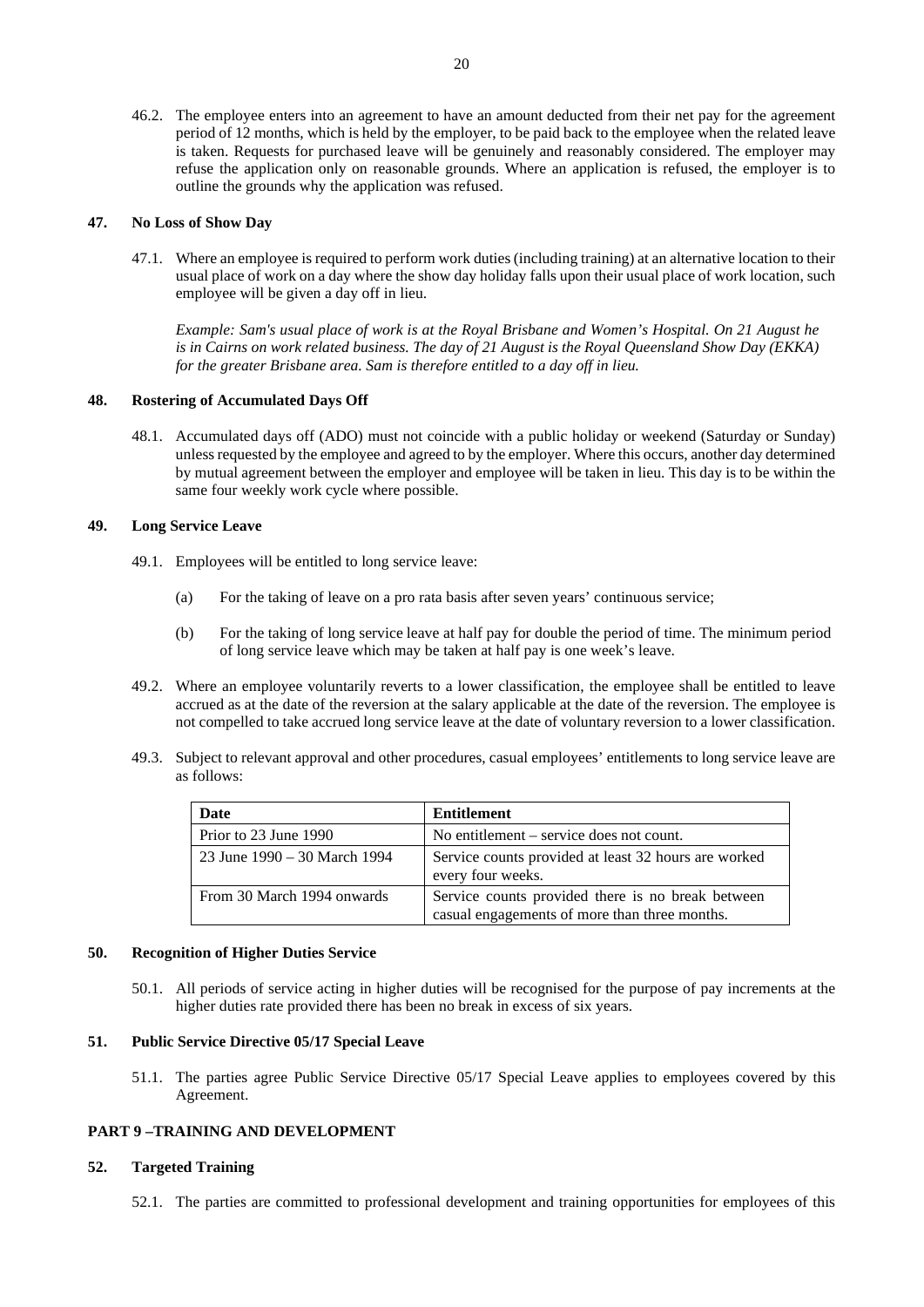46.2. The employee enters into an agreement to have an amount deducted from their net pay for the agreement period of 12 months, which is held by the employer, to be paid back to the employee when the related leave is taken. Requests for purchased leave will be genuinely and reasonably considered. The employer may refuse the application only on reasonable grounds. Where an application is refused, the employer is to outline the grounds why the application was refused.

### 47. No Loss of Show Day

47.1. Where an employee is required to perform work duties (including training) at an alternative location to their usual place of work on a day where the show day holiday falls upon their usual place of work location, such employee will be given a day off in lieu.

*Example: Sam's usual place of work is at the Royal Brisbane and Women's Hospital. On 21 August he is in Cairns on work related business. The day of 21 August is the Royal Queensland Show Day (EKKA) for the greater Brisbane area. Sam is therefore entitled to a day off in lieu.*

### 48. Rostering of Accumulated Days Off

48.1. Accumulated days off (ADO) must not coincide with a public holiday or weekend (Saturday or Sunday) unless requested by the employee and agreed to by the employer. Where this occurs, another day determined by mutual agreement between the employer and employee will be taken in lieu. This day is to be within the same four weekly work cycle where possible.

### 49. Long Service Leave

49.1. Employees will be entitled to long service leave:

(a) For the taking of leave on a pro rata basis after seven years' continuous service;

(b) For the taking of long service leave at half pay for double the period of time. The minimum period of long service leave which may be taken at half pay is one week's leave.

49.2. Where an employee voluntarily reverts to a lower classification, the employee shall be entitled to leave accrued as at the date of the reversion at the salary applicable at the date of the reversion. The employee is not compelled to take accrued long service leave at the date of voluntary reversion to a lower classification.

49.3. Subject to relevant approval and other procedures, casual employees' entitlements to long service leave are as follows:

| Date | Entitlement |
|---|---|
| Prior to 23 June 1990 | No entitlement – service does not count. |
| 23 June 1990 – 30 March 1994 | Service counts provided at least 32 hours are worked every four weeks. |
| From 30 March 1994 onwards | Service counts provided there is no break between casual engagements of more than three months. |

### 50. Recognition of Higher Duties Service

50.1. All periods of service acting in higher duties will be recognised for the purpose of pay increments at the higher duties rate provided there has been no break in excess of six years.

### 51. Public Service Directive 05/17 Special Leave

51.1. The parties agree Public Service Directive 05/17 Special Leave applies to employees covered by this Agreement.

## PART 9 –TRAINING AND DEVELOPMENT

### 52. Targeted Training

52.1. The parties are committed to professional development and training opportunities for employees of this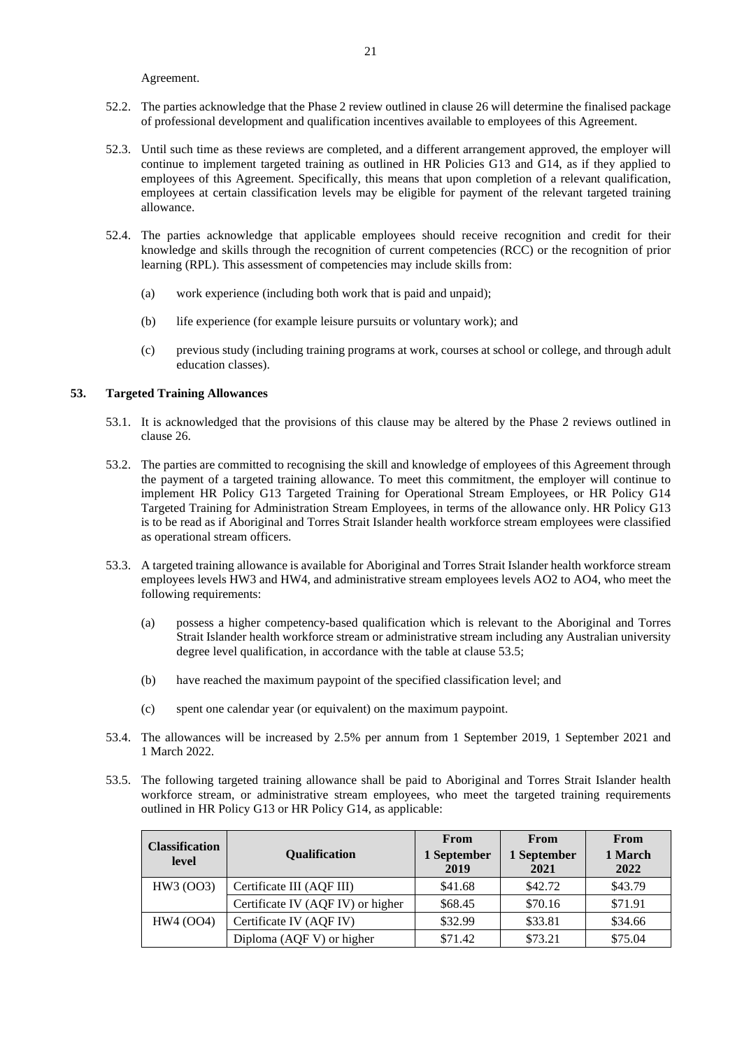Agreement.

52.2. The parties acknowledge that the Phase 2 review outlined in clause 26 will determine the finalised package of professional development and qualification incentives available to employees of this Agreement.

52.3. Until such time as these reviews are completed, and a different arrangement approved, the employer will continue to implement targeted training as outlined in HR Policies G13 and G14, as if they applied to employees of this Agreement. Specifically, this means that upon completion of a relevant qualification, employees at certain classification levels may be eligible for payment of the relevant targeted training allowance.

52.4. The parties acknowledge that applicable employees should receive recognition and credit for their knowledge and skills through the recognition of current competencies (RCC) or the recognition of prior learning (RPL). This assessment of competencies may include skills from:

(a) work experience (including both work that is paid and unpaid);

(b) life experience (for example leisure pursuits or voluntary work); and

(c) previous study (including training programs at work, courses at school or college, and through adult education classes).

## 53. Targeted Training Allowances

53.1. It is acknowledged that the provisions of this clause may be altered by the Phase 2 reviews outlined in clause 26.

53.2. The parties are committed to recognising the skill and knowledge of employees of this Agreement through the payment of a targeted training allowance. To meet this commitment, the employer will continue to implement HR Policy G13 Targeted Training for Operational Stream Employees, or HR Policy G14 Targeted Training for Administration Stream Employees, in terms of the allowance only. HR Policy G13 is to be read as if Aboriginal and Torres Strait Islander health workforce stream employees were classified as operational stream officers.

53.3. A targeted training allowance is available for Aboriginal and Torres Strait Islander health workforce stream employees levels HW3 and HW4, and administrative stream employees levels AO2 to AO4, who meet the following requirements:

(a) possess a higher competency-based qualification which is relevant to the Aboriginal and Torres Strait Islander health workforce stream or administrative stream including any Australian university degree level qualification, in accordance with the table at clause 53.5;

(b) have reached the maximum paypoint of the specified classification level; and

(c) spent one calendar year (or equivalent) on the maximum paypoint.

53.4. The allowances will be increased by 2.5% per annum from 1 September 2019, 1 September 2021 and 1 March 2022.

53.5. The following targeted training allowance shall be paid to Aboriginal and Torres Strait Islander health workforce stream, or administrative stream employees, who meet the targeted training requirements outlined in HR Policy G13 or HR Policy G14, as applicable:

| Classification level | Qualification | From 1 September 2019 | From 1 September 2021 | From 1 March 2022 |
|---|---|---|---|---|
| HW3 (OO3) | Certificate III (AQF III) | $41.68 | $42.72 | $43.79 |
| | Certificate IV (AQF IV) or higher | $68.45 | $70.16 | $71.91 |
| HW4 (OO4) | Certificate IV (AQF IV) | $32.99 | $33.81 | $34.66 |
| | Diploma (AQF V) or higher | $71.42 | $73.21 | $75.04 |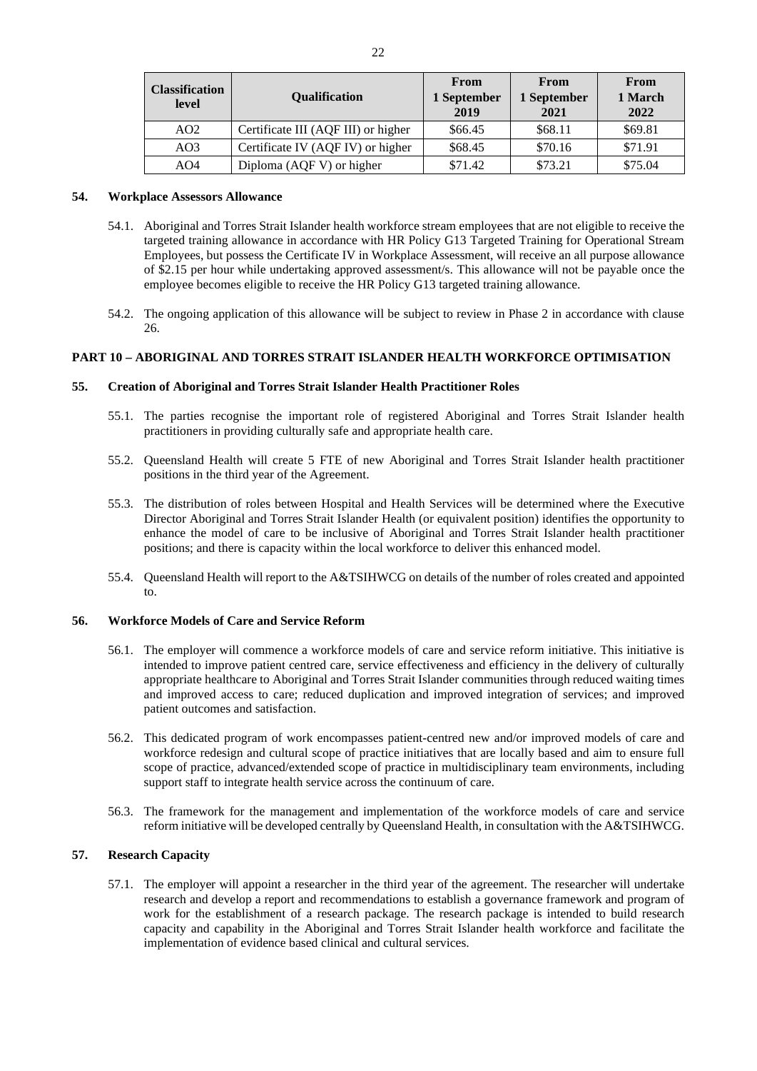| Classification level | Qualification | From 1 September 2019 | From 1 September 2021 | From 1 March 2022 |
|---|---|---|---|---|
| AO2 | Certificate III (AQF III) or higher | $66.45 | $68.11 | $69.81 |
| AO3 | Certificate IV (AQF IV) or higher | $68.45 | $70.16 | $71.91 |
| AO4 | Diploma (AQF V) or higher | $71.42 | $73.21 | $75.04 |

### 54. Workplace Assessors Allowance

54.1. Aboriginal and Torres Strait Islander health workforce stream employees that are not eligible to receive the targeted training allowance in accordance with HR Policy G13 Targeted Training for Operational Stream Employees, but possess the Certificate IV in Workplace Assessment, will receive an all purpose allowance of $2.15 per hour while undertaking approved assessment/s. This allowance will not be payable once the employee becomes eligible to receive the HR Policy G13 targeted training allowance.

54.2. The ongoing application of this allowance will be subject to review in Phase 2 in accordance with clause 26.

## PART 10 – ABORIGINAL AND TORRES STRAIT ISLANDER HEALTH WORKFORCE OPTIMISATION

### 55. Creation of Aboriginal and Torres Strait Islander Health Practitioner Roles

55.1. The parties recognise the important role of registered Aboriginal and Torres Strait Islander health practitioners in providing culturally safe and appropriate health care.

55.2. Queensland Health will create 5 FTE of new Aboriginal and Torres Strait Islander health practitioner positions in the third year of the Agreement.

55.3. The distribution of roles between Hospital and Health Services will be determined where the Executive Director Aboriginal and Torres Strait Islander Health (or equivalent position) identifies the opportunity to enhance the model of care to be inclusive of Aboriginal and Torres Strait Islander health practitioner positions; and there is capacity within the local workforce to deliver this enhanced model.

55.4. Queensland Health will report to the A&TSIHWCG on details of the number of roles created and appointed to.

### 56. Workforce Models of Care and Service Reform

56.1. The employer will commence a workforce models of care and service reform initiative. This initiative is intended to improve patient centred care, service effectiveness and efficiency in the delivery of culturally appropriate healthcare to Aboriginal and Torres Strait Islander communities through reduced waiting times and improved access to care; reduced duplication and improved integration of services; and improved patient outcomes and satisfaction.

56.2. This dedicated program of work encompasses patient-centred new and/or improved models of care and workforce redesign and cultural scope of practice initiatives that are locally based and aim to ensure full scope of practice, advanced/extended scope of practice in multidisciplinary team environments, including support staff to integrate health service across the continuum of care.

56.3. The framework for the management and implementation of the workforce models of care and service reform initiative will be developed centrally by Queensland Health, in consultation with the A&TSIHWCG.

### 57. Research Capacity

57.1. The employer will appoint a researcher in the third year of the agreement. The researcher will undertake research and develop a report and recommendations to establish a governance framework and program of work for the establishment of a research package. The research package is intended to build research capacity and capability in the Aboriginal and Torres Strait Islander health workforce and facilitate the implementation of evidence based clinical and cultural services.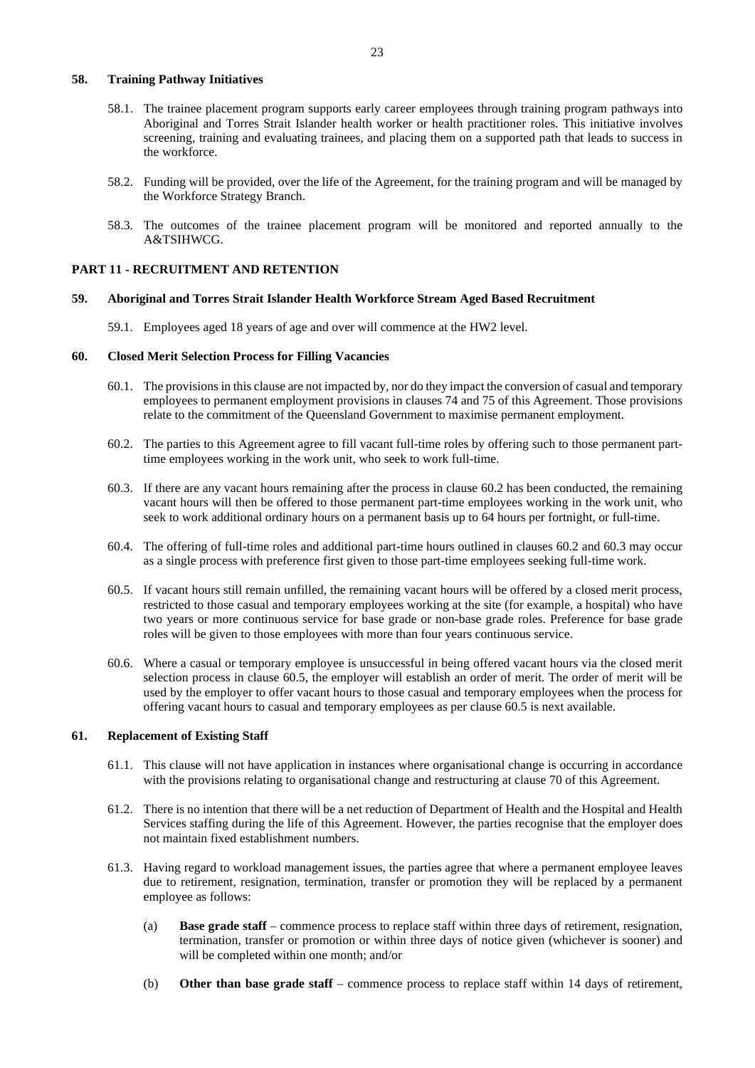## 58. Training Pathway Initiatives

58.1. The trainee placement program supports early career employees through training program pathways into Aboriginal and Torres Strait Islander health worker or health practitioner roles. This initiative involves screening, training and evaluating trainees, and placing them on a supported path that leads to success in the workforce.

58.2. Funding will be provided, over the life of the Agreement, for the training program and will be managed by the Workforce Strategy Branch.

58.3. The outcomes of the trainee placement program will be monitored and reported annually to the A&TSIHWCG.

# PART 11 - RECRUITMENT AND RETENTION

## 59. Aboriginal and Torres Strait Islander Health Workforce Stream Aged Based Recruitment

59.1. Employees aged 18 years of age and over will commence at the HW2 level.

## 60. Closed Merit Selection Process for Filling Vacancies

60.1. The provisions in this clause are not impacted by, nor do they impact the conversion of casual and temporary employees to permanent employment provisions in clauses 74 and 75 of this Agreement. Those provisions relate to the commitment of the Queensland Government to maximise permanent employment.

60.2. The parties to this Agreement agree to fill vacant full-time roles by offering such to those permanent part-time employees working in the work unit, who seek to work full-time.

60.3. If there are any vacant hours remaining after the process in clause 60.2 has been conducted, the remaining vacant hours will then be offered to those permanent part-time employees working in the work unit, who seek to work additional ordinary hours on a permanent basis up to 64 hours per fortnight, or full-time.

60.4. The offering of full-time roles and additional part-time hours outlined in clauses 60.2 and 60.3 may occur as a single process with preference first given to those part-time employees seeking full-time work.

60.5. If vacant hours still remain unfilled, the remaining vacant hours will be offered by a closed merit process, restricted to those casual and temporary employees working at the site (for example, a hospital) who have two years or more continuous service for base grade or non-base grade roles. Preference for base grade roles will be given to those employees with more than four years continuous service.

60.6. Where a casual or temporary employee is unsuccessful in being offered vacant hours via the closed merit selection process in clause 60.5, the employer will establish an order of merit. The order of merit will be used by the employer to offer vacant hours to those casual and temporary employees when the process for offering vacant hours to casual and temporary employees as per clause 60.5 is next available.

## 61. Replacement of Existing Staff

61.1. This clause will not have application in instances where organisational change is occurring in accordance with the provisions relating to organisational change and restructuring at clause 70 of this Agreement.

61.2. There is no intention that there will be a net reduction of Department of Health and the Hospital and Health Services staffing during the life of this Agreement. However, the parties recognise that the employer does not maintain fixed establishment numbers.

61.3. Having regard to workload management issues, the parties agree that where a permanent employee leaves due to retirement, resignation, termination, transfer or promotion they will be replaced by a permanent employee as follows:

(a) **Base grade staff** – commence process to replace staff within three days of retirement, resignation, termination, transfer or promotion or within three days of notice given (whichever is sooner) and will be completed within one month; and/or

(b) **Other than base grade staff** – commence process to replace staff within 14 days of retirement,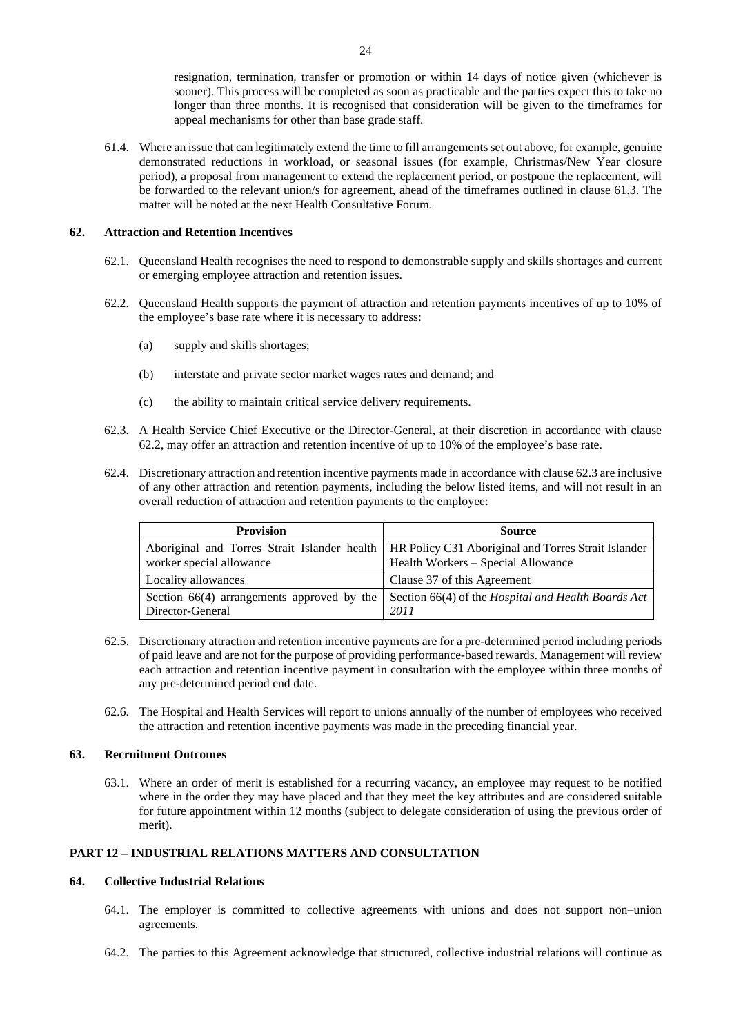resignation, termination, transfer or promotion or within 14 days of notice given (whichever is sooner). This process will be completed as soon as practicable and the parties expect this to take no longer than three months. It is recognised that consideration will be given to the timeframes for appeal mechanisms for other than base grade staff.

61.4. Where an issue that can legitimately extend the time to fill arrangements set out above, for example, genuine demonstrated reductions in workload, or seasonal issues (for example, Christmas/New Year closure period), a proposal from management to extend the replacement period, or postpone the replacement, will be forwarded to the relevant union/s for agreement, ahead of the timeframes outlined in clause 61.3. The matter will be noted at the next Health Consultative Forum.

## 62. Attraction and Retention Incentives

62.1. Queensland Health recognises the need to respond to demonstrable supply and skills shortages and current or emerging employee attraction and retention issues.

62.2. Queensland Health supports the payment of attraction and retention payments incentives of up to 10% of the employee's base rate where it is necessary to address:

(a) supply and skills shortages;

(b) interstate and private sector market wages rates and demand; and

(c) the ability to maintain critical service delivery requirements.

62.3. A Health Service Chief Executive or the Director-General, at their discretion in accordance with clause 62.2, may offer an attraction and retention incentive of up to 10% of the employee's base rate.

62.4. Discretionary attraction and retention incentive payments made in accordance with clause 62.3 are inclusive of any other attraction and retention payments, including the below listed items, and will not result in an overall reduction of attraction and retention payments to the employee:

| Provision | Source |
| --- | --- |
| Aboriginal and Torres Strait Islander health worker special allowance | HR Policy C31 Aboriginal and Torres Strait Islander Health Workers – Special Allowance |
| Locality allowances | Clause 37 of this Agreement |
| Section 66(4) arrangements approved by the Director-General | Section 66(4) of the *Hospital and Health Boards Act 2011* |

62.5. Discretionary attraction and retention incentive payments are for a pre-determined period including periods of paid leave and are not for the purpose of providing performance-based rewards. Management will review each attraction and retention incentive payment in consultation with the employee within three months of any pre-determined period end date.

62.6. The Hospital and Health Services will report to unions annually of the number of employees who received the attraction and retention incentive payments was made in the preceding financial year.

## 63. Recruitment Outcomes

63.1. Where an order of merit is established for a recurring vacancy, an employee may request to be notified where in the order they may have placed and that they meet the key attributes and are considered suitable for future appointment within 12 months (subject to delegate consideration of using the previous order of merit).

# PART 12 – INDUSTRIAL RELATIONS MATTERS AND CONSULTATION

## 64. Collective Industrial Relations

64.1. The employer is committed to collective agreements with unions and does not support non–union agreements.

64.2. The parties to this Agreement acknowledge that structured, collective industrial relations will continue as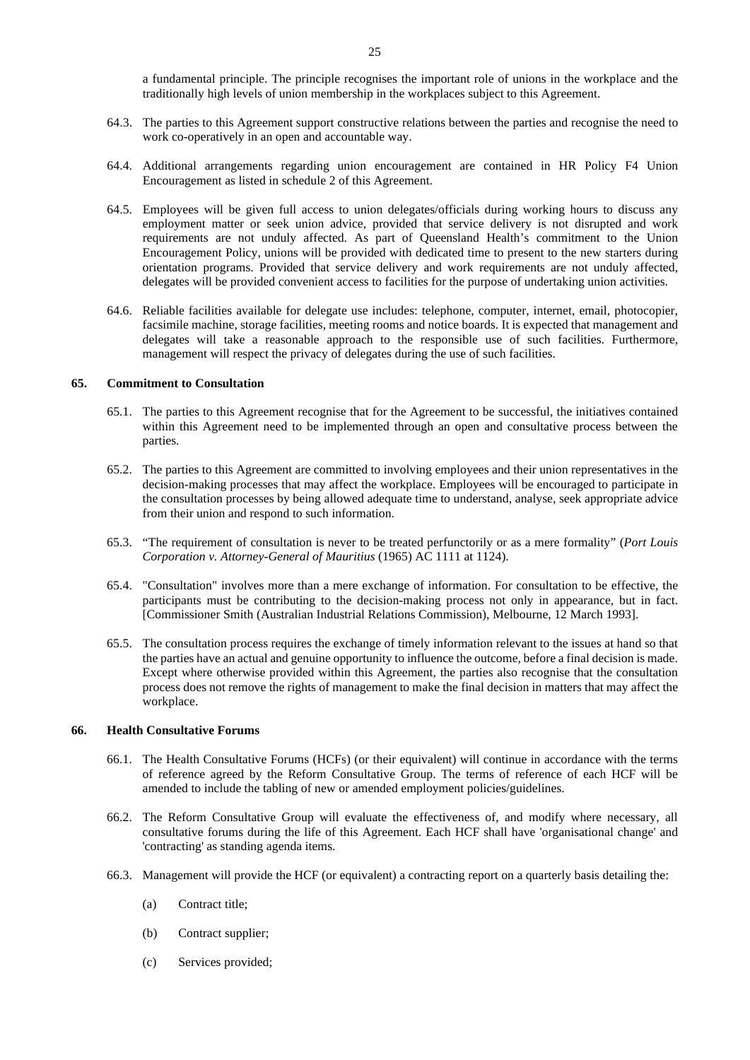a fundamental principle. The principle recognises the important role of unions in the workplace and the traditionally high levels of union membership in the workplaces subject to this Agreement.

64.3. The parties to this Agreement support constructive relations between the parties and recognise the need to work co-operatively in an open and accountable way.

64.4. Additional arrangements regarding union encouragement are contained in HR Policy F4 Union Encouragement as listed in schedule 2 of this Agreement.

64.5. Employees will be given full access to union delegates/officials during working hours to discuss any employment matter or seek union advice, provided that service delivery is not disrupted and work requirements are not unduly affected. As part of Queensland Health's commitment to the Union Encouragement Policy, unions will be provided with dedicated time to present to the new starters during orientation programs. Provided that service delivery and work requirements are not unduly affected, delegates will be provided convenient access to facilities for the purpose of undertaking union activities.

64.6. Reliable facilities available for delegate use includes: telephone, computer, internet, email, photocopier, facsimile machine, storage facilities, meeting rooms and notice boards. It is expected that management and delegates will take a reasonable approach to the responsible use of such facilities. Furthermore, management will respect the privacy of delegates during the use of such facilities.

## 65. Commitment to Consultation

65.1. The parties to this Agreement recognise that for the Agreement to be successful, the initiatives contained within this Agreement need to be implemented through an open and consultative process between the parties.

65.2. The parties to this Agreement are committed to involving employees and their union representatives in the decision-making processes that may affect the workplace. Employees will be encouraged to participate in the consultation processes by being allowed adequate time to understand, analyse, seek appropriate advice from their union and respond to such information.

65.3. "The requirement of consultation is never to be treated perfunctorily or as a mere formality" (*Port Louis Corporation v. Attorney-General of Mauritius* (1965) AC 1111 at 1124).

65.4. "Consultation" involves more than a mere exchange of information. For consultation to be effective, the participants must be contributing to the decision-making process not only in appearance, but in fact. [Commissioner Smith (Australian Industrial Relations Commission), Melbourne, 12 March 1993].

65.5. The consultation process requires the exchange of timely information relevant to the issues at hand so that the parties have an actual and genuine opportunity to influence the outcome, before a final decision is made. Except where otherwise provided within this Agreement, the parties also recognise that the consultation process does not remove the rights of management to make the final decision in matters that may affect the workplace.

## 66. Health Consultative Forums

66.1. The Health Consultative Forums (HCFs) (or their equivalent) will continue in accordance with the terms of reference agreed by the Reform Consultative Group. The terms of reference of each HCF will be amended to include the tabling of new or amended employment policies/guidelines.

66.2. The Reform Consultative Group will evaluate the effectiveness of, and modify where necessary, all consultative forums during the life of this Agreement. Each HCF shall have 'organisational change' and 'contracting' as standing agenda items.

66.3. Management will provide the HCF (or equivalent) a contracting report on a quarterly basis detailing the:

(a) Contract title;

(b) Contract supplier;

(c) Services provided;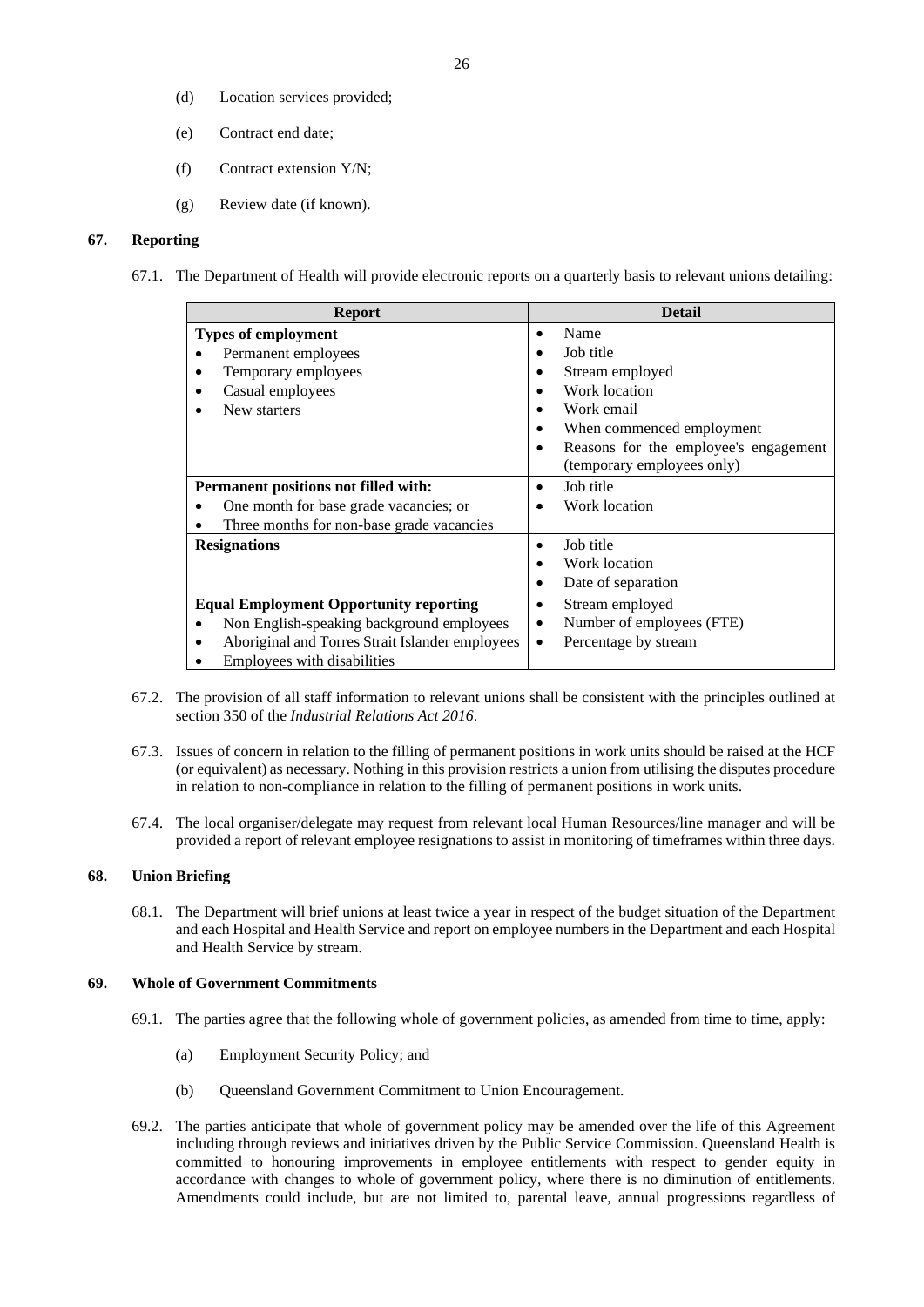(d) Location services provided;

(e) Contract end date;

(f) Contract extension Y/N;

(g) Review date (if known).

### 67. Reporting

67.1. The Department of Health will provide electronic reports on a quarterly basis to relevant unions detailing:

| Report | Detail |
|---|---|
| **Types of employment**<br>• Permanent employees<br>• Temporary employees<br>• Casual employees<br>• New starters | • Name<br>• Job title<br>• Stream employed<br>• Work location<br>• Work email<br>• When commenced employment<br>• Reasons for the employee's engagement (temporary employees only) |
| **Permanent positions not filled with:**<br>• One month for base grade vacancies; or<br>• Three months for non-base grade vacancies | • Job title<br>• Work location |
| **Resignations** | • Job title<br>• Work location<br>• Date of separation |
| **Equal Employment Opportunity reporting**<br>• Non English-speaking background employees<br>• Aboriginal and Torres Strait Islander employees<br>• Employees with disabilities | • Stream employed<br>• Number of employees (FTE)<br>• Percentage by stream |

67.2. The provision of all staff information to relevant unions shall be consistent with the principles outlined at section 350 of the *Industrial Relations Act 2016*.

67.3. Issues of concern in relation to the filling of permanent positions in work units should be raised at the HCF (or equivalent) as necessary. Nothing in this provision restricts a union from utilising the disputes procedure in relation to non-compliance in relation to the filling of permanent positions in work units.

67.4. The local organiser/delegate may request from relevant local Human Resources/line manager and will be provided a report of relevant employee resignations to assist in monitoring of timeframes within three days.

### 68. Union Briefing

68.1. The Department will brief unions at least twice a year in respect of the budget situation of the Department and each Hospital and Health Service and report on employee numbers in the Department and each Hospital and Health Service by stream.

### 69. Whole of Government Commitments

69.1. The parties agree that the following whole of government policies, as amended from time to time, apply:

(a) Employment Security Policy; and

(b) Queensland Government Commitment to Union Encouragement.

69.2. The parties anticipate that whole of government policy may be amended over the life of this Agreement including through reviews and initiatives driven by the Public Service Commission. Queensland Health is committed to honouring improvements in employee entitlements with respect to gender equity in accordance with changes to whole of government policy, where there is no diminution of entitlements. Amendments could include, but are not limited to, parental leave, annual progressions regardless of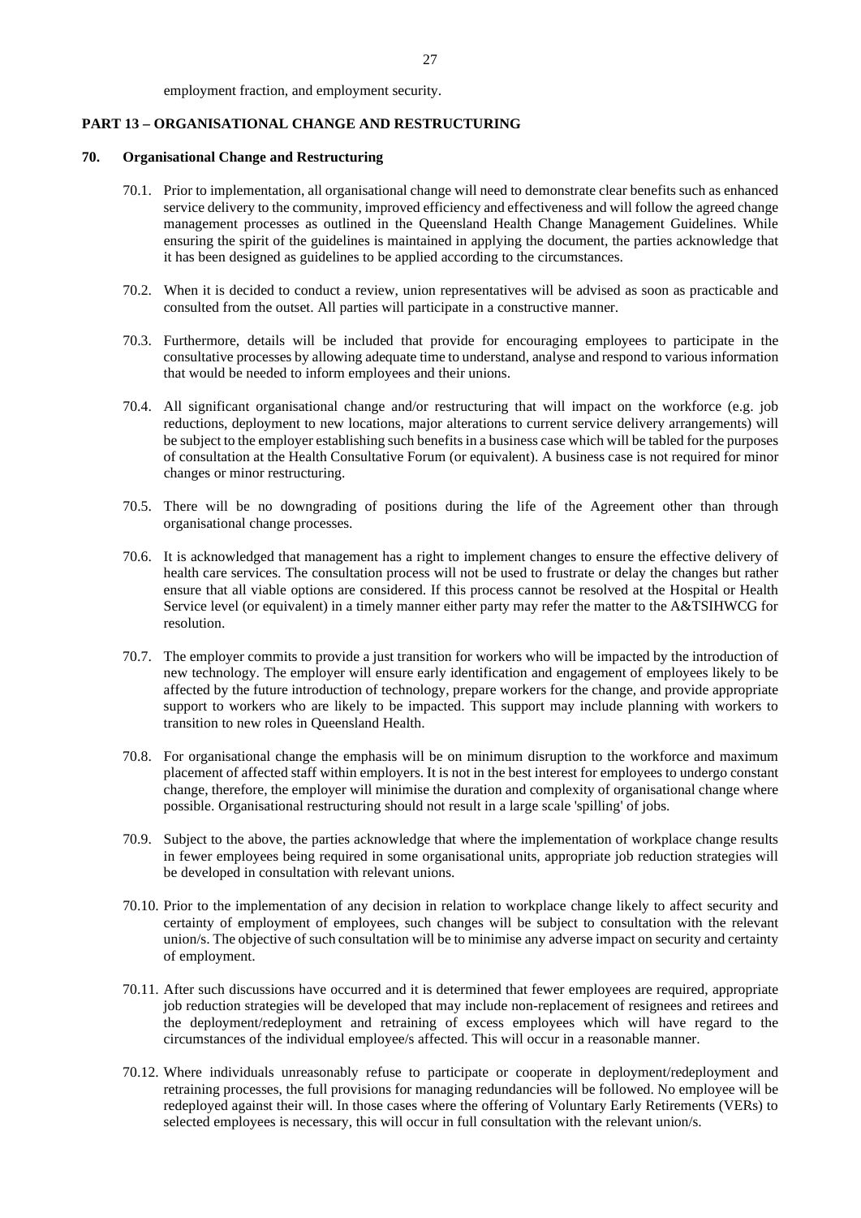employment fraction, and employment security.

## PART 13 – ORGANISATIONAL CHANGE AND RESTRUCTURING

### 70. Organisational Change and Restructuring

70.1. Prior to implementation, all organisational change will need to demonstrate clear benefits such as enhanced service delivery to the community, improved efficiency and effectiveness and will follow the agreed change management processes as outlined in the Queensland Health Change Management Guidelines. While ensuring the spirit of the guidelines is maintained in applying the document, the parties acknowledge that it has been designed as guidelines to be applied according to the circumstances.

70.2. When it is decided to conduct a review, union representatives will be advised as soon as practicable and consulted from the outset. All parties will participate in a constructive manner.

70.3. Furthermore, details will be included that provide for encouraging employees to participate in the consultative processes by allowing adequate time to understand, analyse and respond to various information that would be needed to inform employees and their unions.

70.4. All significant organisational change and/or restructuring that will impact on the workforce (e.g. job reductions, deployment to new locations, major alterations to current service delivery arrangements) will be subject to the employer establishing such benefits in a business case which will be tabled for the purposes of consultation at the Health Consultative Forum (or equivalent). A business case is not required for minor changes or minor restructuring.

70.5. There will be no downgrading of positions during the life of the Agreement other than through organisational change processes.

70.6. It is acknowledged that management has a right to implement changes to ensure the effective delivery of health care services. The consultation process will not be used to frustrate or delay the changes but rather ensure that all viable options are considered. If this process cannot be resolved at the Hospital or Health Service level (or equivalent) in a timely manner either party may refer the matter to the A&TSIHWCG for resolution.

70.7. The employer commits to provide a just transition for workers who will be impacted by the introduction of new technology. The employer will ensure early identification and engagement of employees likely to be affected by the future introduction of technology, prepare workers for the change, and provide appropriate support to workers who are likely to be impacted. This support may include planning with workers to transition to new roles in Queensland Health.

70.8. For organisational change the emphasis will be on minimum disruption to the workforce and maximum placement of affected staff within employers. It is not in the best interest for employees to undergo constant change, therefore, the employer will minimise the duration and complexity of organisational change where possible. Organisational restructuring should not result in a large scale 'spilling' of jobs.

70.9. Subject to the above, the parties acknowledge that where the implementation of workplace change results in fewer employees being required in some organisational units, appropriate job reduction strategies will be developed in consultation with relevant unions.

70.10. Prior to the implementation of any decision in relation to workplace change likely to affect security and certainty of employment of employees, such changes will be subject to consultation with the relevant union/s. The objective of such consultation will be to minimise any adverse impact on security and certainty of employment.

70.11. After such discussions have occurred and it is determined that fewer employees are required, appropriate job reduction strategies will be developed that may include non-replacement of resignees and retirees and the deployment/redeployment and retraining of excess employees which will have regard to the circumstances of the individual employee/s affected. This will occur in a reasonable manner.

70.12. Where individuals unreasonably refuse to participate or cooperate in deployment/redeployment and retraining processes, the full provisions for managing redundancies will be followed. No employee will be redeployed against their will. In those cases where the offering of Voluntary Early Retirements (VERs) to selected employees is necessary, this will occur in full consultation with the relevant union/s.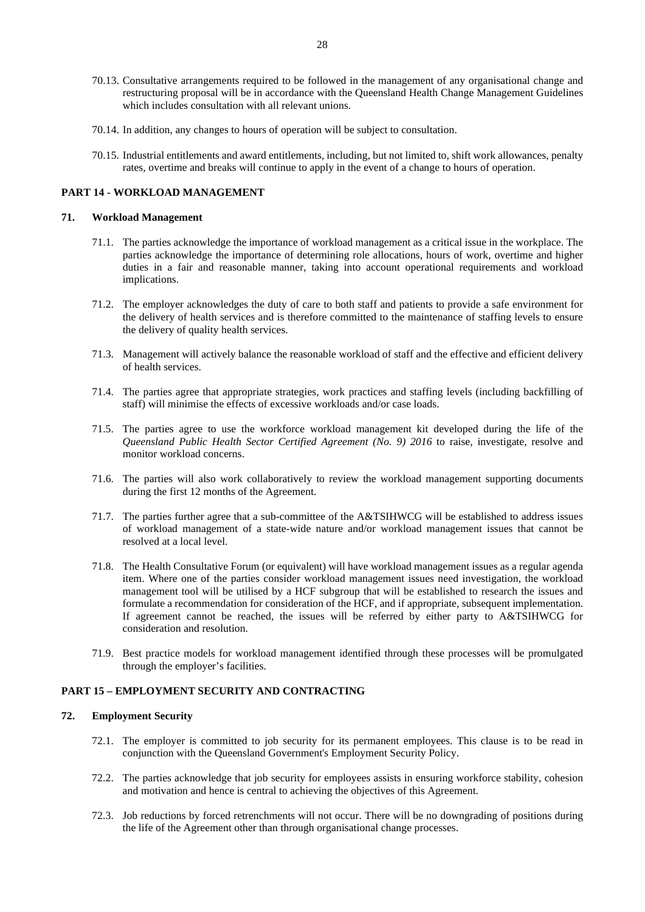70.13. Consultative arrangements required to be followed in the management of any organisational change and restructuring proposal will be in accordance with the Queensland Health Change Management Guidelines which includes consultation with all relevant unions.

70.14. In addition, any changes to hours of operation will be subject to consultation.

70.15. Industrial entitlements and award entitlements, including, but not limited to, shift work allowances, penalty rates, overtime and breaks will continue to apply in the event of a change to hours of operation.

## PART 14 - WORKLOAD MANAGEMENT

### 71. Workload Management

71.1. The parties acknowledge the importance of workload management as a critical issue in the workplace. The parties acknowledge the importance of determining role allocations, hours of work, overtime and higher duties in a fair and reasonable manner, taking into account operational requirements and workload implications.

71.2. The employer acknowledges the duty of care to both staff and patients to provide a safe environment for the delivery of health services and is therefore committed to the maintenance of staffing levels to ensure the delivery of quality health services.

71.3. Management will actively balance the reasonable workload of staff and the effective and efficient delivery of health services.

71.4. The parties agree that appropriate strategies, work practices and staffing levels (including backfilling of staff) will minimise the effects of excessive workloads and/or case loads.

71.5. The parties agree to use the workforce workload management kit developed during the life of the *Queensland Public Health Sector Certified Agreement (No. 9) 2016* to raise, investigate, resolve and monitor workload concerns.

71.6. The parties will also work collaboratively to review the workload management supporting documents during the first 12 months of the Agreement.

71.7. The parties further agree that a sub-committee of the A&TSIHWCG will be established to address issues of workload management of a state-wide nature and/or workload management issues that cannot be resolved at a local level.

71.8. The Health Consultative Forum (or equivalent) will have workload management issues as a regular agenda item. Where one of the parties consider workload management issues need investigation, the workload management tool will be utilised by a HCF subgroup that will be established to research the issues and formulate a recommendation for consideration of the HCF, and if appropriate, subsequent implementation. If agreement cannot be reached, the issues will be referred by either party to A&TSIHWCG for consideration and resolution.

71.9. Best practice models for workload management identified through these processes will be promulgated through the employer's facilities.

## PART 15 – EMPLOYMENT SECURITY AND CONTRACTING

### 72. Employment Security

72.1. The employer is committed to job security for its permanent employees. This clause is to be read in conjunction with the Queensland Government's Employment Security Policy.

72.2. The parties acknowledge that job security for employees assists in ensuring workforce stability, cohesion and motivation and hence is central to achieving the objectives of this Agreement.

72.3. Job reductions by forced retrenchments will not occur. There will be no downgrading of positions during the life of the Agreement other than through organisational change processes.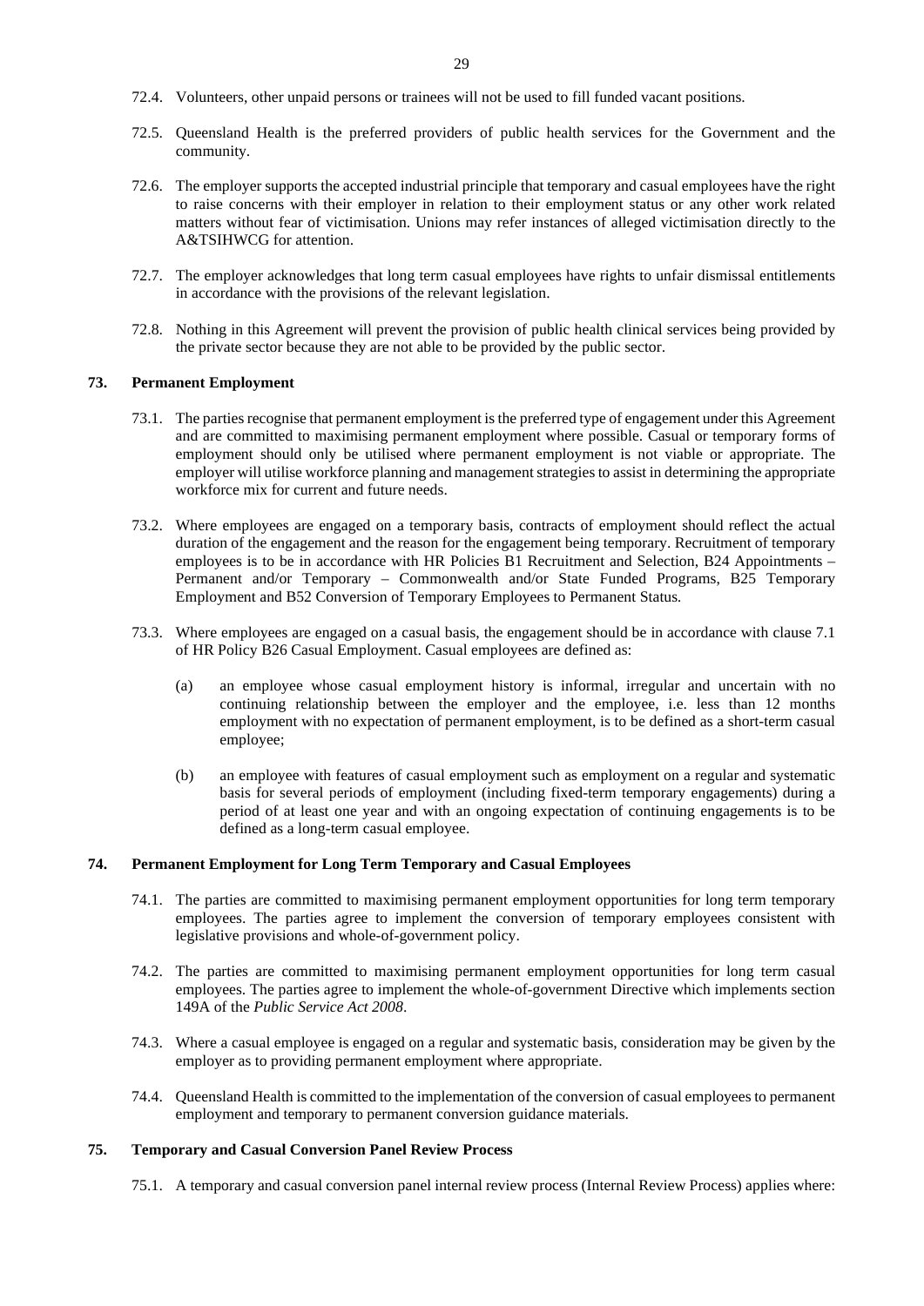72.4. Volunteers, other unpaid persons or trainees will not be used to fill funded vacant positions.

72.5. Queensland Health is the preferred providers of public health services for the Government and the community.

72.6. The employer supports the accepted industrial principle that temporary and casual employees have the right to raise concerns with their employer in relation to their employment status or any other work related matters without fear of victimisation. Unions may refer instances of alleged victimisation directly to the A&TSIHWCG for attention.

72.7. The employer acknowledges that long term casual employees have rights to unfair dismissal entitlements in accordance with the provisions of the relevant legislation.

72.8. Nothing in this Agreement will prevent the provision of public health clinical services being provided by the private sector because they are not able to be provided by the public sector.

## 73. Permanent Employment

73.1. The parties recognise that permanent employment is the preferred type of engagement under this Agreement and are committed to maximising permanent employment where possible. Casual or temporary forms of employment should only be utilised where permanent employment is not viable or appropriate. The employer will utilise workforce planning and management strategies to assist in determining the appropriate workforce mix for current and future needs.

73.2. Where employees are engaged on a temporary basis, contracts of employment should reflect the actual duration of the engagement and the reason for the engagement being temporary. Recruitment of temporary employees is to be in accordance with HR Policies B1 Recruitment and Selection, B24 Appointments – Permanent and/or Temporary – Commonwealth and/or State Funded Programs, B25 Temporary Employment and B52 Conversion of Temporary Employees to Permanent Status.

73.3. Where employees are engaged on a casual basis, the engagement should be in accordance with clause 7.1 of HR Policy B26 Casual Employment. Casual employees are defined as:

(a) an employee whose casual employment history is informal, irregular and uncertain with no continuing relationship between the employer and the employee, i.e. less than 12 months employment with no expectation of permanent employment, is to be defined as a short-term casual employee;

(b) an employee with features of casual employment such as employment on a regular and systematic basis for several periods of employment (including fixed-term temporary engagements) during a period of at least one year and with an ongoing expectation of continuing engagements is to be defined as a long-term casual employee.

## 74. Permanent Employment for Long Term Temporary and Casual Employees

74.1. The parties are committed to maximising permanent employment opportunities for long term temporary employees. The parties agree to implement the conversion of temporary employees consistent with legislative provisions and whole-of-government policy.

74.2. The parties are committed to maximising permanent employment opportunities for long term casual employees. The parties agree to implement the whole-of-government Directive which implements section 149A of the *Public Service Act 2008*.

74.3. Where a casual employee is engaged on a regular and systematic basis, consideration may be given by the employer as to providing permanent employment where appropriate.

74.4. Queensland Health is committed to the implementation of the conversion of casual employees to permanent employment and temporary to permanent conversion guidance materials.

## 75. Temporary and Casual Conversion Panel Review Process

75.1. A temporary and casual conversion panel internal review process (Internal Review Process) applies where: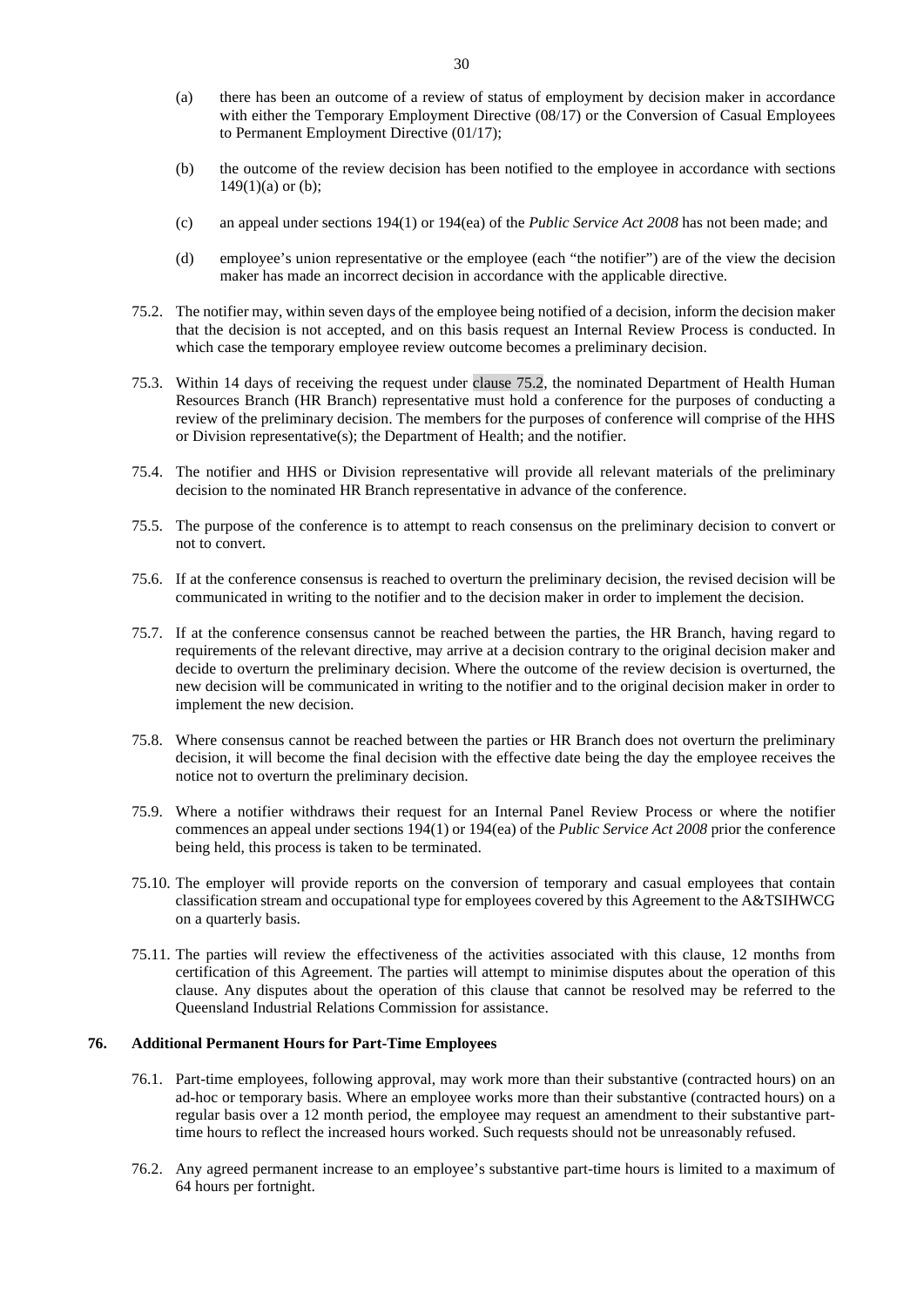(a) there has been an outcome of a review of status of employment by decision maker in accordance with either the Temporary Employment Directive (08/17) or the Conversion of Casual Employees to Permanent Employment Directive (01/17);

(b) the outcome of the review decision has been notified to the employee in accordance with sections 149(1)(a) or (b);

(c) an appeal under sections 194(1) or 194(ea) of the *Public Service Act 2008* has not been made; and

(d) employee's union representative or the employee (each "the notifier") are of the view the decision maker has made an incorrect decision in accordance with the applicable directive.

75.2. The notifier may, within seven days of the employee being notified of a decision, inform the decision maker that the decision is not accepted, and on this basis request an Internal Review Process is conducted. In which case the temporary employee review outcome becomes a preliminary decision.

75.3. Within 14 days of receiving the request under clause 75.2, the nominated Department of Health Human Resources Branch (HR Branch) representative must hold a conference for the purposes of conducting a review of the preliminary decision. The members for the purposes of conference will comprise of the HHS or Division representative(s); the Department of Health; and the notifier.

75.4. The notifier and HHS or Division representative will provide all relevant materials of the preliminary decision to the nominated HR Branch representative in advance of the conference.

75.5. The purpose of the conference is to attempt to reach consensus on the preliminary decision to convert or not to convert.

75.6. If at the conference consensus is reached to overturn the preliminary decision, the revised decision will be communicated in writing to the notifier and to the decision maker in order to implement the decision.

75.7. If at the conference consensus cannot be reached between the parties, the HR Branch, having regard to requirements of the relevant directive, may arrive at a decision contrary to the original decision maker and decide to overturn the preliminary decision. Where the outcome of the review decision is overturned, the new decision will be communicated in writing to the notifier and to the original decision maker in order to implement the new decision.

75.8. Where consensus cannot be reached between the parties or HR Branch does not overturn the preliminary decision, it will become the final decision with the effective date being the day the employee receives the notice not to overturn the preliminary decision.

75.9. Where a notifier withdraws their request for an Internal Panel Review Process or where the notifier commences an appeal under sections 194(1) or 194(ea) of the *Public Service Act 2008* prior the conference being held, this process is taken to be terminated.

75.10. The employer will provide reports on the conversion of temporary and casual employees that contain classification stream and occupational type for employees covered by this Agreement to the A&TSIHWCG on a quarterly basis.

75.11. The parties will review the effectiveness of the activities associated with this clause, 12 months from certification of this Agreement. The parties will attempt to minimise disputes about the operation of this clause. Any disputes about the operation of this clause that cannot be resolved may be referred to the Queensland Industrial Relations Commission for assistance.

## 76. Additional Permanent Hours for Part-Time Employees

76.1. Part-time employees, following approval, may work more than their substantive (contracted hours) on an ad-hoc or temporary basis. Where an employee works more than their substantive (contracted hours) on a regular basis over a 12 month period, the employee may request an amendment to their substantive part-time hours to reflect the increased hours worked. Such requests should not be unreasonably refused.

76.2. Any agreed permanent increase to an employee's substantive part-time hours is limited to a maximum of 64 hours per fortnight.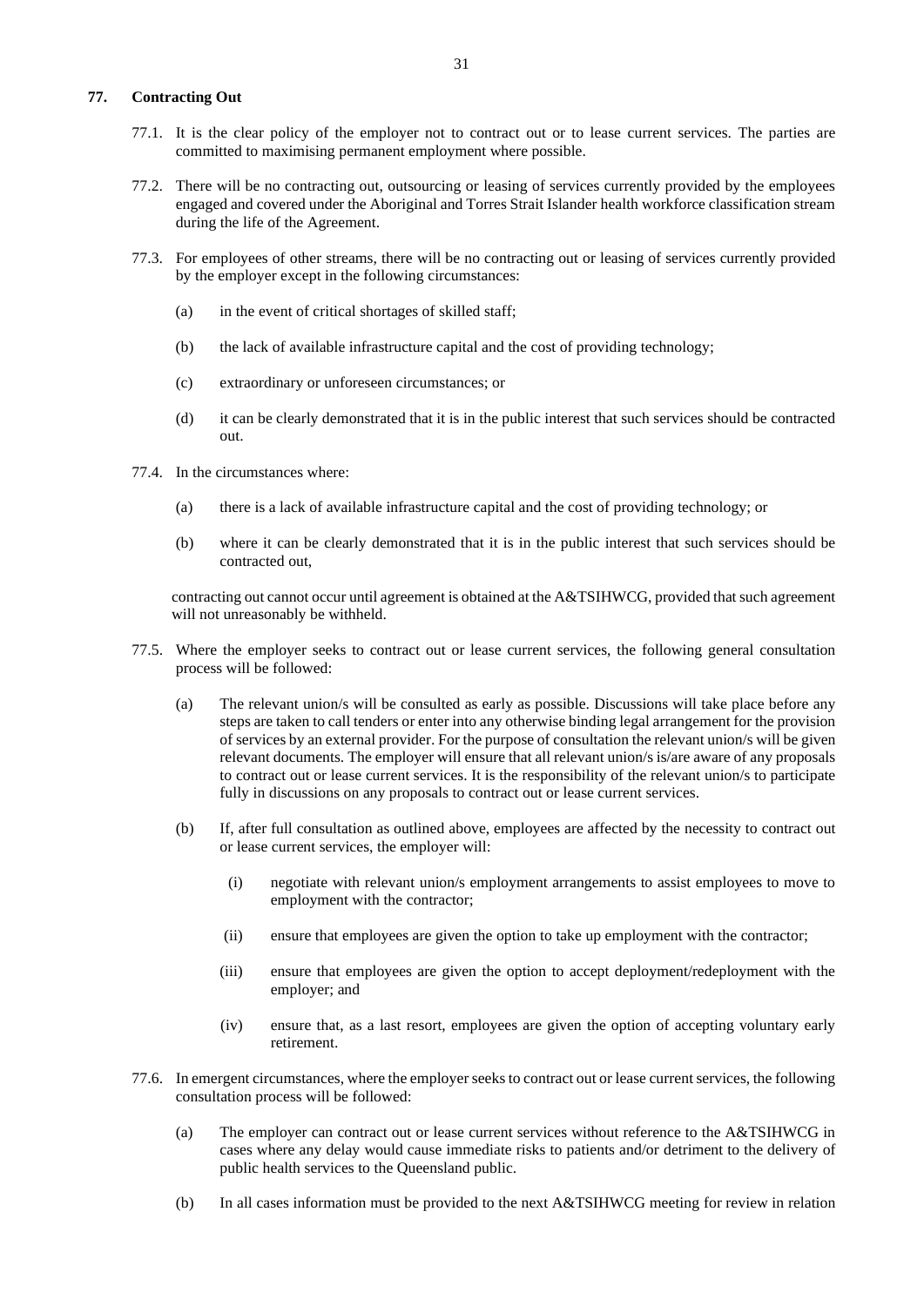## 77. Contracting Out

77.1. It is the clear policy of the employer not to contract out or to lease current services. The parties are committed to maximising permanent employment where possible.

77.2. There will be no contracting out, outsourcing or leasing of services currently provided by the employees engaged and covered under the Aboriginal and Torres Strait Islander health workforce classification stream during the life of the Agreement.

77.3. For employees of other streams, there will be no contracting out or leasing of services currently provided by the employer except in the following circumstances:

(a) in the event of critical shortages of skilled staff;

(b) the lack of available infrastructure capital and the cost of providing technology;

(c) extraordinary or unforeseen circumstances; or

(d) it can be clearly demonstrated that it is in the public interest that such services should be contracted out.

77.4. In the circumstances where:

(a) there is a lack of available infrastructure capital and the cost of providing technology; or

(b) where it can be clearly demonstrated that it is in the public interest that such services should be contracted out,

contracting out cannot occur until agreement is obtained at the A&TSIHWCG, provided that such agreement will not unreasonably be withheld.

77.5. Where the employer seeks to contract out or lease current services, the following general consultation process will be followed:

(a) The relevant union/s will be consulted as early as possible. Discussions will take place before any steps are taken to call tenders or enter into any otherwise binding legal arrangement for the provision of services by an external provider. For the purpose of consultation the relevant union/s will be given relevant documents. The employer will ensure that all relevant union/s is/are aware of any proposals to contract out or lease current services. It is the responsibility of the relevant union/s to participate fully in discussions on any proposals to contract out or lease current services.

(b) If, after full consultation as outlined above, employees are affected by the necessity to contract out or lease current services, the employer will:

(i) negotiate with relevant union/s employment arrangements to assist employees to move to employment with the contractor;

(ii) ensure that employees are given the option to take up employment with the contractor;

(iii) ensure that employees are given the option to accept deployment/redeployment with the employer; and

(iv) ensure that, as a last resort, employees are given the option of accepting voluntary early retirement.

77.6. In emergent circumstances, where the employer seeks to contract out or lease current services, the following consultation process will be followed:

(a) The employer can contract out or lease current services without reference to the A&TSIHWCG in cases where any delay would cause immediate risks to patients and/or detriment to the delivery of public health services to the Queensland public.

(b) In all cases information must be provided to the next A&TSIHWCG meeting for review in relation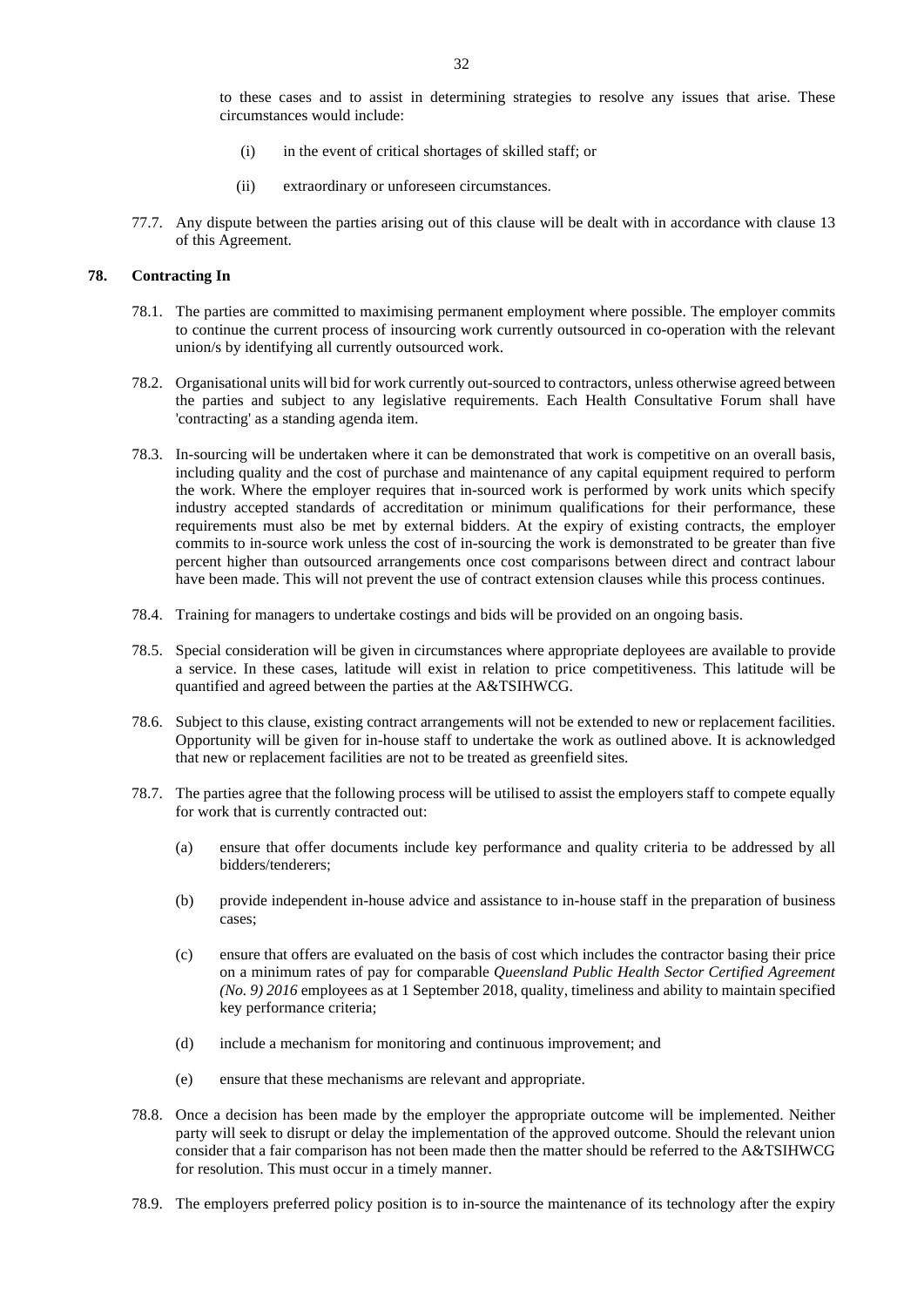to these cases and to assist in determining strategies to resolve any issues that arise. These circumstances would include:

(i) in the event of critical shortages of skilled staff; or

(ii) extraordinary or unforeseen circumstances.

77.7. Any dispute between the parties arising out of this clause will be dealt with in accordance with clause 13 of this Agreement.

**78. Contracting In**

78.1. The parties are committed to maximising permanent employment where possible. The employer commits to continue the current process of insourcing work currently outsourced in co-operation with the relevant union/s by identifying all currently outsourced work.

78.2. Organisational units will bid for work currently out-sourced to contractors, unless otherwise agreed between the parties and subject to any legislative requirements. Each Health Consultative Forum shall have 'contracting' as a standing agenda item.

78.3. In-sourcing will be undertaken where it can be demonstrated that work is competitive on an overall basis, including quality and the cost of purchase and maintenance of any capital equipment required to perform the work. Where the employer requires that in-sourced work is performed by work units which specify industry accepted standards of accreditation or minimum qualifications for their performance, these requirements must also be met by external bidders. At the expiry of existing contracts, the employer commits to in-source work unless the cost of in-sourcing the work is demonstrated to be greater than five percent higher than outsourced arrangements once cost comparisons between direct and contract labour have been made. This will not prevent the use of contract extension clauses while this process continues.

78.4. Training for managers to undertake costings and bids will be provided on an ongoing basis.

78.5. Special consideration will be given in circumstances where appropriate deployees are available to provide a service. In these cases, latitude will exist in relation to price competitiveness. This latitude will be quantified and agreed between the parties at the A&TSIHWCG.

78.6. Subject to this clause, existing contract arrangements will not be extended to new or replacement facilities. Opportunity will be given for in-house staff to undertake the work as outlined above. It is acknowledged that new or replacement facilities are not to be treated as greenfield sites.

78.7. The parties agree that the following process will be utilised to assist the employers staff to compete equally for work that is currently contracted out:

(a) ensure that offer documents include key performance and quality criteria to be addressed by all bidders/tenderers;

(b) provide independent in-house advice and assistance to in-house staff in the preparation of business cases;

(c) ensure that offers are evaluated on the basis of cost which includes the contractor basing their price on a minimum rates of pay for comparable *Queensland Public Health Sector Certified Agreement (No. 9) 2016* employees as at 1 September 2018, quality, timeliness and ability to maintain specified key performance criteria;

(d) include a mechanism for monitoring and continuous improvement; and

(e) ensure that these mechanisms are relevant and appropriate.

78.8. Once a decision has been made by the employer the appropriate outcome will be implemented. Neither party will seek to disrupt or delay the implementation of the approved outcome. Should the relevant union consider that a fair comparison has not been made then the matter should be referred to the A&TSIHWCG for resolution. This must occur in a timely manner.

78.9. The employers preferred policy position is to in-source the maintenance of its technology after the expiry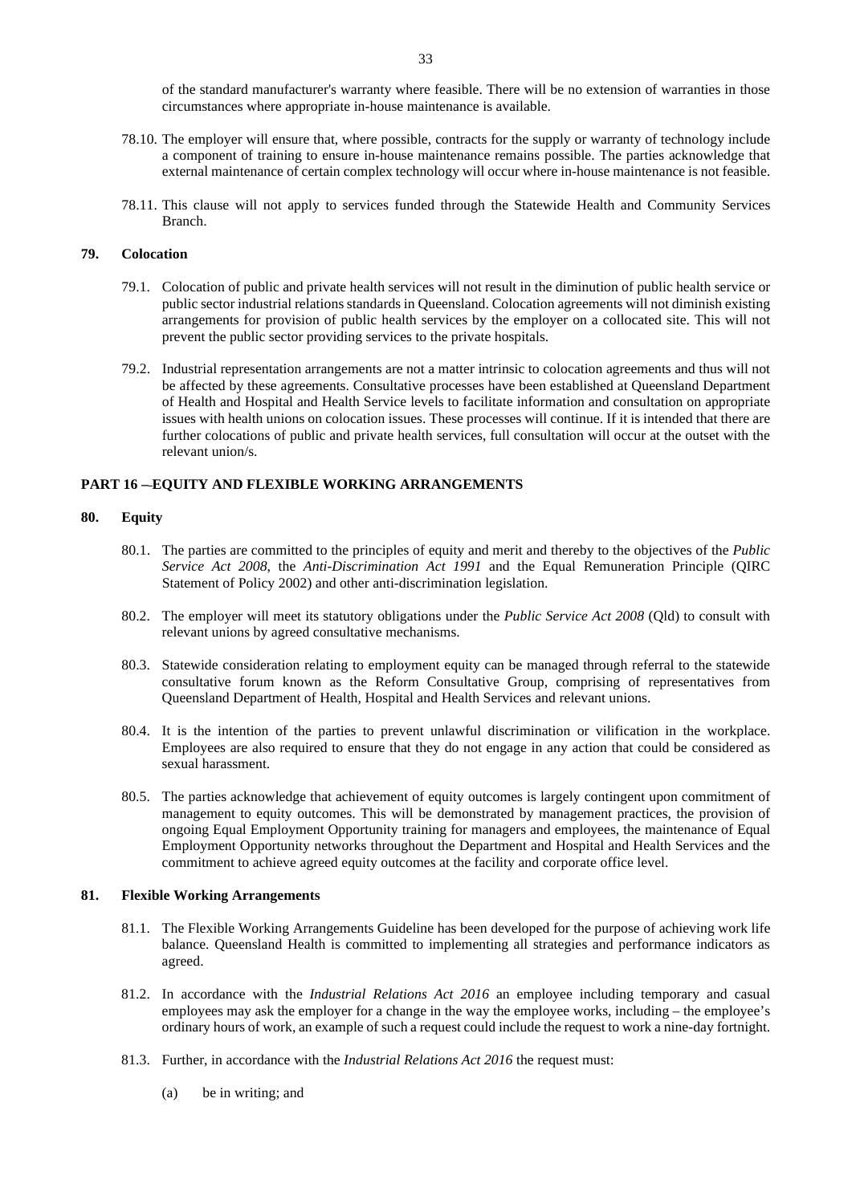of the standard manufacturer's warranty where feasible. There will be no extension of warranties in those circumstances where appropriate in-house maintenance is available.

78.10. The employer will ensure that, where possible, contracts for the supply or warranty of technology include a component of training to ensure in-house maintenance remains possible. The parties acknowledge that external maintenance of certain complex technology will occur where in-house maintenance is not feasible.

78.11. This clause will not apply to services funded through the Statewide Health and Community Services Branch.

### 79. Colocation

79.1. Colocation of public and private health services will not result in the diminution of public health service or public sector industrial relations standards in Queensland. Colocation agreements will not diminish existing arrangements for provision of public health services by the employer on a collocated site. This will not prevent the public sector providing services to the private hospitals.

79.2. Industrial representation arrangements are not a matter intrinsic to colocation agreements and thus will not be affected by these agreements. Consultative processes have been established at Queensland Department of Health and Hospital and Health Service levels to facilitate information and consultation on appropriate issues with health unions on colocation issues. These processes will continue. If it is intended that there are further colocations of public and private health services, full consultation will occur at the outset with the relevant union/s.

## PART 16 –-EQUITY AND FLEXIBLE WORKING ARRANGEMENTS

### 80. Equity

80.1. The parties are committed to the principles of equity and merit and thereby to the objectives of the *Public Service Act 2008*, the *Anti-Discrimination Act 1991* and the Equal Remuneration Principle (QIRC Statement of Policy 2002) and other anti-discrimination legislation.

80.2. The employer will meet its statutory obligations under the *Public Service Act 2008* (Qld) to consult with relevant unions by agreed consultative mechanisms.

80.3. Statewide consideration relating to employment equity can be managed through referral to the statewide consultative forum known as the Reform Consultative Group, comprising of representatives from Queensland Department of Health, Hospital and Health Services and relevant unions.

80.4. It is the intention of the parties to prevent unlawful discrimination or vilification in the workplace. Employees are also required to ensure that they do not engage in any action that could be considered as sexual harassment.

80.5. The parties acknowledge that achievement of equity outcomes is largely contingent upon commitment of management to equity outcomes. This will be demonstrated by management practices, the provision of ongoing Equal Employment Opportunity training for managers and employees, the maintenance of Equal Employment Opportunity networks throughout the Department and Hospital and Health Services and the commitment to achieve agreed equity outcomes at the facility and corporate office level.

### 81. Flexible Working Arrangements

81.1. The Flexible Working Arrangements Guideline has been developed for the purpose of achieving work life balance. Queensland Health is committed to implementing all strategies and performance indicators as agreed.

81.2. In accordance with the *Industrial Relations Act 2016* an employee including temporary and casual employees may ask the employer for a change in the way the employee works, including – the employee's ordinary hours of work, an example of such a request could include the request to work a nine-day fortnight.

81.3. Further, in accordance with the *Industrial Relations Act 2016* the request must:

(a) be in writing; and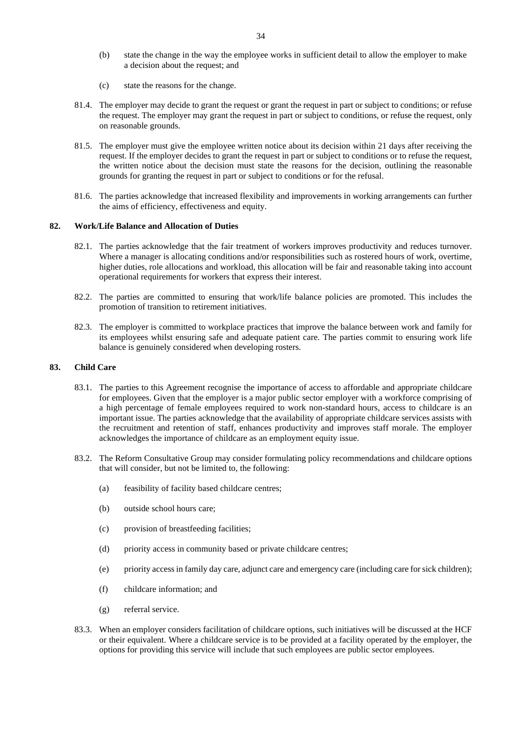(b) state the change in the way the employee works in sufficient detail to allow the employer to make a decision about the request; and

(c) state the reasons for the change.

81.4. The employer may decide to grant the request or grant the request in part or subject to conditions; or refuse the request. The employer may grant the request in part or subject to conditions, or refuse the request, only on reasonable grounds.

81.5. The employer must give the employee written notice about its decision within 21 days after receiving the request. If the employer decides to grant the request in part or subject to conditions or to refuse the request, the written notice about the decision must state the reasons for the decision, outlining the reasonable grounds for granting the request in part or subject to conditions or for the refusal.

81.6. The parties acknowledge that increased flexibility and improvements in working arrangements can further the aims of efficiency, effectiveness and equity.

## 82. Work/Life Balance and Allocation of Duties

82.1. The parties acknowledge that the fair treatment of workers improves productivity and reduces turnover. Where a manager is allocating conditions and/or responsibilities such as rostered hours of work, overtime, higher duties, role allocations and workload, this allocation will be fair and reasonable taking into account operational requirements for workers that express their interest.

82.2. The parties are committed to ensuring that work/life balance policies are promoted. This includes the promotion of transition to retirement initiatives.

82.3. The employer is committed to workplace practices that improve the balance between work and family for its employees whilst ensuring safe and adequate patient care. The parties commit to ensuring work life balance is genuinely considered when developing rosters.

## 83. Child Care

83.1. The parties to this Agreement recognise the importance of access to affordable and appropriate childcare for employees. Given that the employer is a major public sector employer with a workforce comprising of a high percentage of female employees required to work non-standard hours, access to childcare is an important issue. The parties acknowledge that the availability of appropriate childcare services assists with the recruitment and retention of staff, enhances productivity and improves staff morale. The employer acknowledges the importance of childcare as an employment equity issue.

83.2. The Reform Consultative Group may consider formulating policy recommendations and childcare options that will consider, but not be limited to, the following:

(a) feasibility of facility based childcare centres;

(b) outside school hours care;

(c) provision of breastfeeding facilities;

(d) priority access in community based or private childcare centres;

(e) priority access in family day care, adjunct care and emergency care (including care for sick children);

(f) childcare information; and

(g) referral service.

83.3. When an employer considers facilitation of childcare options, such initiatives will be discussed at the HCF or their equivalent. Where a childcare service is to be provided at a facility operated by the employer, the options for providing this service will include that such employees are public sector employees.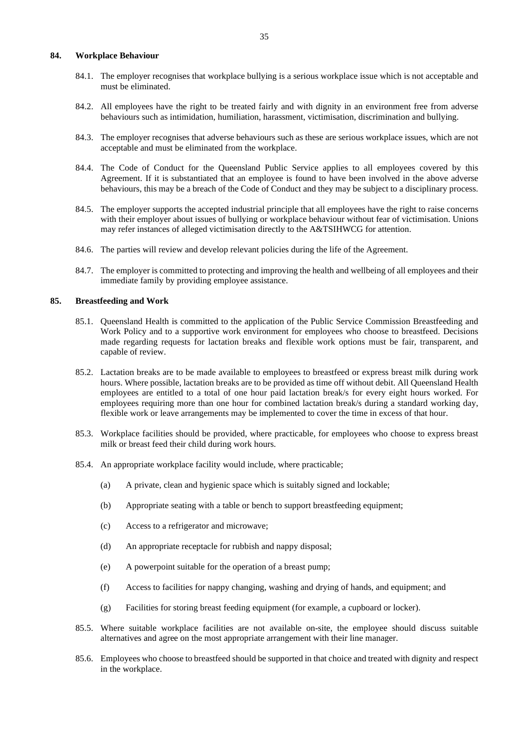## 84. Workplace Behaviour

84.1. The employer recognises that workplace bullying is a serious workplace issue which is not acceptable and must be eliminated.

84.2. All employees have the right to be treated fairly and with dignity in an environment free from adverse behaviours such as intimidation, humiliation, harassment, victimisation, discrimination and bullying.

84.3. The employer recognises that adverse behaviours such as these are serious workplace issues, which are not acceptable and must be eliminated from the workplace.

84.4. The Code of Conduct for the Queensland Public Service applies to all employees covered by this Agreement. If it is substantiated that an employee is found to have been involved in the above adverse behaviours, this may be a breach of the Code of Conduct and they may be subject to a disciplinary process.

84.5. The employer supports the accepted industrial principle that all employees have the right to raise concerns with their employer about issues of bullying or workplace behaviour without fear of victimisation. Unions may refer instances of alleged victimisation directly to the A&TSIHWCG for attention.

84.6. The parties will review and develop relevant policies during the life of the Agreement.

84.7. The employer is committed to protecting and improving the health and wellbeing of all employees and their immediate family by providing employee assistance.

## 85. Breastfeeding and Work

85.1. Queensland Health is committed to the application of the Public Service Commission Breastfeeding and Work Policy and to a supportive work environment for employees who choose to breastfeed. Decisions made regarding requests for lactation breaks and flexible work options must be fair, transparent, and capable of review.

85.2. Lactation breaks are to be made available to employees to breastfeed or express breast milk during work hours. Where possible, lactation breaks are to be provided as time off without debit. All Queensland Health employees are entitled to a total of one hour paid lactation break/s for every eight hours worked. For employees requiring more than one hour for combined lactation break/s during a standard working day, flexible work or leave arrangements may be implemented to cover the time in excess of that hour.

85.3. Workplace facilities should be provided, where practicable, for employees who choose to express breast milk or breast feed their child during work hours.

85.4. An appropriate workplace facility would include, where practicable;

(a) A private, clean and hygienic space which is suitably signed and lockable;

(b) Appropriate seating with a table or bench to support breastfeeding equipment;

(c) Access to a refrigerator and microwave;

(d) An appropriate receptacle for rubbish and nappy disposal;

(e) A powerpoint suitable for the operation of a breast pump;

(f) Access to facilities for nappy changing, washing and drying of hands, and equipment; and

(g) Facilities for storing breast feeding equipment (for example, a cupboard or locker).

85.5. Where suitable workplace facilities are not available on-site, the employee should discuss suitable alternatives and agree on the most appropriate arrangement with their line manager.

85.6. Employees who choose to breastfeed should be supported in that choice and treated with dignity and respect in the workplace.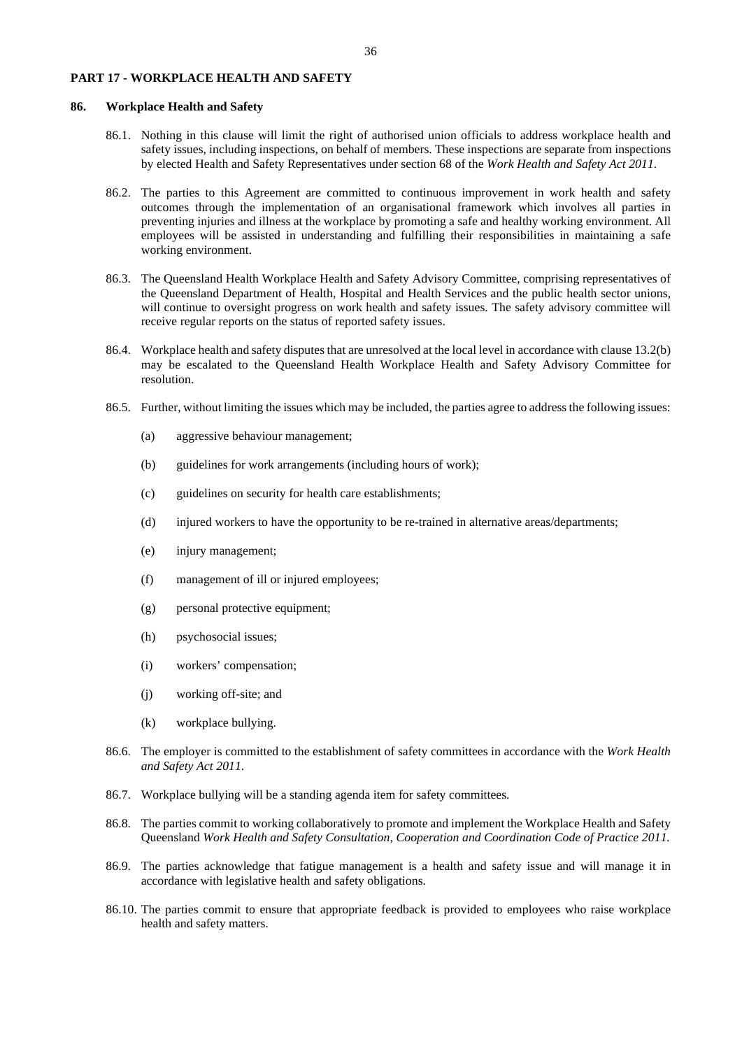## PART 17 - WORKPLACE HEALTH AND SAFETY

### 86. Workplace Health and Safety

86.1. Nothing in this clause will limit the right of authorised union officials to address workplace health and safety issues, including inspections, on behalf of members. These inspections are separate from inspections by elected Health and Safety Representatives under section 68 of the *Work Health and Safety Act 2011*.

86.2. The parties to this Agreement are committed to continuous improvement in work health and safety outcomes through the implementation of an organisational framework which involves all parties in preventing injuries and illness at the workplace by promoting a safe and healthy working environment. All employees will be assisted in understanding and fulfilling their responsibilities in maintaining a safe working environment.

86.3. The Queensland Health Workplace Health and Safety Advisory Committee, comprising representatives of the Queensland Department of Health, Hospital and Health Services and the public health sector unions, will continue to oversight progress on work health and safety issues. The safety advisory committee will receive regular reports on the status of reported safety issues.

86.4. Workplace health and safety disputes that are unresolved at the local level in accordance with clause 13.2(b) may be escalated to the Queensland Health Workplace Health and Safety Advisory Committee for resolution.

86.5. Further, without limiting the issues which may be included, the parties agree to address the following issues:

(a) aggressive behaviour management;

(b) guidelines for work arrangements (including hours of work);

(c) guidelines on security for health care establishments;

(d) injured workers to have the opportunity to be re-trained in alternative areas/departments;

(e) injury management;

(f) management of ill or injured employees;

(g) personal protective equipment;

(h) psychosocial issues;

(i) workers' compensation;

(j) working off-site; and

(k) workplace bullying.

86.6. The employer is committed to the establishment of safety committees in accordance with the *Work Health and Safety Act 2011*.

86.7. Workplace bullying will be a standing agenda item for safety committees.

86.8. The parties commit to working collaboratively to promote and implement the Workplace Health and Safety Queensland *Work Health and Safety Consultation, Cooperation and Coordination Code of Practice 2011.*

86.9. The parties acknowledge that fatigue management is a health and safety issue and will manage it in accordance with legislative health and safety obligations.

86.10. The parties commit to ensure that appropriate feedback is provided to employees who raise workplace health and safety matters.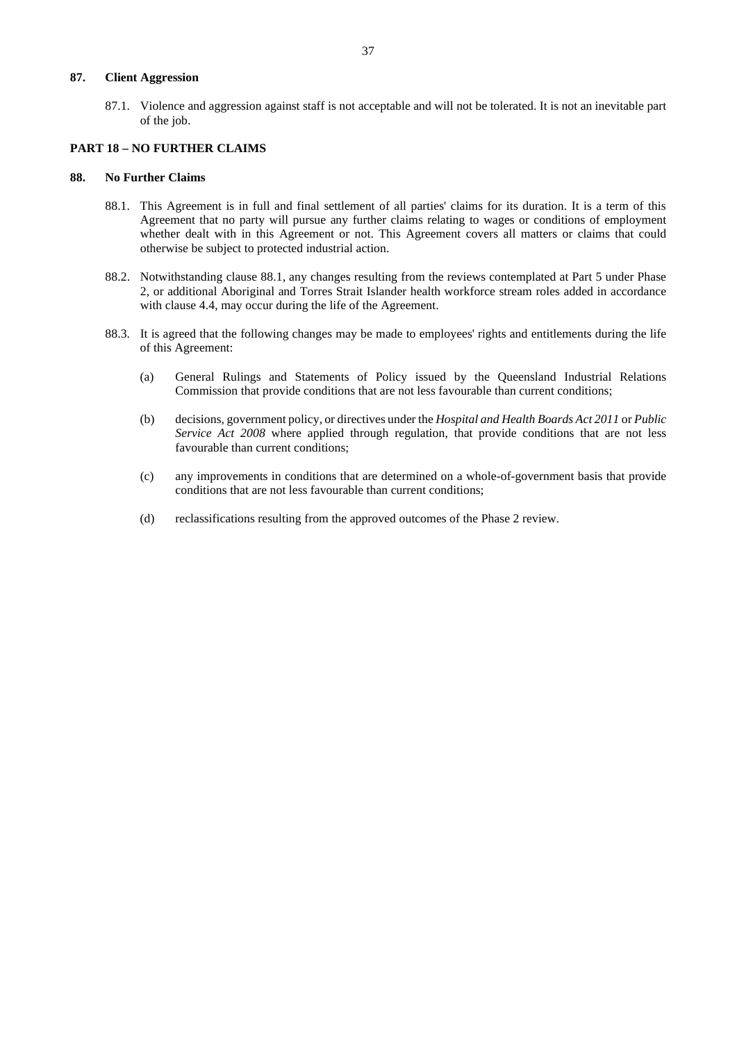### 87. Client Aggression

87.1. Violence and aggression against staff is not acceptable and will not be tolerated. It is not an inevitable part of the job.

## PART 18 – NO FURTHER CLAIMS

### 88. No Further Claims

88.1. This Agreement is in full and final settlement of all parties' claims for its duration. It is a term of this Agreement that no party will pursue any further claims relating to wages or conditions of employment whether dealt with in this Agreement or not. This Agreement covers all matters or claims that could otherwise be subject to protected industrial action.

88.2. Notwithstanding clause 88.1, any changes resulting from the reviews contemplated at Part 5 under Phase 2, or additional Aboriginal and Torres Strait Islander health workforce stream roles added in accordance with clause 4.4, may occur during the life of the Agreement.

88.3. It is agreed that the following changes may be made to employees' rights and entitlements during the life of this Agreement:

(a) General Rulings and Statements of Policy issued by the Queensland Industrial Relations Commission that provide conditions that are not less favourable than current conditions;

(b) decisions, government policy, or directives under the *Hospital and Health Boards Act 2011* or *Public Service Act 2008* where applied through regulation, that provide conditions that are not less favourable than current conditions;

(c) any improvements in conditions that are determined on a whole-of-government basis that provide conditions that are not less favourable than current conditions;

(d) reclassifications resulting from the approved outcomes of the Phase 2 review.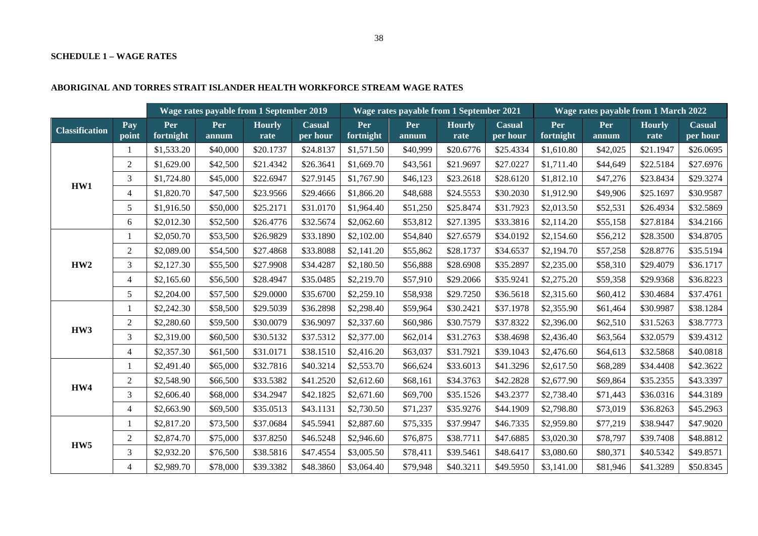**SCHEDULE 1 – WAGE RATES**

**ABORIGINAL AND TORRES STRAIT ISLANDER HEALTH WORKFORCE STREAM WAGE RATES**

| | | Wage rates payable from 1 September 2019 | | | | Wage rates payable from 1 September 2021 | | | | Wage rates payable from 1 March 2022 | | | |
|---|---|---|---|---|---|---|---|---|---|---|---|---|---|
| **Classification** | **Pay point** | **Per fortnight** | **Per annum** | **Hourly rate** | **Casual per hour** | **Per fortnight** | **Per annum** | **Hourly rate** | **Casual per hour** | **Per fortnight** | **Per annum** | **Hourly rate** | **Casual per hour** |
| **HW1** | 1 | $1,533.20 | $40,000 | $20.1737 | $24.8137 | $1,571.50 | $40,999 | $20.6776 | $25.4334 | $1,610.80 | $42,025 | $21.1947 | $26.0695 |
| | 2 | $1,629.00 | $42,500 | $21.4342 | $26.3641 | $1,669.70 | $43,561 | $21.9697 | $27.0227 | $1,711.40 | $44,649 | $22.5184 | $27.6976 |
| | 3 | $1,724.80 | $45,000 | $22.6947 | $27.9145 | $1,767.90 | $46,123 | $23.2618 | $28.6120 | $1,812.10 | $47,276 | $23.8434 | $29.3274 |
| | 4 | $1,820.70 | $47,500 | $23.9566 | $29.4666 | $1,866.20 | $48,688 | $24.5553 | $30.2030 | $1,912.90 | $49,906 | $25.1697 | $30.9587 |
| | 5 | $1,916.50 | $50,000 | $25.2171 | $31.0170 | $1,964.40 | $51,250 | $25.8474 | $31.7923 | $2,013.50 | $52,531 | $26.4934 | $32.5869 |
| | 6 | $2,012.30 | $52,500 | $26.4776 | $32.5674 | $2,062.60 | $53,812 | $27.1395 | $33.3816 | $2,114.20 | $55,158 | $27.8184 | $34.2166 |
| **HW2** | 1 | $2,050.70 | $53,500 | $26.9829 | $33.1890 | $2,102.00 | $54,840 | $27.6579 | $34.0192 | $2,154.60 | $56,212 | $28.3500 | $34.8705 |
| | 2 | $2,089.00 | $54,500 | $27.4868 | $33.8088 | $2,141.20 | $55,862 | $28.1737 | $34.6537 | $2,194.70 | $57,258 | $28.8776 | $35.5194 |
| | 3 | $2,127.30 | $55,500 | $27.9908 | $34.4287 | $2,180.50 | $56,888 | $28.6908 | $35.2897 | $2,235.00 | $58,310 | $29.4079 | $36.1717 |
| | 4 | $2,165.60 | $56,500 | $28.4947 | $35.0485 | $2,219.70 | $57,910 | $29.2066 | $35.9241 | $2,275.20 | $59,358 | $29.9368 | $36.8223 |
| | 5 | $2,204.00 | $57,500 | $29.0000 | $35.6700 | $2,259.10 | $58,938 | $29.7250 | $36.5618 | $2,315.60 | $60,412 | $30.4684 | $37.4761 |
| **HW3** | 1 | $2,242.30 | $58,500 | $29.5039 | $36.2898 | $2,298.40 | $59,964 | $30.2421 | $37.1978 | $2,355.90 | $61,464 | $30.9987 | $38.1284 |
| | 2 | $2,280.60 | $59,500 | $30.0079 | $36.9097 | $2,337.60 | $60,986 | $30.7579 | $37.8322 | $2,396.00 | $62,510 | $31.5263 | $38.7773 |
| | 3 | $2,319.00 | $60,500 | $30.5132 | $37.5312 | $2,377.00 | $62,014 | $31.2763 | $38.4698 | $2,436.40 | $63,564 | $32.0579 | $39.4312 |
| | 4 | $2,357.30 | $61,500 | $31.0171 | $38.1510 | $2,416.20 | $63,037 | $31.7921 | $39.1043 | $2,476.60 | $64,613 | $32.5868 | $40.0818 |
| **HW4** | 1 | $2,491.40 | $65,000 | $32.7816 | $40.3214 | $2,553.70 | $66,624 | $33.6013 | $41.3296 | $2,617.50 | $68,289 | $34.4408 | $42.3622 |
| | 2 | $2,548.90 | $66,500 | $33.5382 | $41.2520 | $2,612.60 | $68,161 | $34.3763 | $42.2828 | $2,677.90 | $69,864 | $35.2355 | $43.3397 |
| | 3 | $2,606.40 | $68,000 | $34.2947 | $42.1825 | $2,671.60 | $69,700 | $35.1526 | $43.2377 | $2,738.40 | $71,443 | $36.0316 | $44.3189 |
| | 4 | $2,663.90 | $69,500 | $35.0513 | $43.1131 | $2,730.50 | $71,237 | $35.9276 | $44.1909 | $2,798.80 | $73,019 | $36.8263 | $45.2963 |
| **HW5** | 1 | $2,817.20 | $73,500 | $37.0684 | $45.5941 | $2,887.60 | $75,335 | $37.9947 | $46.7335 | $2,959.80 | $77,219 | $38.9447 | $47.9020 |
| | 2 | $2,874.70 | $75,000 | $37.8250 | $46.5248 | $2,946.60 | $76,875 | $38.7711 | $47.6885 | $3,020.30 | $78,797 | $39.7408 | $48.8812 |
| | 3 | $2,932.20 | $76,500 | $38.5816 | $47.4554 | $3,005.50 | $78,411 | $39.5461 | $48.6417 | $3,080.60 | $80,371 | $40.5342 | $49.8571 |
| | 4 | $2,989.70 | $78,000 | $39.3382 | $48.3860 | $3,064.40 | $79,948 | $40.3211 | $49.5950 | $3,141.00 | $81,946 | $41.3289 | $50.8345 |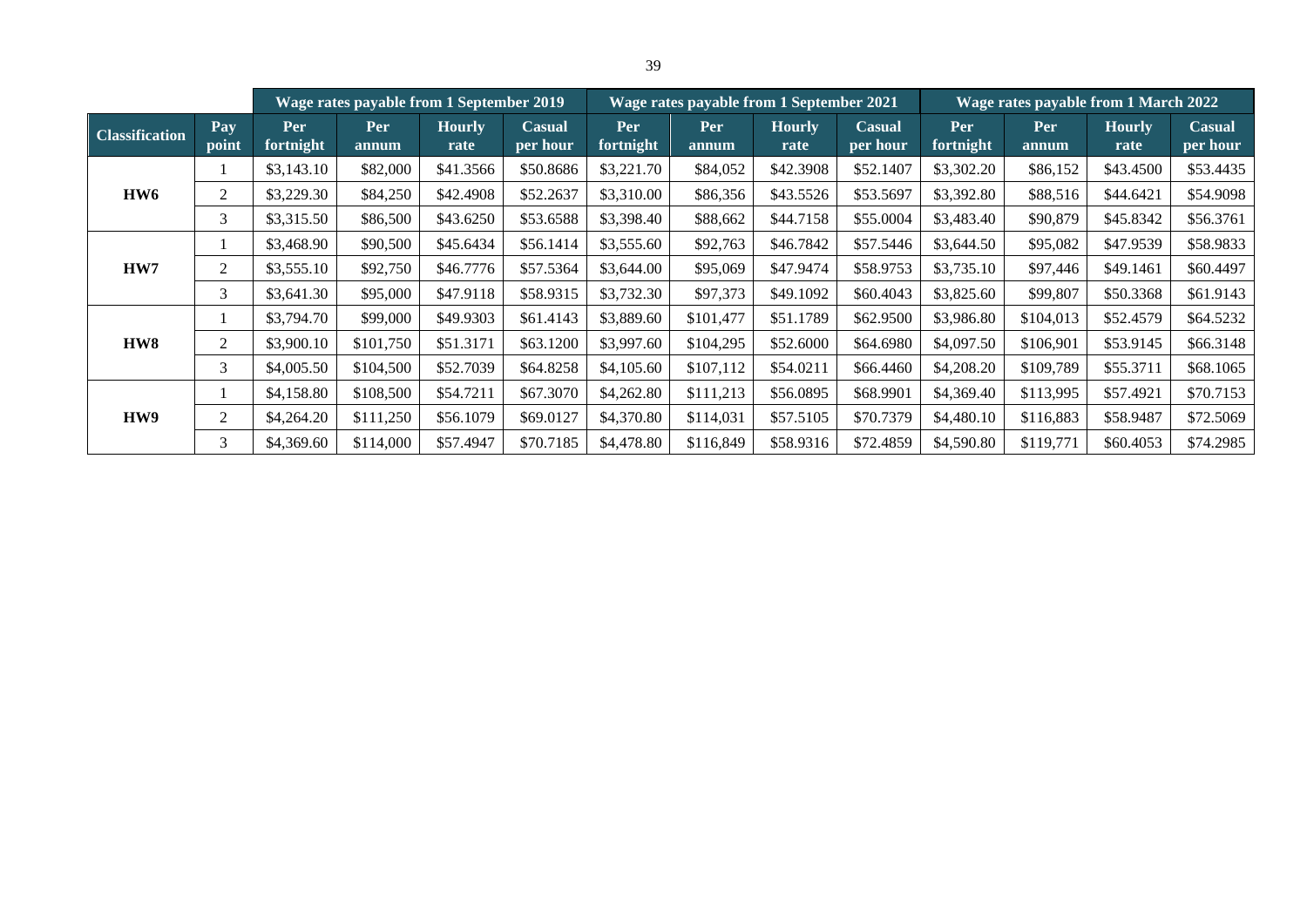| Classification | Pay point | Wage rates payable from 1 September 2019 | | | | Wage rates payable from 1 September 2021 | | | | Wage rates payable from 1 March 2022 | | | |
|---|---|---|---|---|---|---|---|---|---|---|---|---|---|
| | | Per fortnight | Per annum | Hourly rate | Casual per hour | Per fortnight | Per annum | Hourly rate | Casual per hour | Per fortnight | Per annum | Hourly rate | Casual per hour |
| **HW6** | 1 | $3,143.10 | $82,000 | $41.3566 | $50.8686 | $3,221.70 | $84,052 | $42.3908 | $52.1407 | $3,302.20 | $86,152 | $43.4500 | $53.4435 |
| | 2 | $3,229.30 | $84,250 | $42.4908 | $52.2637 | $3,310.00 | $86,356 | $43.5526 | $53.5697 | $3,392.80 | $88,516 | $44.6421 | $54.9098 |
| | 3 | $3,315.50 | $86,500 | $43.6250 | $53.6588 | $3,398.40 | $88,662 | $44.7158 | $55.0004 | $3,483.40 | $90,879 | $45.8342 | $56.3761 |
| **HW7** | 1 | $3,468.90 | $90,500 | $45.6434 | $56.1414 | $3,555.60 | $92,763 | $46.7842 | $57.5446 | $3,644.50 | $95,082 | $47.9539 | $58.9833 |
| | 2 | $3,555.10 | $92,750 | $46.7776 | $57.5364 | $3,644.00 | $95,069 | $47.9474 | $58.9753 | $3,735.10 | $97,446 | $49.1461 | $60.4497 |
| | 3 | $3,641.30 | $95,000 | $47.9118 | $58.9315 | $3,732.30 | $97,373 | $49.1092 | $60.4043 | $3,825.60 | $99,807 | $50.3368 | $61.9143 |
| **HW8** | 1 | $3,794.70 | $99,000 | $49.9303 | $61.4143 | $3,889.60 | $101,477 | $51.1789 | $62.9500 | $3,986.80 | $104,013 | $52.4579 | $64.5232 |
| | 2 | $3,900.10 | $101,750 | $51.3171 | $63.1200 | $3,997.60 | $104,295 | $52.6000 | $64.6980 | $4,097.50 | $106,901 | $53.9145 | $66.3148 |
| | 3 | $4,005.50 | $104,500 | $52.7039 | $64.8258 | $4,105.60 | $107,112 | $54.0211 | $66.4460 | $4,208.20 | $109,789 | $55.3711 | $68.1065 |
| **HW9** | 1 | $4,158.80 | $108,500 | $54.7211 | $67.3070 | $4,262.80 | $111,213 | $56.0895 | $68.9901 | $4,369.40 | $113,995 | $57.4921 | $70.7153 |
| | 2 | $4,264.20 | $111,250 | $56.1079 | $69.0127 | $4,370.80 | $114,031 | $57.5105 | $70.7379 | $4,480.10 | $116,883 | $58.9487 | $72.5069 |
| | 3 | $4,369.60 | $114,000 | $57.4947 | $70.7185 | $4,478.80 | $116,849 | $58.9316 | $72.4859 | $4,590.80 | $119,771 | $60.4053 | $74.2985 |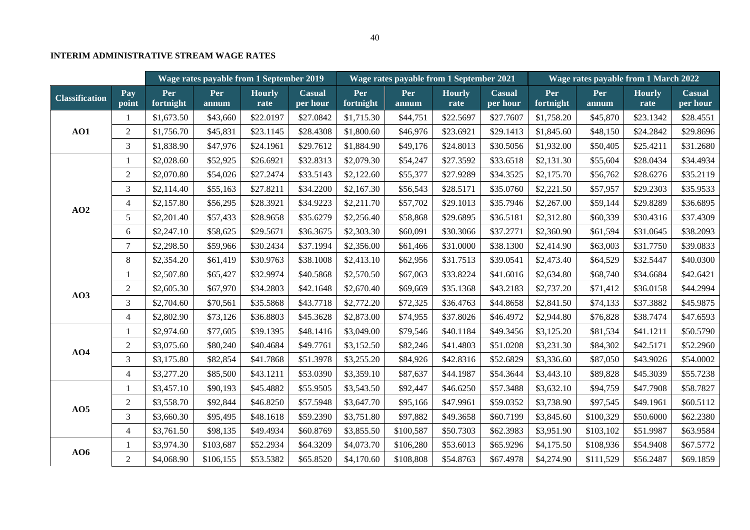## INTERIM ADMINISTRATIVE STREAM WAGE RATES

| | | Wage rates payable from 1 September 2019 | | | | Wage rates payable from 1 September 2021 | | | | Wage rates payable from 1 March 2022 | | | |
|---|---|---|---|---|---|---|---|---|---|---|---|---|---|
| **Classification** | **Pay point** | **Per fortnight** | **Per annum** | **Hourly rate** | **Casual per hour** | **Per fortnight** | **Per annum** | **Hourly rate** | **Casual per hour** | **Per fortnight** | **Per annum** | **Hourly rate** | **Casual per hour** |
| **AO1** | 1 | $1,673.50 | $43,660 | $22.0197 | $27.0842 | $1,715.30 | $44,751 | $22.5697 | $27.7607 | $1,758.20 | $45,870 | $23.1342 | $28.4551 |
| | 2 | $1,756.70 | $45,831 | $23.1145 | $28.4308 | $1,800.60 | $46,976 | $23.6921 | $29.1413 | $1,845.60 | $48,150 | $24.2842 | $29.8696 |
| | 3 | $1,838.90 | $47,976 | $24.1961 | $29.7612 | $1,884.90 | $49,176 | $24.8013 | $30.5056 | $1,932.00 | $50,405 | $25.4211 | $31.2680 |
| **AO2** | 1 | $2,028.60 | $52,925 | $26.6921 | $32.8313 | $2,079.30 | $54,247 | $27.3592 | $33.6518 | $2,131.30 | $55,604 | $28.0434 | $34.4934 |
| | 2 | $2,070.80 | $54,026 | $27.2474 | $33.5143 | $2,122.60 | $55,377 | $27.9289 | $34.3525 | $2,175.70 | $56,762 | $28.6276 | $35.2119 |
| | 3 | $2,114.40 | $55,163 | $27.8211 | $34.2200 | $2,167.30 | $56,543 | $28.5171 | $35.0760 | $2,221.50 | $57,957 | $29.2303 | $35.9533 |
| | 4 | $2,157.80 | $56,295 | $28.3921 | $34.9223 | $2,211.70 | $57,702 | $29.1013 | $35.7946 | $2,267.00 | $59,144 | $29.8289 | $36.6895 |
| | 5 | $2,201.40 | $57,433 | $28.9658 | $35.6279 | $2,256.40 | $58,868 | $29.6895 | $36.5181 | $2,312.80 | $60,339 | $30.4316 | $37.4309 |
| | 6 | $2,247.10 | $58,625 | $29.5671 | $36.3675 | $2,303.30 | $60,091 | $30.3066 | $37.2771 | $2,360.90 | $61,594 | $31.0645 | $38.2093 |
| | 7 | $2,298.50 | $59,966 | $30.2434 | $37.1994 | $2,356.00 | $61,466 | $31.0000 | $38.1300 | $2,414.90 | $63,003 | $31.7750 | $39.0833 |
| | 8 | $2,354.20 | $61,419 | $30.9763 | $38.1008 | $2,413.10 | $62,956 | $31.7513 | $39.0541 | $2,473.40 | $64,529 | $32.5447 | $40.0300 |
| **AO3** | 1 | $2,507.80 | $65,427 | $32.9974 | $40.5868 | $2,570.50 | $67,063 | $33.8224 | $41.6016 | $2,634.80 | $68,740 | $34.6684 | $42.6421 |
| | 2 | $2,605.30 | $67,970 | $34.2803 | $42.1648 | $2,670.40 | $69,669 | $35.1368 | $43.2183 | $2,737.20 | $71,412 | $36.0158 | $44.2994 |
| | 3 | $2,704.60 | $70,561 | $35.5868 | $43.7718 | $2,772.20 | $72,325 | $36.4763 | $44.8658 | $2,841.50 | $74,133 | $37.3882 | $45.9875 |
| | 4 | $2,802.90 | $73,126 | $36.8803 | $45.3628 | $2,873.00 | $74,955 | $37.8026 | $46.4972 | $2,944.80 | $76,828 | $38.7474 | $47.6593 |
| **AO4** | 1 | $2,974.60 | $77,605 | $39.1395 | $48.1416 | $3,049.00 | $79,546 | $40.1184 | $49.3456 | $3,125.20 | $81,534 | $41.1211 | $50.5790 |
| | 2 | $3,075.60 | $80,240 | $40.4684 | $49.7761 | $3,152.50 | $82,246 | $41.4803 | $51.0208 | $3,231.30 | $84,302 | $42.5171 | $52.2960 |
| | 3 | $3,175.80 | $82,854 | $41.7868 | $51.3978 | $3,255.20 | $84,926 | $42.8316 | $52.6829 | $3,336.60 | $87,050 | $43.9026 | $54.0002 |
| | 4 | $3,277.20 | $85,500 | $43.1211 | $53.0390 | $3,359.10 | $87,637 | $44.1987 | $54.3644 | $3,443.10 | $89,828 | $45.3039 | $55.7238 |
| **AO5** | 1 | $3,457.10 | $90,193 | $45.4882 | $55.9505 | $3,543.50 | $92,447 | $46.6250 | $57.3488 | $3,632.10 | $94,759 | $47.7908 | $58.7827 |
| | 2 | $3,558.70 | $92,844 | $46.8250 | $57.5948 | $3,647.70 | $95,166 | $47.9961 | $59.0352 | $3,738.90 | $97,545 | $49.1961 | $60.5112 |
| | 3 | $3,660.30 | $95,495 | $48.1618 | $59.2390 | $3,751.80 | $97,882 | $49.3658 | $60.7199 | $3,845.60 | $100,329 | $50.6000 | $62.2380 |
| | 4 | $3,761.50 | $98,135 | $49.4934 | $60.8769 | $3,855.50 | $100,587 | $50.7303 | $62.3983 | $3,951.90 | $103,102 | $51.9987 | $63.9584 |
| **AO6** | 1 | $3,974.30 | $103,687 | $52.2934 | $64.3209 | $4,073.70 | $106,280 | $53.6013 | $65.9296 | $4,175.50 | $108,936 | $54.9408 | $67.5772 |
| | 2 | $4,068.90 | $106,155 | $53.5382 | $65.8520 | $4,170.60 | $108,808 | $54.8763 | $67.4978 | $4,274.90 | $111,529 | $56.2487 | $69.1859 |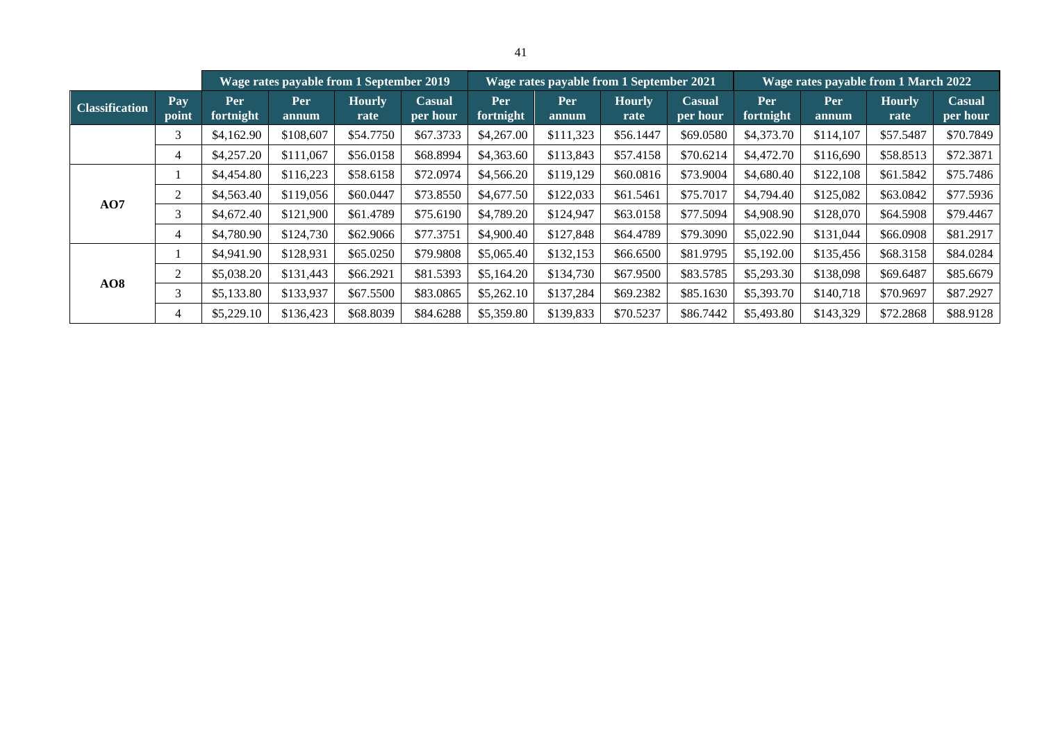| | | Wage rates payable from 1 September 2019 | | | | Wage rates payable from 1 September 2021 | | | | Wage rates payable from 1 March 2022 | | | |
|---|---|---|---|---|---|---|---|---|---|---|---|---|---|
| **Classification** | **Pay point** | **Per fortnight** | **Per annum** | **Hourly rate** | **Casual per hour** | **Per fortnight** | **Per annum** | **Hourly rate** | **Casual per hour** | **Per fortnight** | **Per annum** | **Hourly rate** | **Casual per hour** |
| | 3 | $4,162.90 | $108,607 | $54.7750 | $67.3733 | $4,267.00 | $111,323 | $56.1447 | $69.0580 | $4,373.70 | $114,107 | $57.5487 | $70.7849 |
| | 4 | $4,257.20 | $111,067 | $56.0158 | $68.8994 | $4,363.60 | $113,843 | $57.4158 | $70.6214 | $4,472.70 | $116,690 | $58.8513 | $72.3871 |
| **AO7** | 1 | $4,454.80 | $116,223 | $58.6158 | $72.0974 | $4,566.20 | $119,129 | $60.0816 | $73.9004 | $4,680.40 | $122,108 | $61.5842 | $75.7486 |
| | 2 | $4,563.40 | $119,056 | $60.0447 | $73.8550 | $4,677.50 | $122,033 | $61.5461 | $75.7017 | $4,794.40 | $125,082 | $63.0842 | $77.5936 |
| | 3 | $4,672.40 | $121,900 | $61.4789 | $75.6190 | $4,789.20 | $124,947 | $63.0158 | $77.5094 | $4,908.90 | $128,070 | $64.5908 | $79.4467 |
| | 4 | $4,780.90 | $124,730 | $62.9066 | $77.3751 | $4,900.40 | $127,848 | $64.4789 | $79.3090 | $5,022.90 | $131,044 | $66.0908 | $81.2917 |
| **AO8** | 1 | $4,941.90 | $128,931 | $65.0250 | $79.9808 | $5,065.40 | $132,153 | $66.6500 | $81.9795 | $5,192.00 | $135,456 | $68.3158 | $84.0284 |
| | 2 | $5,038.20 | $131,443 | $66.2921 | $81.5393 | $5,164.20 | $134,730 | $67.9500 | $83.5785 | $5,293.30 | $138,098 | $69.6487 | $85.6679 |
| | 3 | $5,133.80 | $133,937 | $67.5500 | $83.0865 | $5,262.10 | $137,284 | $69.2382 | $85.1630 | $5,393.70 | $140,718 | $70.9697 | $87.2927 |
| | 4 | $5,229.10 | $136,423 | $68.8039 | $84.6288 | $5,359.80 | $139,833 | $70.5237 | $86.7442 | $5,493.80 | $143,329 | $72.2868 | $88.9128 |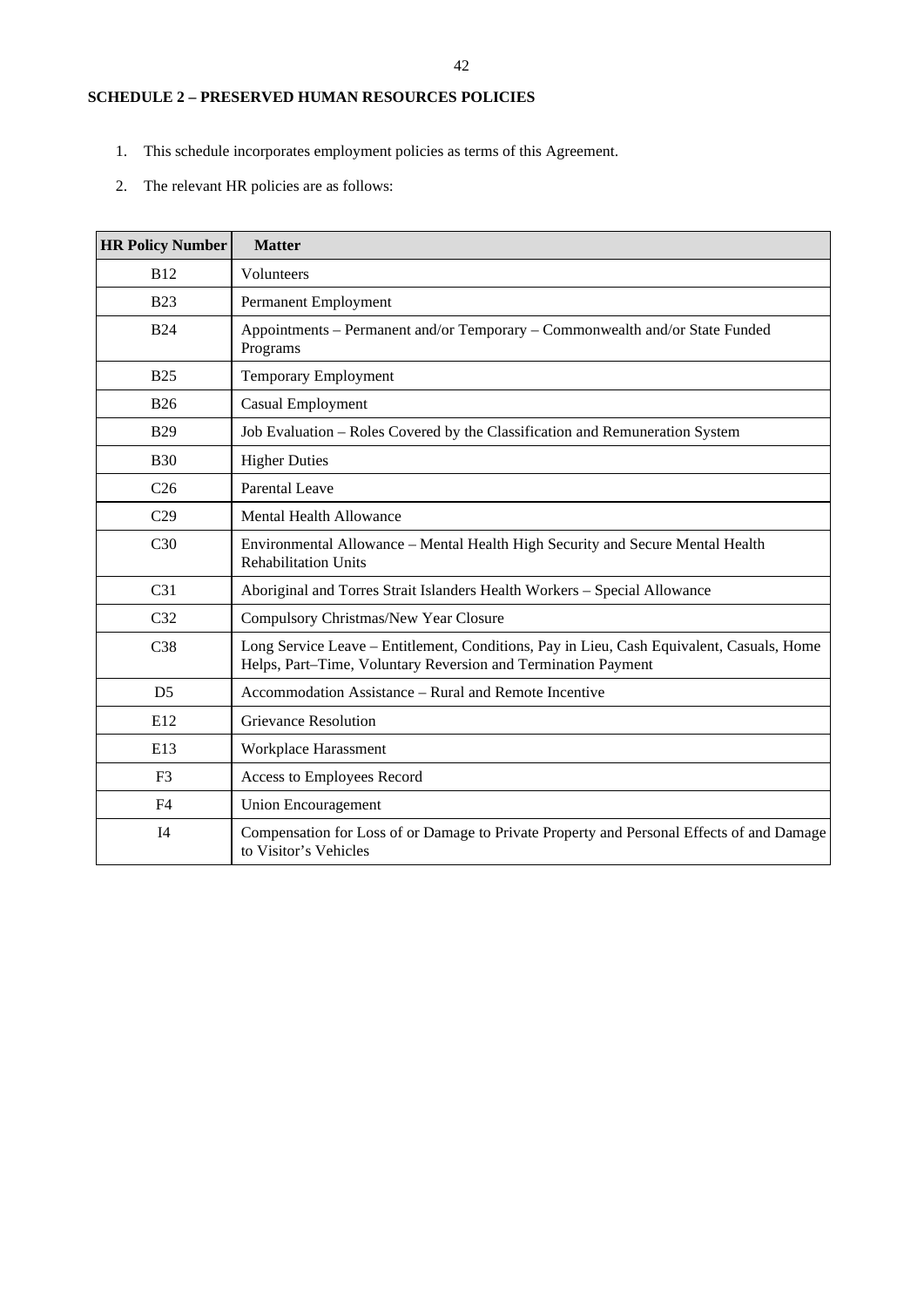## SCHEDULE 2 – PRESERVED HUMAN RESOURCES POLICIES

1. This schedule incorporates employment policies as terms of this Agreement.

2. The relevant HR policies are as follows:

| HR Policy Number | Matter |
|---|---|
| B12 | Volunteers |
| B23 | Permanent Employment |
| B24 | Appointments – Permanent and/or Temporary – Commonwealth and/or State Funded Programs |
| B25 | Temporary Employment |
| B26 | Casual Employment |
| B29 | Job Evaluation – Roles Covered by the Classification and Remuneration System |
| B30 | Higher Duties |
| C26 | Parental Leave |
| C29 | Mental Health Allowance |
| C30 | Environmental Allowance – Mental Health High Security and Secure Mental Health Rehabilitation Units |
| C31 | Aboriginal and Torres Strait Islanders Health Workers – Special Allowance |
| C32 | Compulsory Christmas/New Year Closure |
| C38 | Long Service Leave – Entitlement, Conditions, Pay in Lieu, Cash Equivalent, Casuals, Home Helps, Part–Time, Voluntary Reversion and Termination Payment |
| D5 | Accommodation Assistance – Rural and Remote Incentive |
| E12 | Grievance Resolution |
| E13 | Workplace Harassment |
| F3 | Access to Employees Record |
| F4 | Union Encouragement |
| I4 | Compensation for Loss of or Damage to Private Property and Personal Effects of and Damage to Visitor's Vehicles |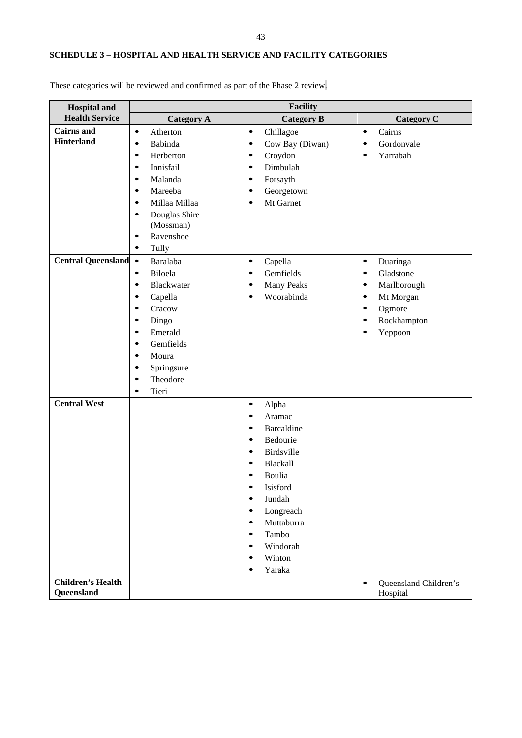**SCHEDULE 3 – HOSPITAL AND HEALTH SERVICE AND FACILITY CATEGORIES**

These categories will be reviewed and confirmed as part of the Phase 2 review.

| Hospital and Health Service | Facility | | |
|---|---|---|---|
| | **Category A** | **Category B** | **Category C** |
| **Cairns and Hinterland** | • Atherton<br>• Babinda<br>• Herberton<br>• Innisfail<br>• Malanda<br>• Mareeba<br>• Millaa Millaa<br>• Douglas Shire (Mossman)<br>• Ravenshoe<br>• Tully | • Chillagoe<br>• Cow Bay (Diwan)<br>• Croydon<br>• Dimbulah<br>• Forsayth<br>• Georgetown<br>• Mt Garnet | • Cairns<br>• Gordonvale<br>• Yarrabah |
| **Central Queensland** | • Baralaba<br>• Biloela<br>• Blackwater<br>• Capella<br>• Cracow<br>• Dingo<br>• Emerald<br>• Gemfields<br>• Moura<br>• Springsure<br>• Theodore<br>• Tieri | • Capella<br>• Gemfields<br>• Many Peaks<br>• Woorabinda | • Duaringa<br>• Gladstone<br>• Marlborough<br>• Mt Morgan<br>• Ogmore<br>• Rockhampton<br>• Yeppoon |
| **Central West** | | • Alpha<br>• Aramac<br>• Barcaldine<br>• Bedourie<br>• Birdsville<br>• Blackall<br>• Boulia<br>• Isisford<br>• Jundah<br>• Longreach<br>• Muttaburra<br>• Tambo<br>• Windorah<br>• Winton<br>• Yaraka | |
| **Children's Health Queensland** | | | • Queensland Children's Hospital |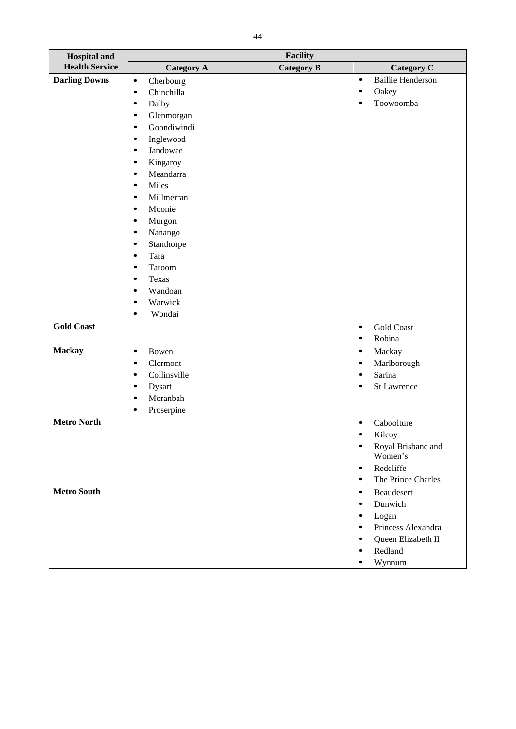| Hospital and Health Service | Facility | | |
|---|---|---|---|
| | Category A | Category B | Category C |
| **Darling Downs** | • Cherbourg<br>• Chinchilla<br>• Dalby<br>• Glenmorgan<br>• Goondiwindi<br>• Inglewood<br>• Jandowae<br>• Kingaroy<br>• Meandarra<br>• Miles<br>• Millmerran<br>• Moonie<br>• Murgon<br>• Nanango<br>• Stanthorpe<br>• Tara<br>• Taroom<br>• Texas<br>• Wandoan<br>• Warwick<br>• Wondai | | • Baillie Henderson<br>• Oakey<br>• Toowoomba |
| **Gold Coast** | | | • Gold Coast<br>• Robina |
| **Mackay** | • Bowen<br>• Clermont<br>• Collinsville<br>• Dysart<br>• Moranbah<br>• Proserpine | | • Mackay<br>• Marlborough<br>• Sarina<br>• St Lawrence |
| **Metro North** | | | • Caboolture<br>• Kilcoy<br>• Royal Brisbane and Women's<br>• Redcliffe<br>• The Prince Charles |
| **Metro South** | | | • Beaudesert<br>• Dunwich<br>• Logan<br>• Princess Alexandra<br>• Queen Elizabeth II<br>• Redland<br>• Wynnum |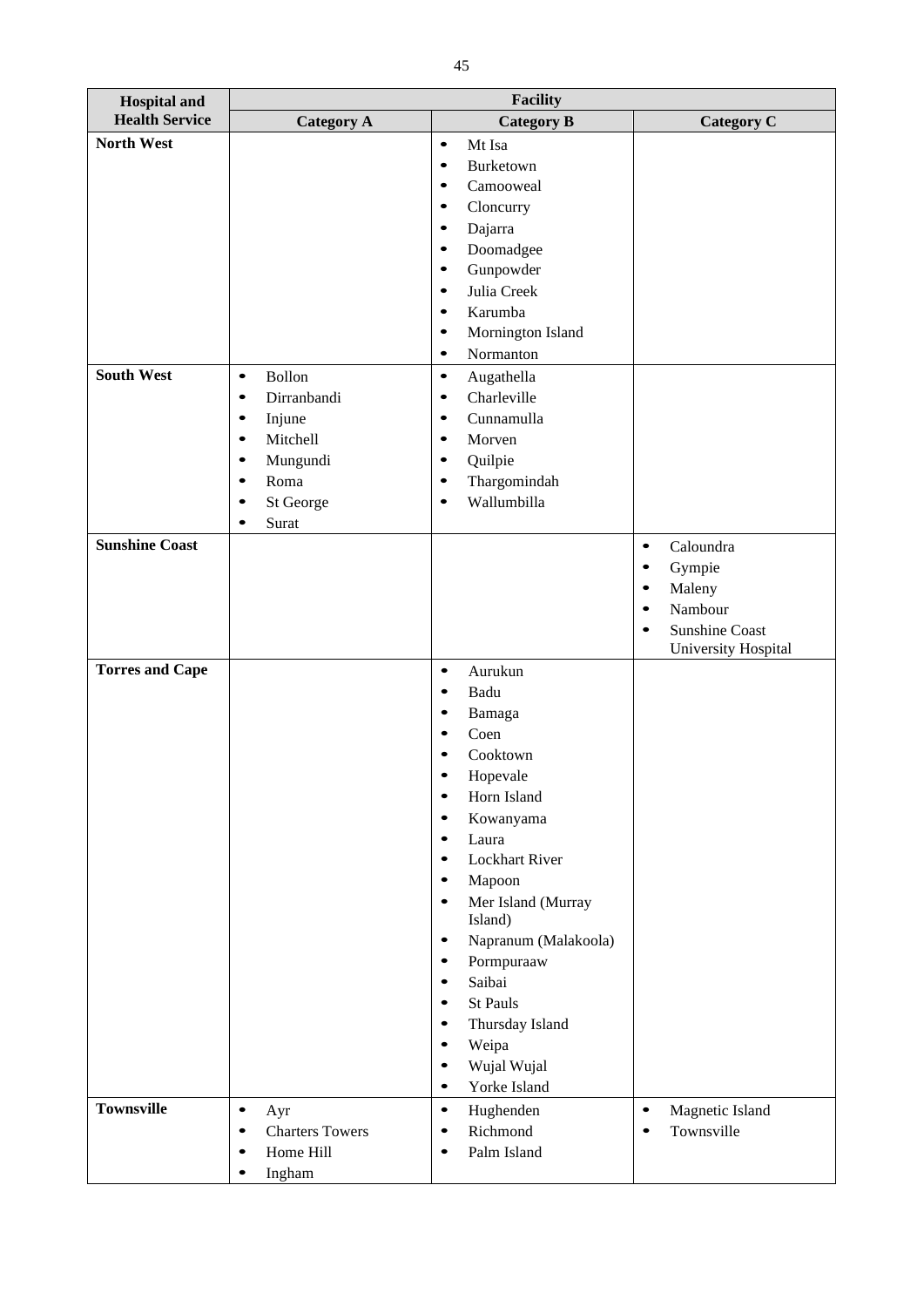| Hospital and Health Service | Facility | | |
|---|---|---|---|
| | Category A | Category B | Category C |
| **North West** | | • Mt Isa<br>• Burketown<br>• Camooweal<br>• Cloncurry<br>• Dajarra<br>• Doomadgee<br>• Gunpowder<br>• Julia Creek<br>• Karumba<br>• Mornington Island<br>• Normanton | |
| **South West** | • Bollon<br>• Dirranbandi<br>• Injune<br>• Mitchell<br>• Mungundi<br>• Roma<br>• St George<br>• Surat | • Augathella<br>• Charleville<br>• Cunnamulla<br>• Morven<br>• Quilpie<br>• Thargomindah<br>• Wallumbilla | |
| **Sunshine Coast** | | | • Caloundra<br>• Gympie<br>• Maleny<br>• Nambour<br>• Sunshine Coast University Hospital |
| **Torres and Cape** | | • Aurukun<br>• Badu<br>• Bamaga<br>• Coen<br>• Cooktown<br>• Hopevale<br>• Horn Island<br>• Kowanyama<br>• Laura<br>• Lockhart River<br>• Mapoon<br>• Mer Island (Murray Island)<br>• Napranum (Malakoola)<br>• Pormpuraaw<br>• Saibai<br>• St Pauls<br>• Thursday Island<br>• Weipa<br>• Wujal Wujal<br>• Yorke Island | |
| **Townsville** | • Ayr<br>• Charters Towers<br>• Home Hill<br>• Ingham | • Hughenden<br>• Richmond<br>• Palm Island | • Magnetic Island<br>• Townsville |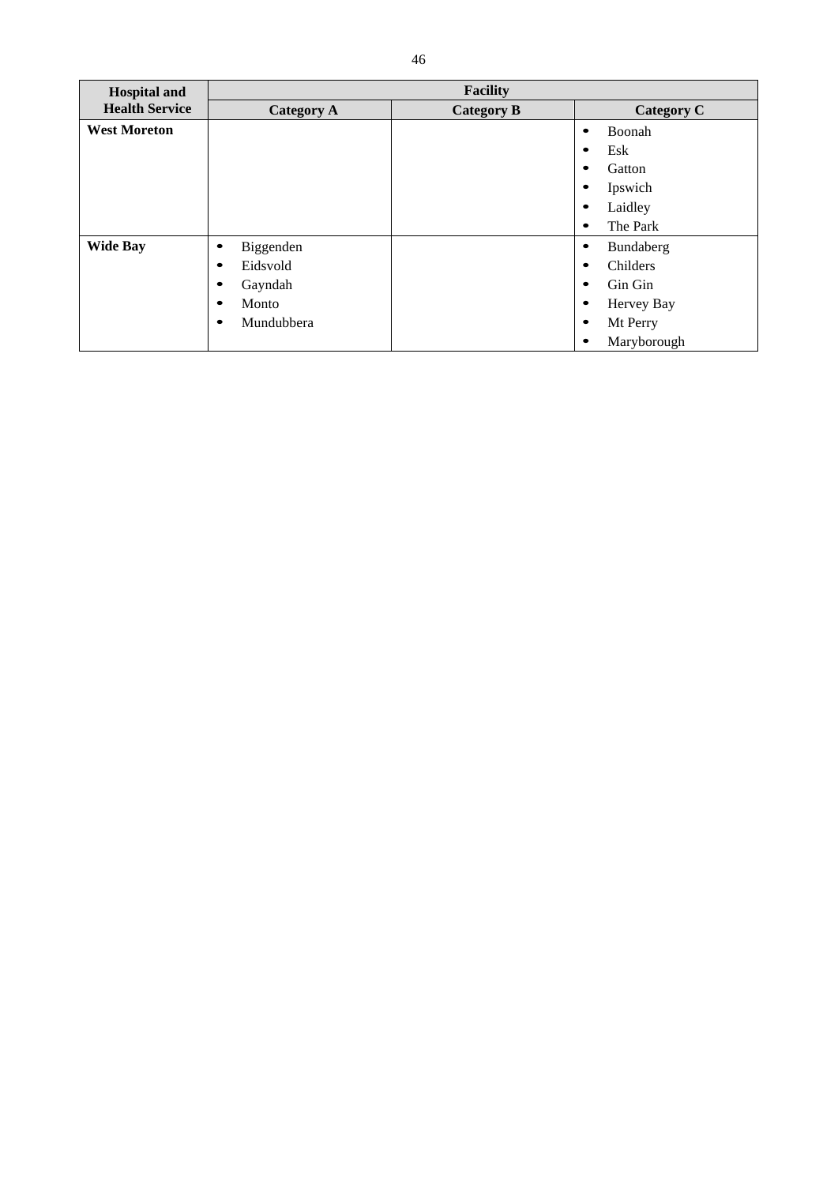| Hospital and Health Service | Facility | | |
|---|---|---|---|
| | Category A | Category B | Category C |
| **West Moreton** | | | • Boonah<br>• Esk<br>• Gatton<br>• Ipswich<br>• Laidley<br>• The Park |
| **Wide Bay** | • Biggenden<br>• Eidsvold<br>• Gayndah<br>• Monto<br>• Mundubbera | | • Bundaberg<br>• Childers<br>• Gin Gin<br>• Hervey Bay<br>• Mt Perry<br>• Maryborough |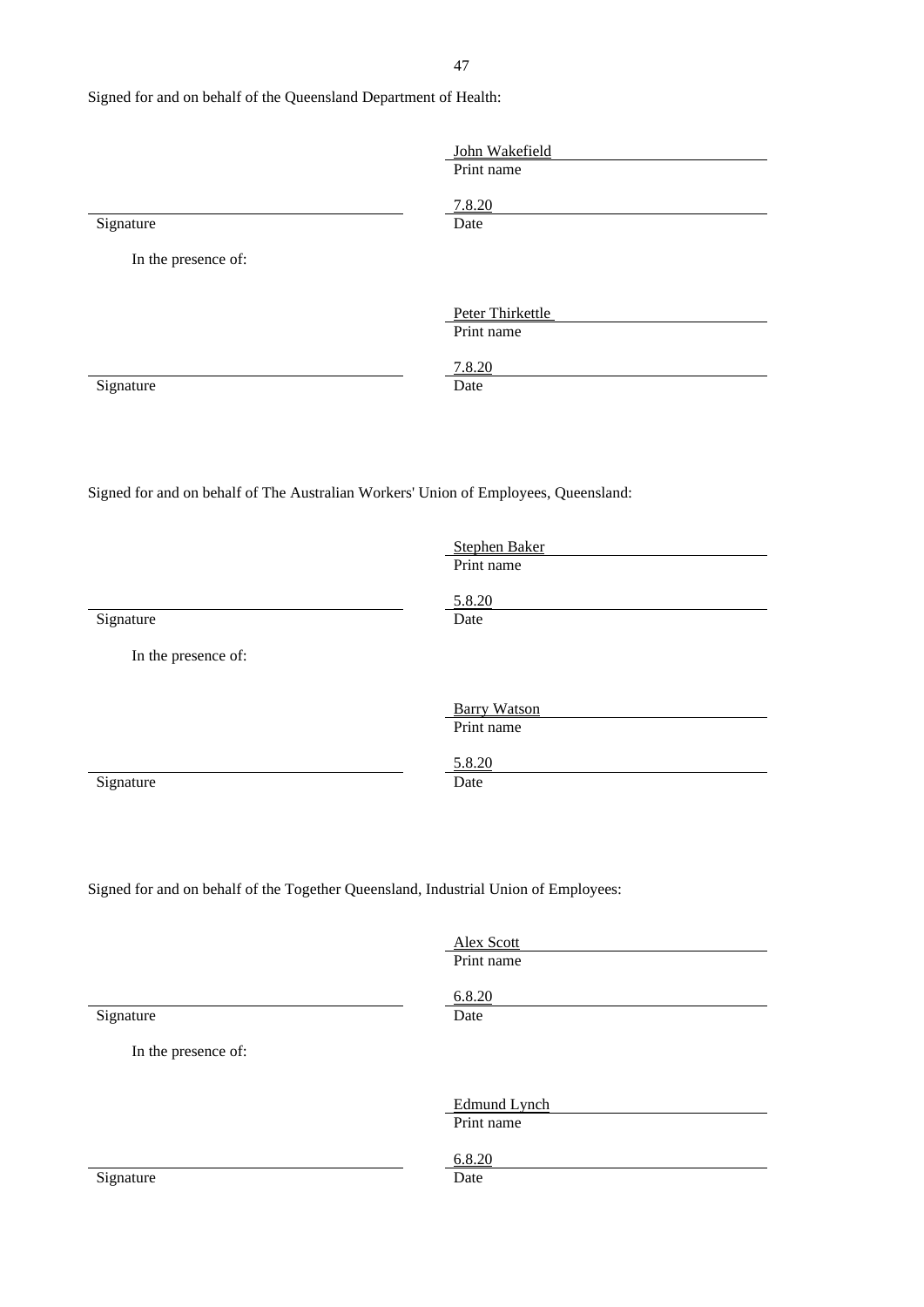Signed for and on behalf of the Queensland Department of Health:

| | |
|---|---|
| | John Wakefield |
| | Print name |
| | 7.8.20 |
| Signature | Date |

In the presence of:

| | |
|---|---|
| | Peter Thirkettle |
| | Print name |
| | 7.8.20 |
| Signature | Date |

Signed for and on behalf of The Australian Workers' Union of Employees, Queensland:

| | |
|---|---|
| | Stephen Baker |
| | Print name |
| | 5.8.20 |
| Signature | Date |

In the presence of:

| | |
|---|---|
| | Barry Watson |
| | Print name |
| | 5.8.20 |
| Signature | Date |

Signed for and on behalf of the Together Queensland, Industrial Union of Employees:

| | |
|---|---|
| | Alex Scott |
| | Print name |
| | 6.8.20 |
| Signature | Date |

In the presence of:

| | |
|---|---|
| | Edmund Lynch |
| | Print name |
| | 6.8.20 |
| Signature | Date |